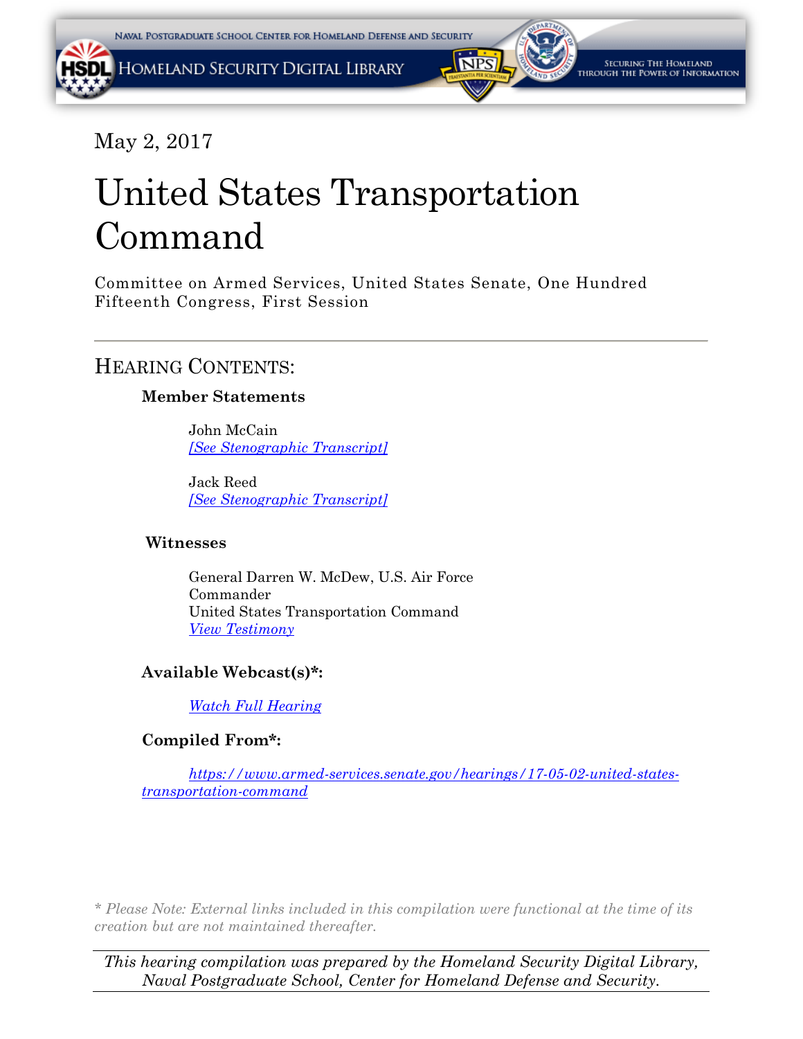May 2, 2017

# United States Transportation Command

Committee on Armed Services, United States Senate, One Hundred Fifteenth Congress, First Session

---

## HEARING CONTENTS:

**Member Statements**

John McCain
*[See Stenographic Transcript]*

Jack Reed
*[See Stenographic Transcript]*

**Witnesses**

General Darren W. McDew, U.S. Air Force
Commander
United States Transportation Command
*View Testimony*

**Available Webcast(s)*:**

*Watch Full Hearing*

**Compiled From*:**

*https://www.armed-services.senate.gov/hearings/17-05-02-united-states-transportation-command*

*\* Please Note: External links included in this compilation were functional at the time of its creation but are not maintained thereafter.*

---

*This hearing compilation was prepared by the Homeland Security Digital Library, Naval Postgraduate School, Center for Homeland Defense and Security.*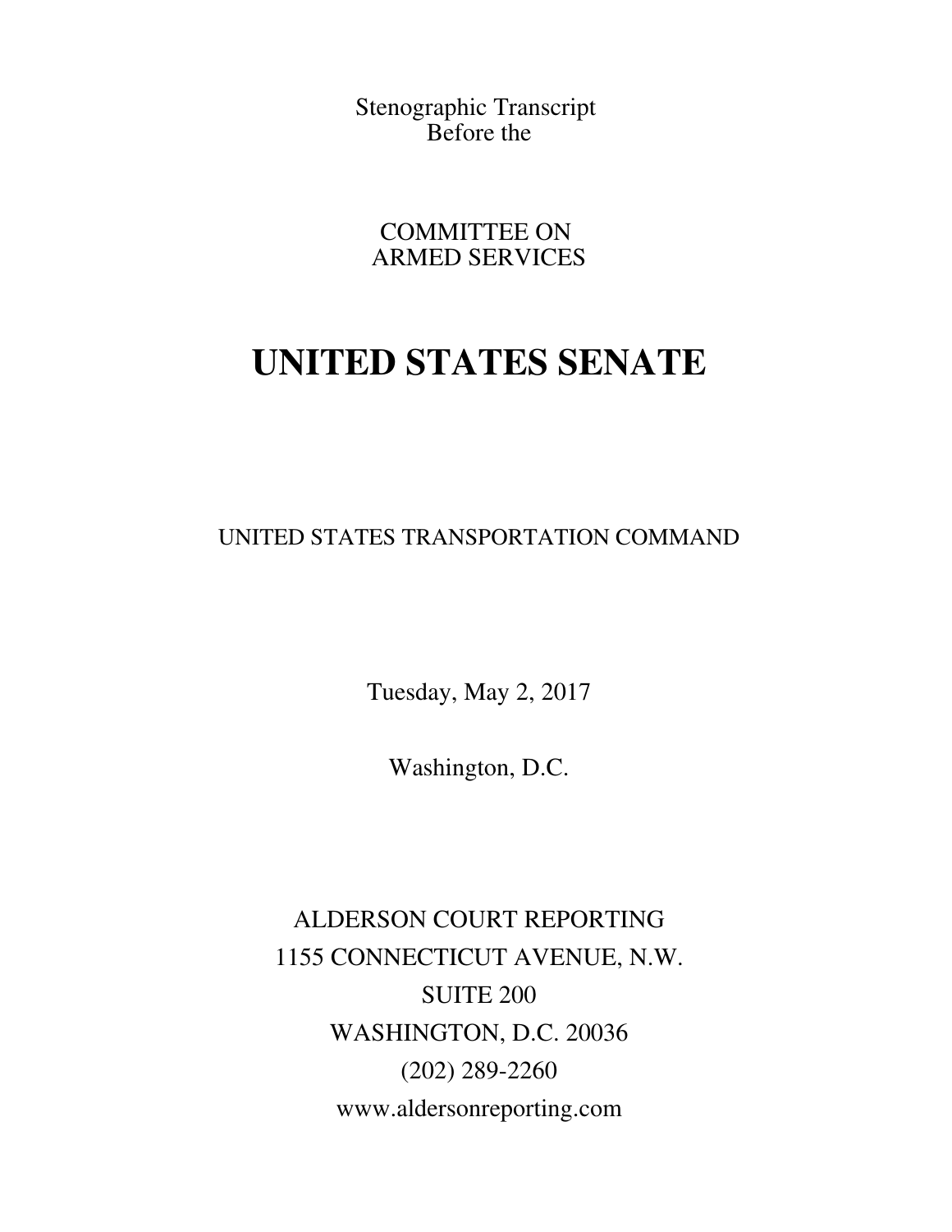Stenographic Transcript
Before the

COMMITTEE ON
ARMED SERVICES

# UNITED STATES SENATE

UNITED STATES TRANSPORTATION COMMAND

Tuesday, May 2, 2017

Washington, D.C.

ALDERSON COURT REPORTING
1155 CONNECTICUT AVENUE, N.W.
SUITE 200
WASHINGTON, D.C. 20036
(202) 289-2260
www.aldersonreporting.com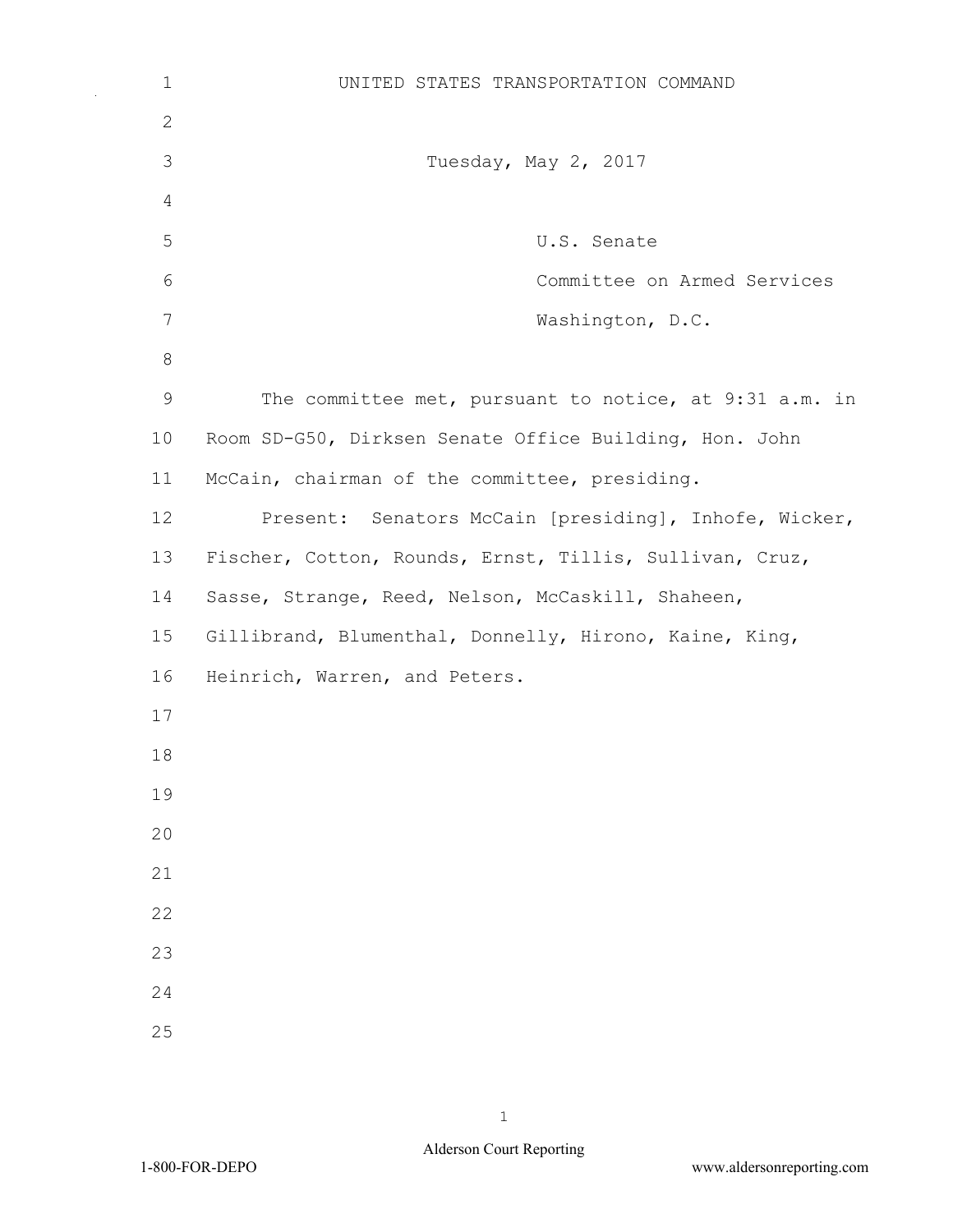UNITED STATES TRANSPORTATION COMMAND

Tuesday, May 2, 2017

U.S. Senate

Committee on Armed Services

Washington, D.C.

The committee met, pursuant to notice, at 9:31 a.m. in Room SD-G50, Dirksen Senate Office Building, Hon. John McCain, chairman of the committee, presiding.

Present: Senators McCain [presiding], Inhofe, Wicker, Fischer, Cotton, Rounds, Ernst, Tillis, Sullivan, Cruz, Sasse, Strange, Reed, Nelson, McCaskill, Shaheen, Gillibrand, Blumenthal, Donnelly, Hirono, Kaine, King, Heinrich, Warren, and Peters.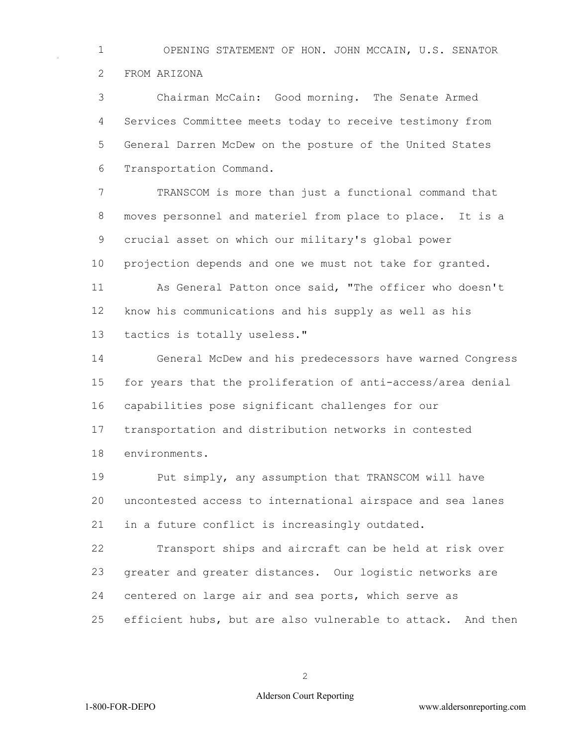OPENING STATEMENT OF HON. JOHN MCCAIN, U.S. SENATOR FROM ARIZONA

Chairman McCain: Good morning. The Senate Armed Services Committee meets today to receive testimony from General Darren McDew on the posture of the United States Transportation Command.

TRANSCOM is more than just a functional command that moves personnel and materiel from place to place. It is a crucial asset on which our military's global power projection depends and one we must not take for granted.

As General Patton once said, "The officer who doesn't know his communications and his supply as well as his tactics is totally useless."

General McDew and his predecessors have warned Congress for years that the proliferation of anti-access/area denial capabilities pose significant challenges for our transportation and distribution networks in contested environments.

Put simply, any assumption that TRANSCOM will have uncontested access to international airspace and sea lanes in a future conflict is increasingly outdated.

Transport ships and aircraft can be held at risk over greater and greater distances. Our logistic networks are centered on large air and sea ports, which serve as efficient hubs, but are also vulnerable to attack. And then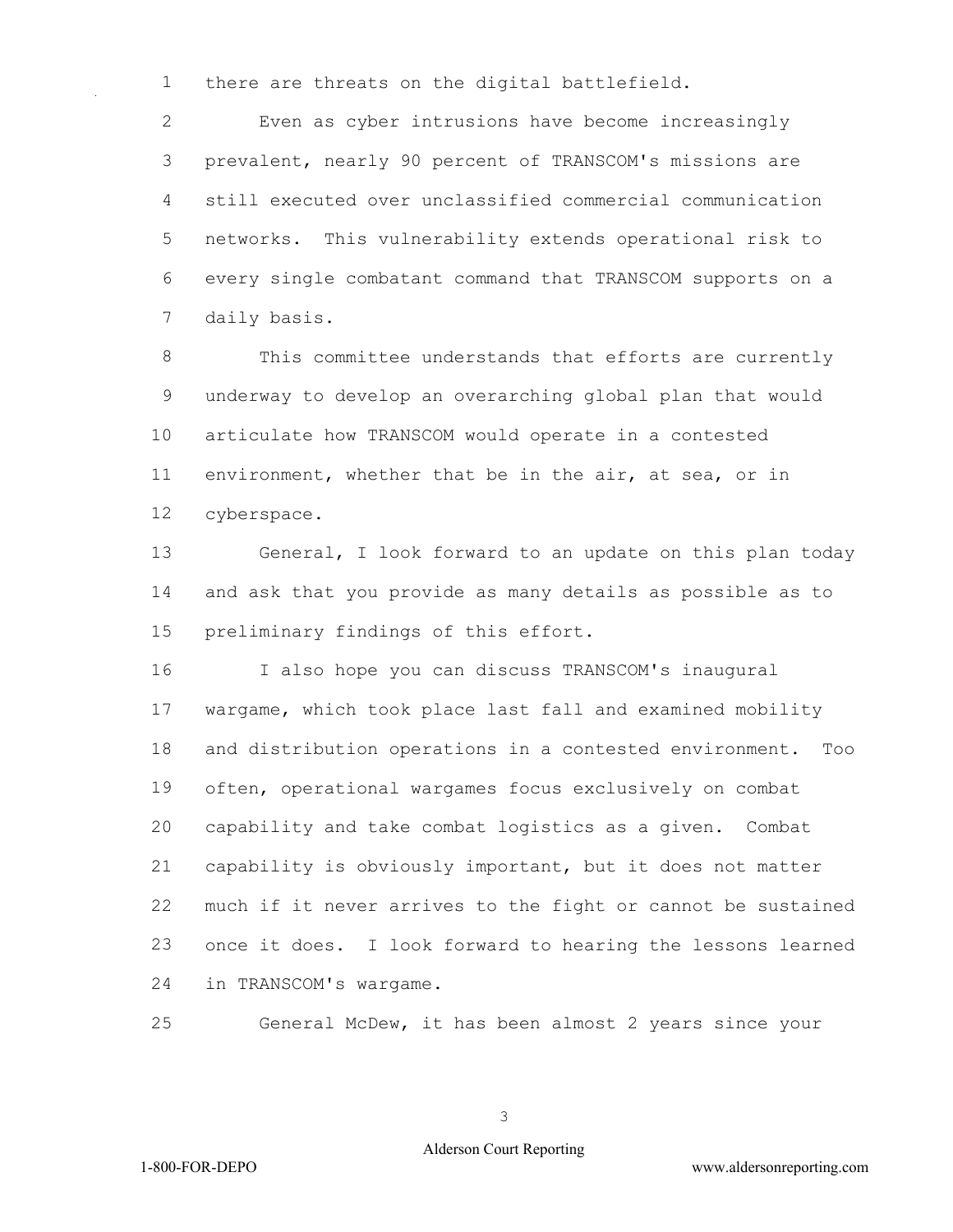there are threats on the digital battlefield.

Even as cyber intrusions have become increasingly prevalent, nearly 90 percent of TRANSCOM's missions are still executed over unclassified commercial communication networks. This vulnerability extends operational risk to every single combatant command that TRANSCOM supports on a daily basis.

This committee understands that efforts are currently underway to develop an overarching global plan that would articulate how TRANSCOM would operate in a contested environment, whether that be in the air, at sea, or in cyberspace.

General, I look forward to an update on this plan today and ask that you provide as many details as possible as to preliminary findings of this effort.

I also hope you can discuss TRANSCOM's inaugural wargame, which took place last fall and examined mobility and distribution operations in a contested environment. Too often, operational wargames focus exclusively on combat capability and take combat logistics as a given. Combat capability is obviously important, but it does not matter much if it never arrives to the fight or cannot be sustained once it does. I look forward to hearing the lessons learned in TRANSCOM's wargame.

General McDew, it has been almost 2 years since your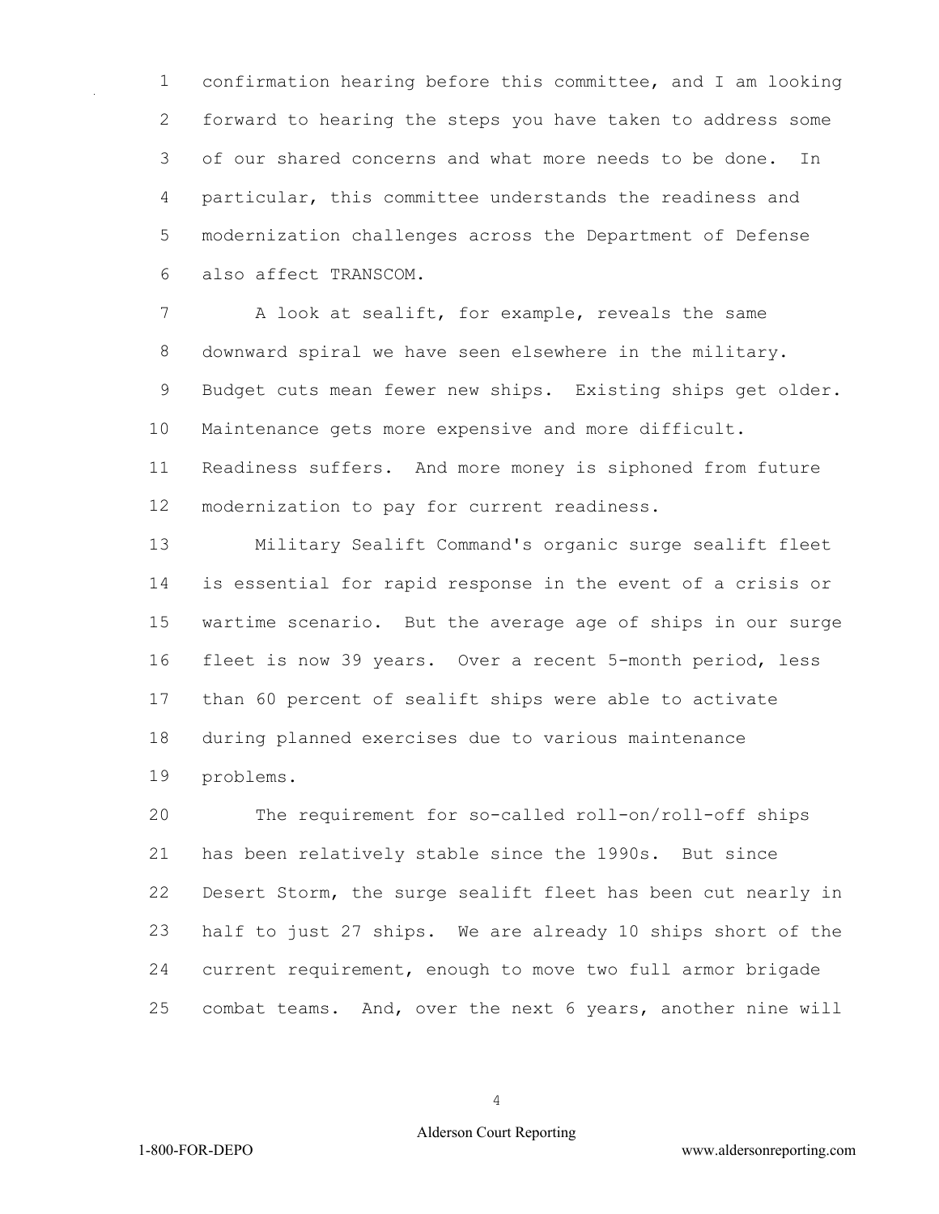confirmation hearing before this committee, and I am looking forward to hearing the steps you have taken to address some of our shared concerns and what more needs to be done. In particular, this committee understands the readiness and modernization challenges across the Department of Defense also affect TRANSCOM.

A look at sealift, for example, reveals the same downward spiral we have seen elsewhere in the military. Budget cuts mean fewer new ships. Existing ships get older. Maintenance gets more expensive and more difficult. Readiness suffers. And more money is siphoned from future modernization to pay for current readiness.

Military Sealift Command's organic surge sealift fleet is essential for rapid response in the event of a crisis or wartime scenario. But the average age of ships in our surge fleet is now 39 years. Over a recent 5-month period, less than 60 percent of sealift ships were able to activate during planned exercises due to various maintenance problems.

The requirement for so-called roll-on/roll-off ships has been relatively stable since the 1990s. But since Desert Storm, the surge sealift fleet has been cut nearly in half to just 27 ships. We are already 10 ships short of the current requirement, enough to move two full armor brigade combat teams. And, over the next 6 years, another nine will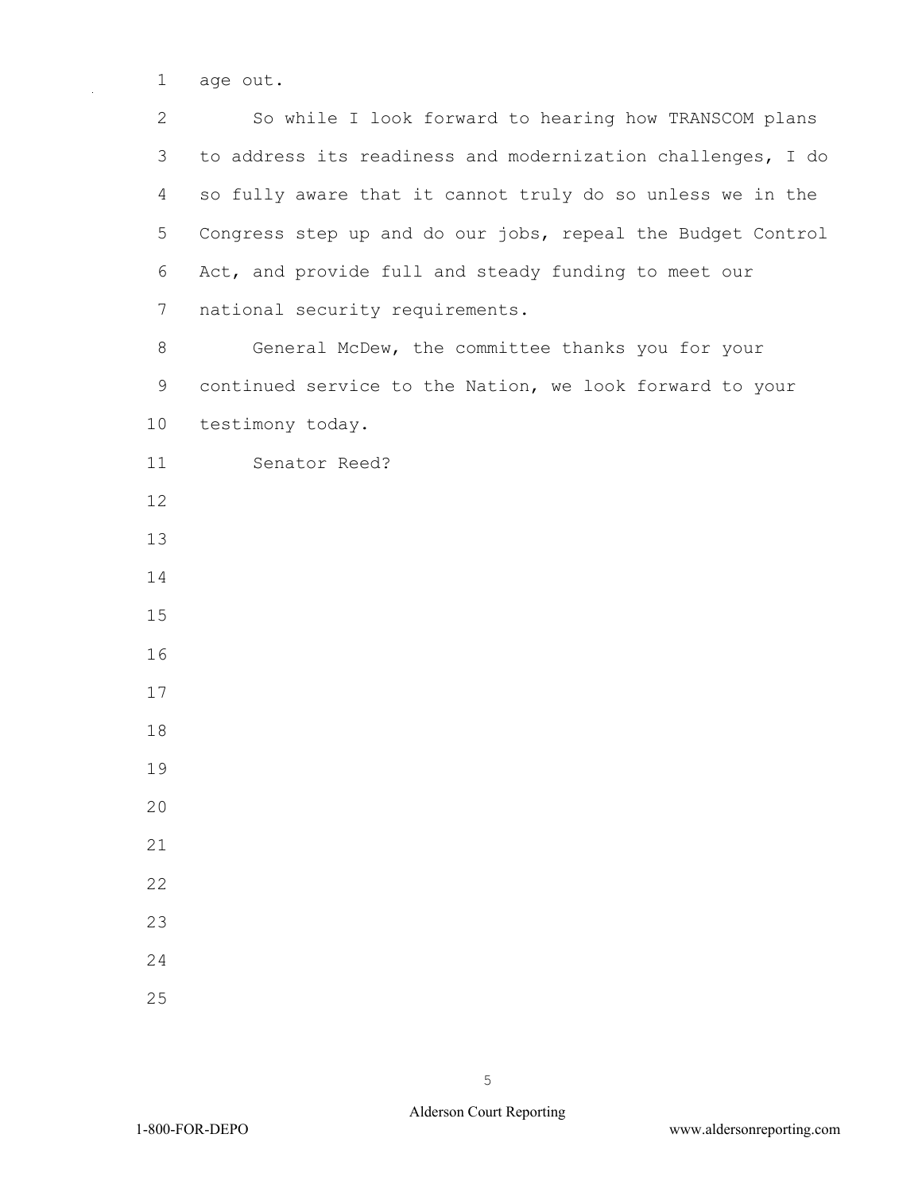age out.

So while I look forward to hearing how TRANSCOM plans to address its readiness and modernization challenges, I do so fully aware that it cannot truly do so unless we in the Congress step up and do our jobs, repeal the Budget Control Act, and provide full and steady funding to meet our national security requirements.

General McDew, the committee thanks you for your continued service to the Nation, we look forward to your testimony today.

Senator Reed?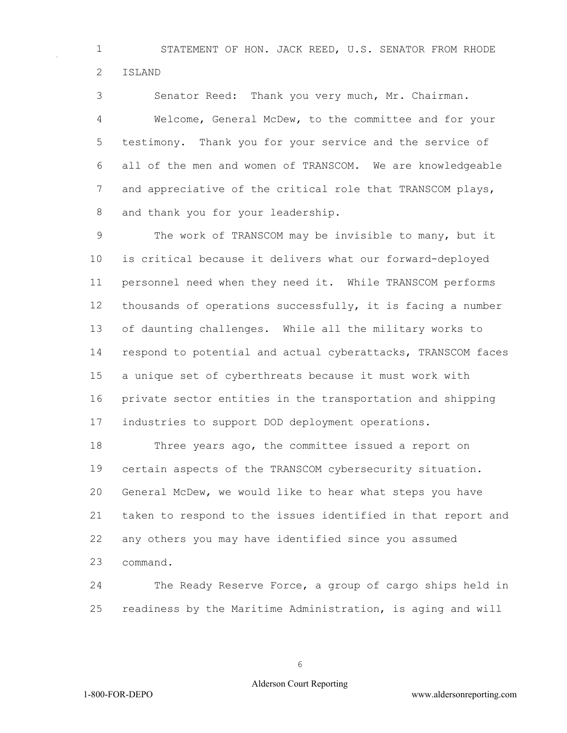STATEMENT OF HON. JACK REED, U.S. SENATOR FROM RHODE ISLAND

Senator Reed: Thank you very much, Mr. Chairman.

Welcome, General McDew, to the committee and for your testimony. Thank you for your service and the service of all of the men and women of TRANSCOM. We are knowledgeable and appreciative of the critical role that TRANSCOM plays, and thank you for your leadership.

The work of TRANSCOM may be invisible to many, but it is critical because it delivers what our forward-deployed personnel need when they need it. While TRANSCOM performs thousands of operations successfully, it is facing a number of daunting challenges. While all the military works to respond to potential and actual cyberattacks, TRANSCOM faces a unique set of cyberthreats because it must work with private sector entities in the transportation and shipping industries to support DOD deployment operations.

Three years ago, the committee issued a report on certain aspects of the TRANSCOM cybersecurity situation. General McDew, we would like to hear what steps you have taken to respond to the issues identified in that report and any others you may have identified since you assumed command.

The Ready Reserve Force, a group of cargo ships held in readiness by the Maritime Administration, is aging and will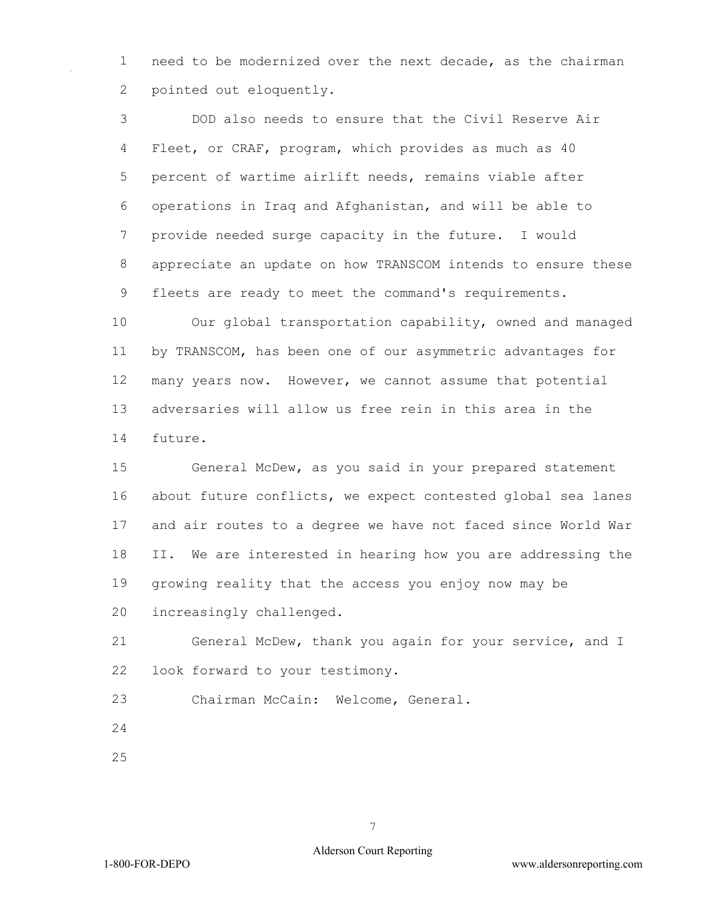need to be modernized over the next decade, as the chairman pointed out eloquently.

DOD also needs to ensure that the Civil Reserve Air Fleet, or CRAF, program, which provides as much as 40 percent of wartime airlift needs, remains viable after operations in Iraq and Afghanistan, and will be able to provide needed surge capacity in the future. I would appreciate an update on how TRANSCOM intends to ensure these fleets are ready to meet the command's requirements.

Our global transportation capability, owned and managed by TRANSCOM, has been one of our asymmetric advantages for many years now. However, we cannot assume that potential adversaries will allow us free rein in this area in the future.

General McDew, as you said in your prepared statement about future conflicts, we expect contested global sea lanes and air routes to a degree we have not faced since World War II. We are interested in hearing how you are addressing the growing reality that the access you enjoy now may be increasingly challenged.

General McDew, thank you again for your service, and I look forward to your testimony.

Chairman McCain: Welcome, General.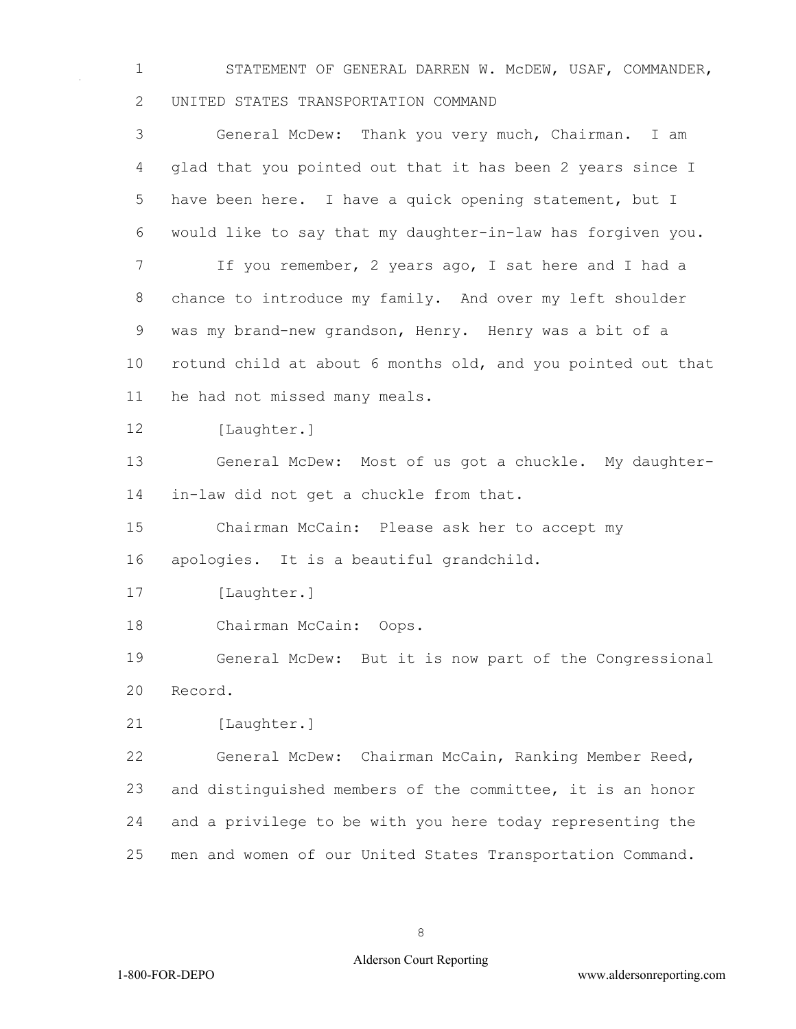STATEMENT OF GENERAL DARREN W. McDEW, USAF, COMMANDER, UNITED STATES TRANSPORTATION COMMAND

General McDew: Thank you very much, Chairman. I am glad that you pointed out that it has been 2 years since I have been here. I have a quick opening statement, but I would like to say that my daughter-in-law has forgiven you.

If you remember, 2 years ago, I sat here and I had a chance to introduce my family. And over my left shoulder was my brand-new grandson, Henry. Henry was a bit of a rotund child at about 6 months old, and you pointed out that he had not missed many meals.

[Laughter.]

General McDew: Most of us got a chuckle. My daughter-in-law did not get a chuckle from that.

Chairman McCain: Please ask her to accept my apologies. It is a beautiful grandchild.

[Laughter.]

Chairman McCain: Oops.

General McDew: But it is now part of the Congressional Record.

[Laughter.]

General McDew: Chairman McCain, Ranking Member Reed, and distinguished members of the committee, it is an honor and a privilege to be with you here today representing the men and women of our United States Transportation Command.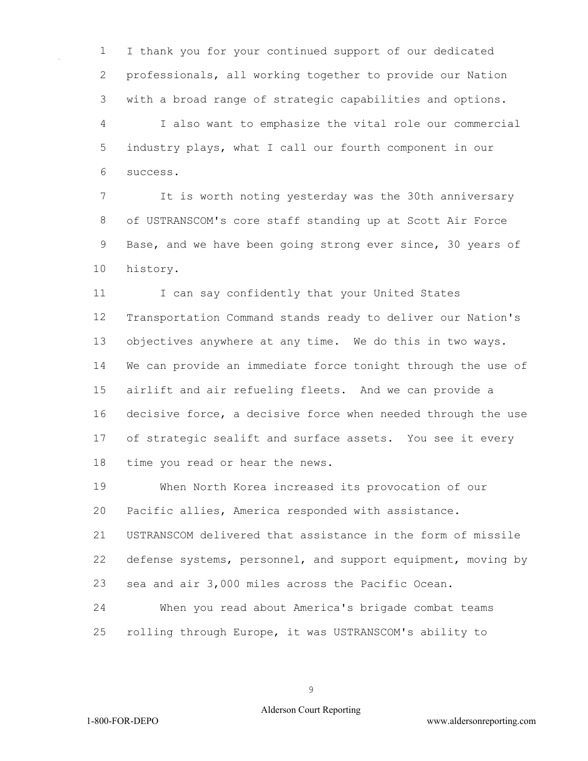I thank you for your continued support of our dedicated professionals, all working together to provide our Nation with a broad range of strategic capabilities and options.

I also want to emphasize the vital role our commercial industry plays, what I call our fourth component in our success.

It is worth noting yesterday was the 30th anniversary of USTRANSCOM's core staff standing up at Scott Air Force Base, and we have been going strong ever since, 30 years of history.

I can say confidently that your United States Transportation Command stands ready to deliver our Nation's objectives anywhere at any time. We do this in two ways. We can provide an immediate force tonight through the use of airlift and air refueling fleets. And we can provide a decisive force, a decisive force when needed through the use of strategic sealift and surface assets. You see it every time you read or hear the news.

When North Korea increased its provocation of our Pacific allies, America responded with assistance. USTRANSCOM delivered that assistance in the form of missile defense systems, personnel, and support equipment, moving by sea and air 3,000 miles across the Pacific Ocean.

When you read about America's brigade combat teams rolling through Europe, it was USTRANSCOM's ability to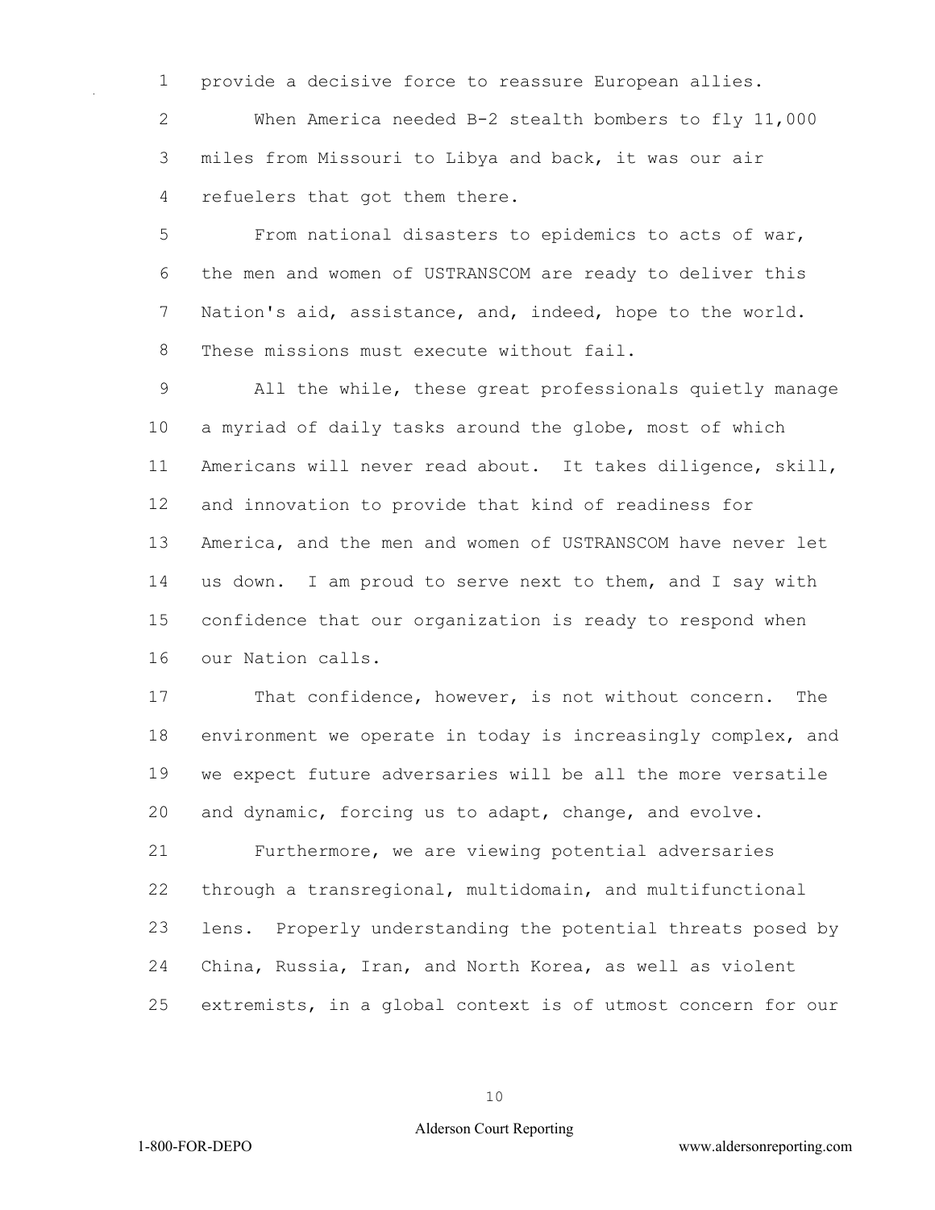provide a decisive force to reassure European allies.

When America needed B-2 stealth bombers to fly 11,000 miles from Missouri to Libya and back, it was our air refuelers that got them there.

From national disasters to epidemics to acts of war, the men and women of USTRANSCOM are ready to deliver this Nation's aid, assistance, and, indeed, hope to the world. These missions must execute without fail.

All the while, these great professionals quietly manage a myriad of daily tasks around the globe, most of which Americans will never read about. It takes diligence, skill, and innovation to provide that kind of readiness for America, and the men and women of USTRANSCOM have never let us down. I am proud to serve next to them, and I say with confidence that our organization is ready to respond when our Nation calls.

That confidence, however, is not without concern. The environment we operate in today is increasingly complex, and we expect future adversaries will be all the more versatile and dynamic, forcing us to adapt, change, and evolve.

Furthermore, we are viewing potential adversaries through a transregional, multidomain, and multifunctional lens. Properly understanding the potential threats posed by China, Russia, Iran, and North Korea, as well as violent extremists, in a global context is of utmost concern for our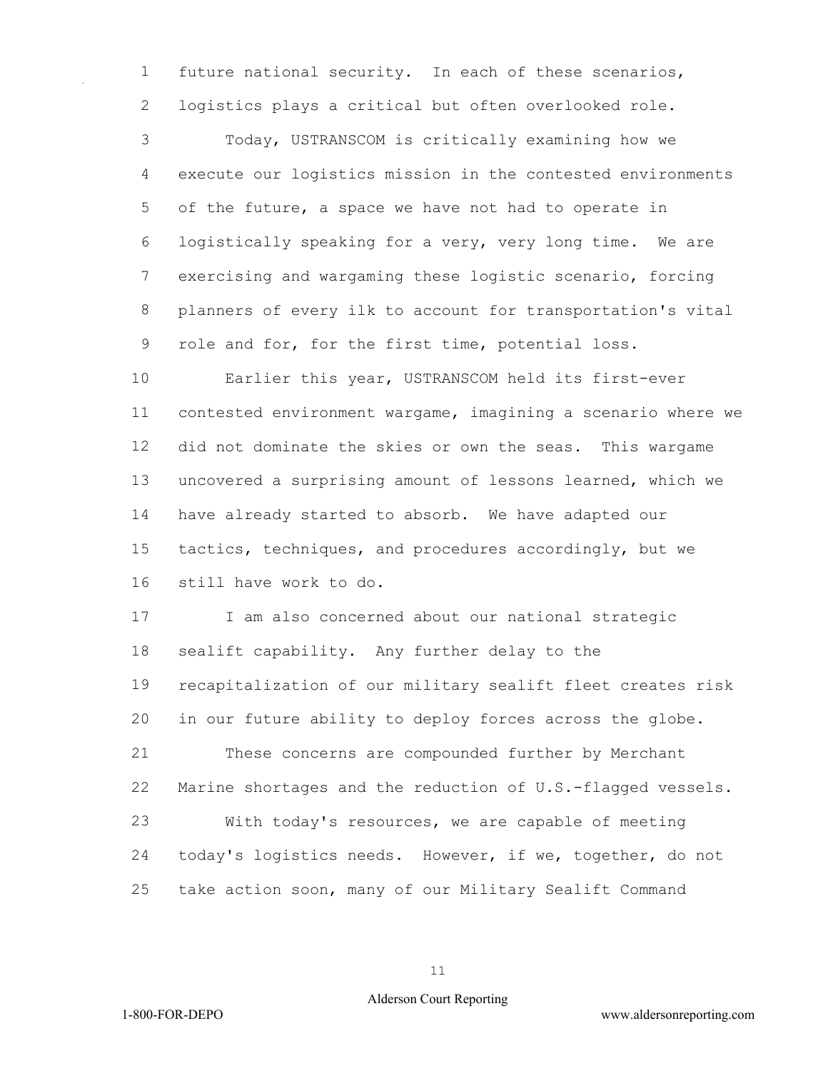future national security. In each of these scenarios, logistics plays a critical but often overlooked role.

Today, USTRANSCOM is critically examining how we execute our logistics mission in the contested environments of the future, a space we have not had to operate in logistically speaking for a very, very long time. We are exercising and wargaming these logistic scenario, forcing planners of every ilk to account for transportation's vital role and for, for the first time, potential loss.

Earlier this year, USTRANSCOM held its first-ever contested environment wargame, imagining a scenario where we did not dominate the skies or own the seas. This wargame uncovered a surprising amount of lessons learned, which we have already started to absorb. We have adapted our tactics, techniques, and procedures accordingly, but we still have work to do.

I am also concerned about our national strategic sealift capability. Any further delay to the recapitalization of our military sealift fleet creates risk in our future ability to deploy forces across the globe.

These concerns are compounded further by Merchant Marine shortages and the reduction of U.S.-flagged vessels.

With today's resources, we are capable of meeting today's logistics needs. However, if we, together, do not take action soon, many of our Military Sealift Command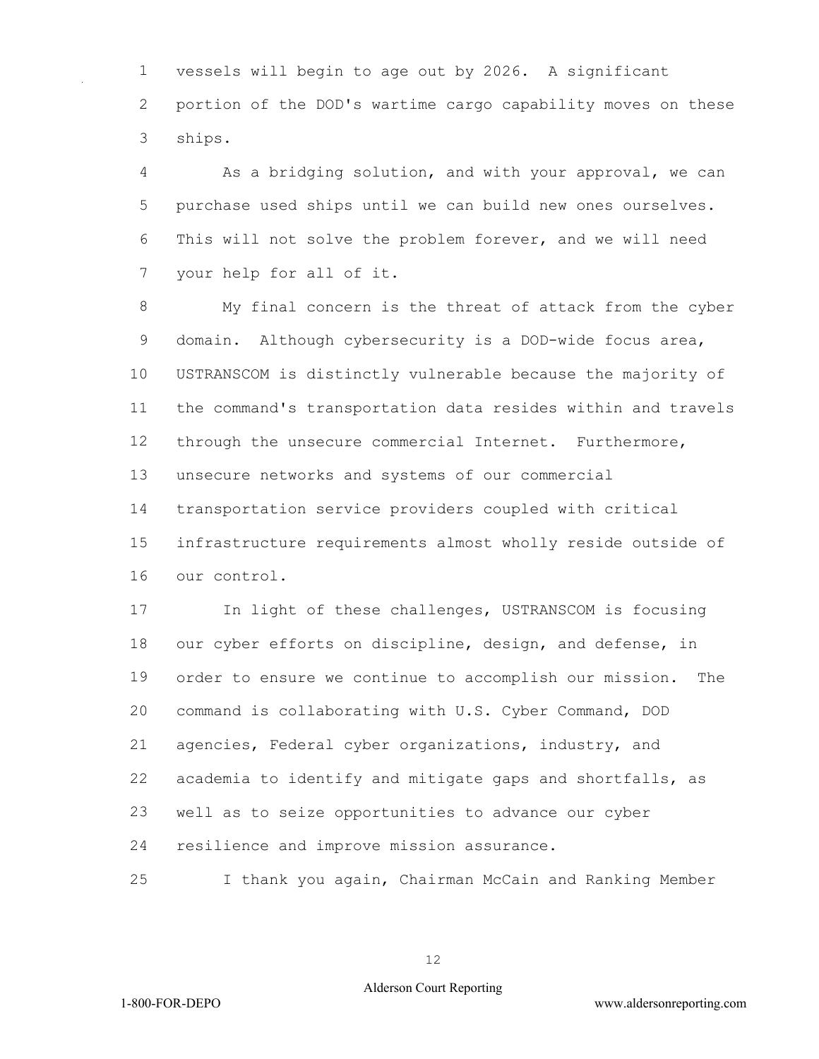vessels will begin to age out by 2026. A significant portion of the DOD's wartime cargo capability moves on these ships.

As a bridging solution, and with your approval, we can purchase used ships until we can build new ones ourselves. This will not solve the problem forever, and we will need your help for all of it.

My final concern is the threat of attack from the cyber domain. Although cybersecurity is a DOD-wide focus area, USTRANSCOM is distinctly vulnerable because the majority of the command's transportation data resides within and travels through the unsecure commercial Internet. Furthermore, unsecure networks and systems of our commercial transportation service providers coupled with critical infrastructure requirements almost wholly reside outside of our control.

In light of these challenges, USTRANSCOM is focusing our cyber efforts on discipline, design, and defense, in order to ensure we continue to accomplish our mission. The command is collaborating with U.S. Cyber Command, DOD agencies, Federal cyber organizations, industry, and academia to identify and mitigate gaps and shortfalls, as well as to seize opportunities to advance our cyber resilience and improve mission assurance.

I thank you again, Chairman McCain and Ranking Member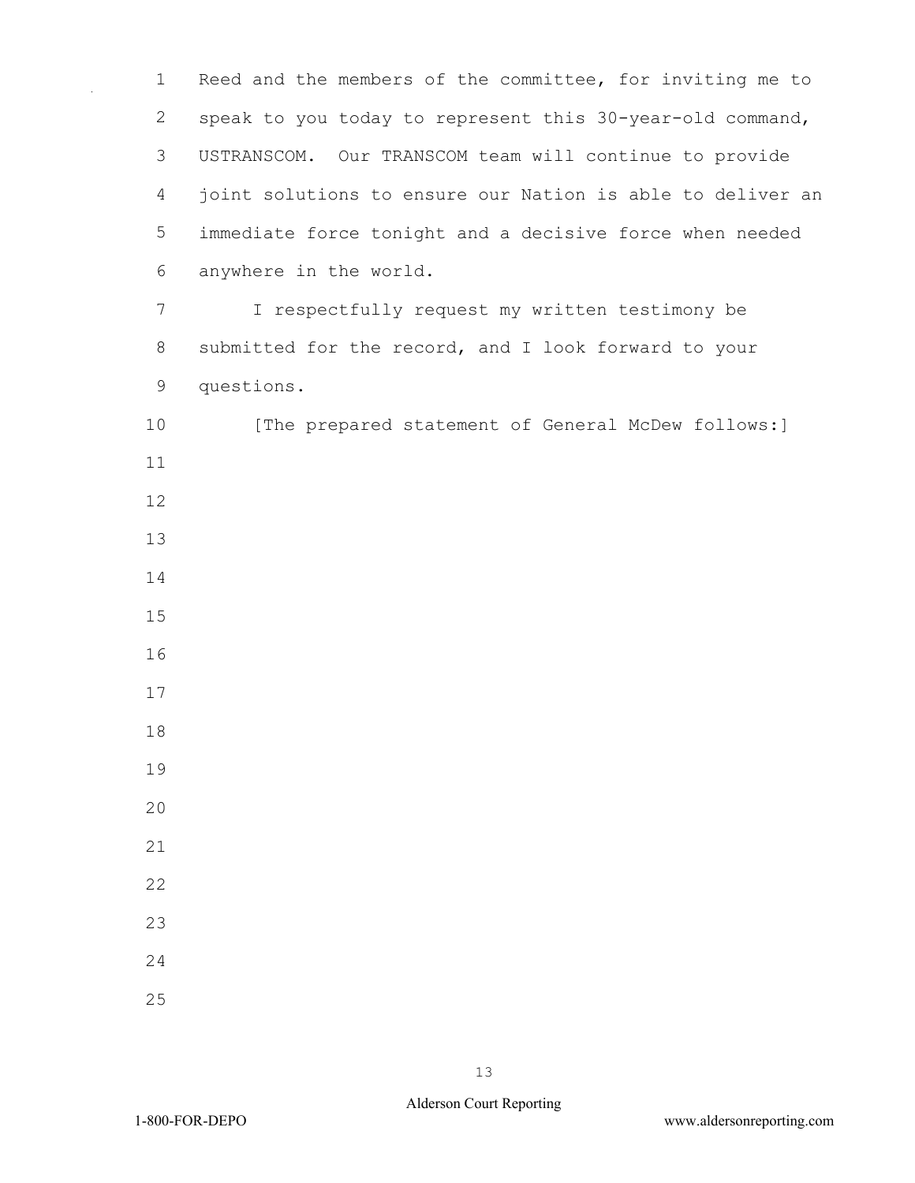Reed and the members of the committee, for inviting me to speak to you today to represent this 30-year-old command, USTRANSCOM. Our TRANSCOM team will continue to provide joint solutions to ensure our Nation is able to deliver an immediate force tonight and a decisive force when needed anywhere in the world.

I respectfully request my written testimony be submitted for the record, and I look forward to your questions.

[The prepared statement of General McDew follows:]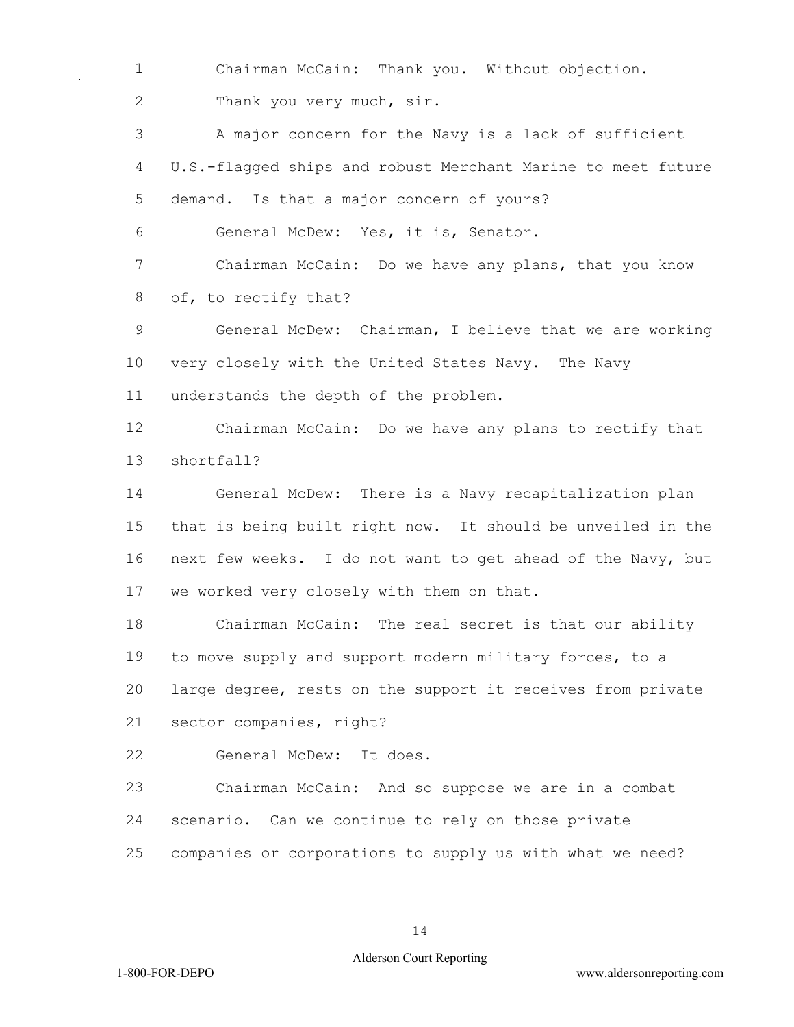Chairman McCain: Thank you. Without objection.

Thank you very much, sir.

A major concern for the Navy is a lack of sufficient U.S.-flagged ships and robust Merchant Marine to meet future demand. Is that a major concern of yours?

General McDew: Yes, it is, Senator.

Chairman McCain: Do we have any plans, that you know of, to rectify that?

General McDew: Chairman, I believe that we are working very closely with the United States Navy. The Navy understands the depth of the problem.

Chairman McCain: Do we have any plans to rectify that shortfall?

General McDew: There is a Navy recapitalization plan that is being built right now. It should be unveiled in the next few weeks. I do not want to get ahead of the Navy, but we worked very closely with them on that.

Chairman McCain: The real secret is that our ability to move supply and support modern military forces, to a large degree, rests on the support it receives from private sector companies, right?

General McDew: It does.

Chairman McCain: And so suppose we are in a combat scenario. Can we continue to rely on those private companies or corporations to supply us with what we need?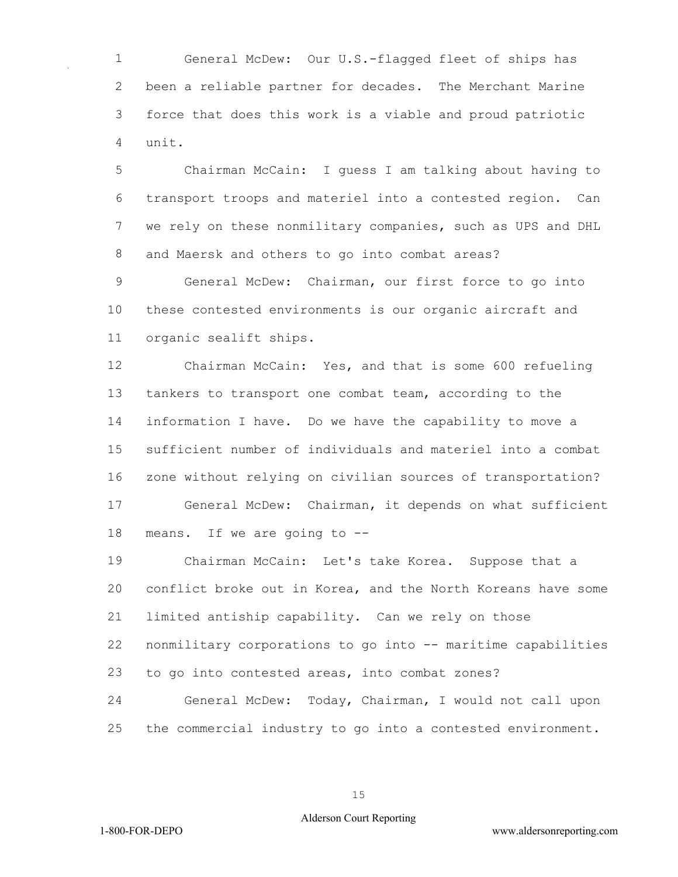General McDew: Our U.S.-flagged fleet of ships has been a reliable partner for decades. The Merchant Marine force that does this work is a viable and proud patriotic unit.

Chairman McCain: I guess I am talking about having to transport troops and materiel into a contested region. Can we rely on these nonmilitary companies, such as UPS and DHL and Maersk and others to go into combat areas?

General McDew: Chairman, our first force to go into these contested environments is our organic aircraft and organic sealift ships.

Chairman McCain: Yes, and that is some 600 refueling tankers to transport one combat team, according to the information I have. Do we have the capability to move a sufficient number of individuals and materiel into a combat zone without relying on civilian sources of transportation?

General McDew: Chairman, it depends on what sufficient means. If we are going to --

Chairman McCain: Let's take Korea. Suppose that a conflict broke out in Korea, and the North Koreans have some limited antiship capability. Can we rely on those nonmilitary corporations to go into -- maritime capabilities to go into contested areas, into combat zones?

General McDew: Today, Chairman, I would not call upon the commercial industry to go into a contested environment.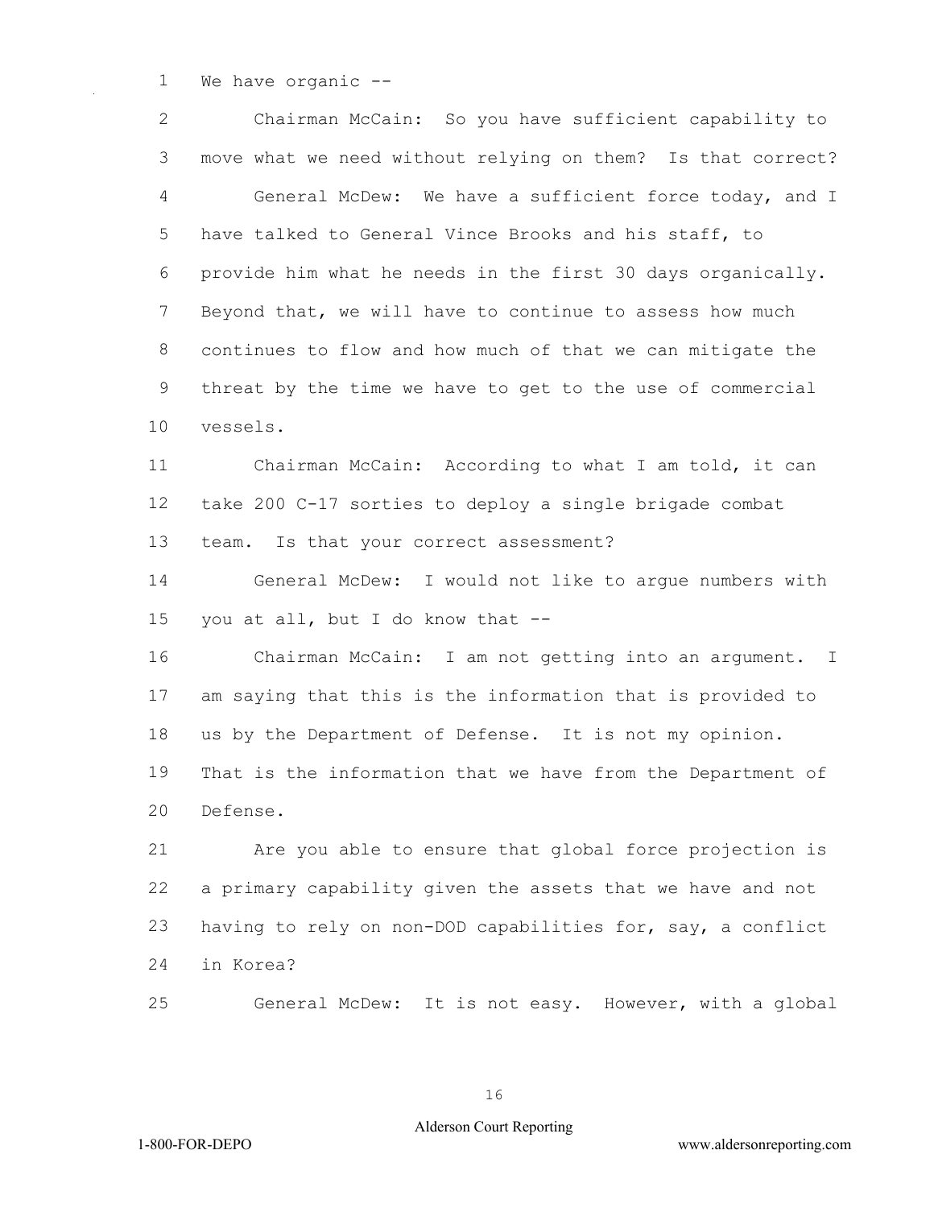We have organic --

Chairman McCain: So you have sufficient capability to move what we need without relying on them? Is that correct?

General McDew: We have a sufficient force today, and I have talked to General Vince Brooks and his staff, to provide him what he needs in the first 30 days organically. Beyond that, we will have to continue to assess how much continues to flow and how much of that we can mitigate the threat by the time we have to get to the use of commercial vessels.

Chairman McCain: According to what I am told, it can take 200 C-17 sorties to deploy a single brigade combat team. Is that your correct assessment?

General McDew: I would not like to argue numbers with you at all, but I do know that --

Chairman McCain: I am not getting into an argument. I am saying that this is the information that is provided to us by the Department of Defense. It is not my opinion. That is the information that we have from the Department of Defense.

Are you able to ensure that global force projection is a primary capability given the assets that we have and not having to rely on non-DOD capabilities for, say, a conflict in Korea?

General McDew: It is not easy. However, with a global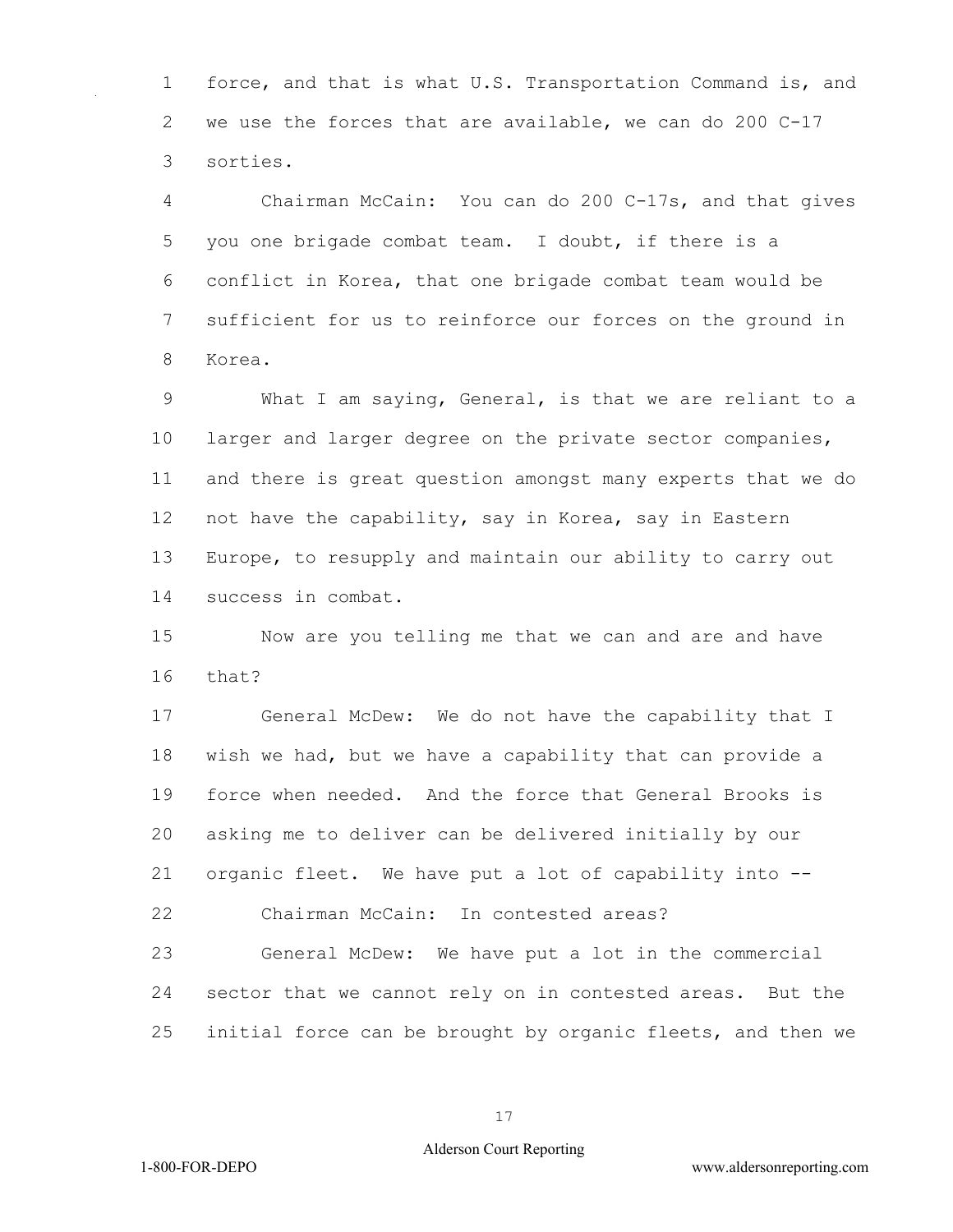force, and that is what U.S. Transportation Command is, and we use the forces that are available, we can do 200 C-17 sorties.

Chairman McCain: You can do 200 C-17s, and that gives you one brigade combat team. I doubt, if there is a conflict in Korea, that one brigade combat team would be sufficient for us to reinforce our forces on the ground in Korea.

What I am saying, General, is that we are reliant to a larger and larger degree on the private sector companies, and there is great question amongst many experts that we do not have the capability, say in Korea, say in Eastern Europe, to resupply and maintain our ability to carry out success in combat.

Now are you telling me that we can and are and have that?

General McDew: We do not have the capability that I wish we had, but we have a capability that can provide a force when needed. And the force that General Brooks is asking me to deliver can be delivered initially by our organic fleet. We have put a lot of capability into --

Chairman McCain: In contested areas?

General McDew: We have put a lot in the commercial sector that we cannot rely on in contested areas. But the initial force can be brought by organic fleets, and then we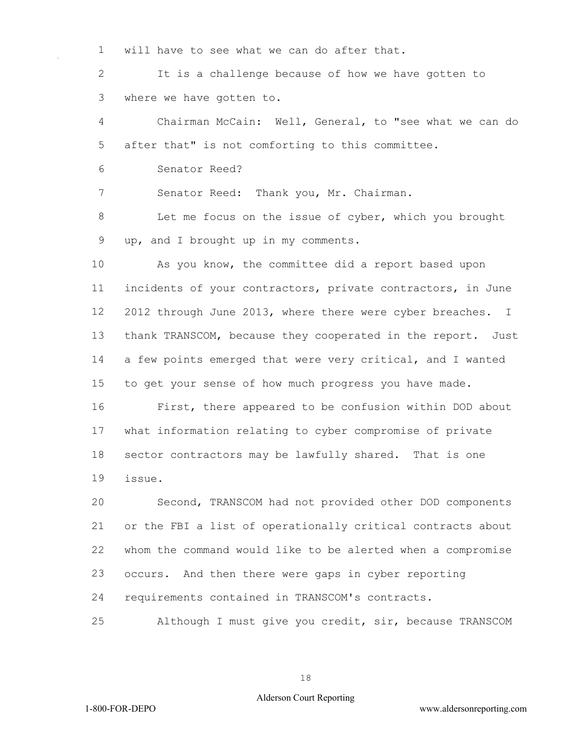will have to see what we can do after that.

It is a challenge because of how we have gotten to where we have gotten to.

Chairman McCain: Well, General, to "see what we can do after that" is not comforting to this committee.

Senator Reed?

Senator Reed: Thank you, Mr. Chairman.

Let me focus on the issue of cyber, which you brought up, and I brought up in my comments.

As you know, the committee did a report based upon incidents of your contractors, private contractors, in June 2012 through June 2013, where there were cyber breaches. I thank TRANSCOM, because they cooperated in the report. Just a few points emerged that were very critical, and I wanted to get your sense of how much progress you have made.

First, there appeared to be confusion within DOD about what information relating to cyber compromise of private sector contractors may be lawfully shared. That is one issue.

Second, TRANSCOM had not provided other DOD components or the FBI a list of operationally critical contracts about whom the command would like to be alerted when a compromise occurs. And then there were gaps in cyber reporting requirements contained in TRANSCOM's contracts.

Although I must give you credit, sir, because TRANSCOM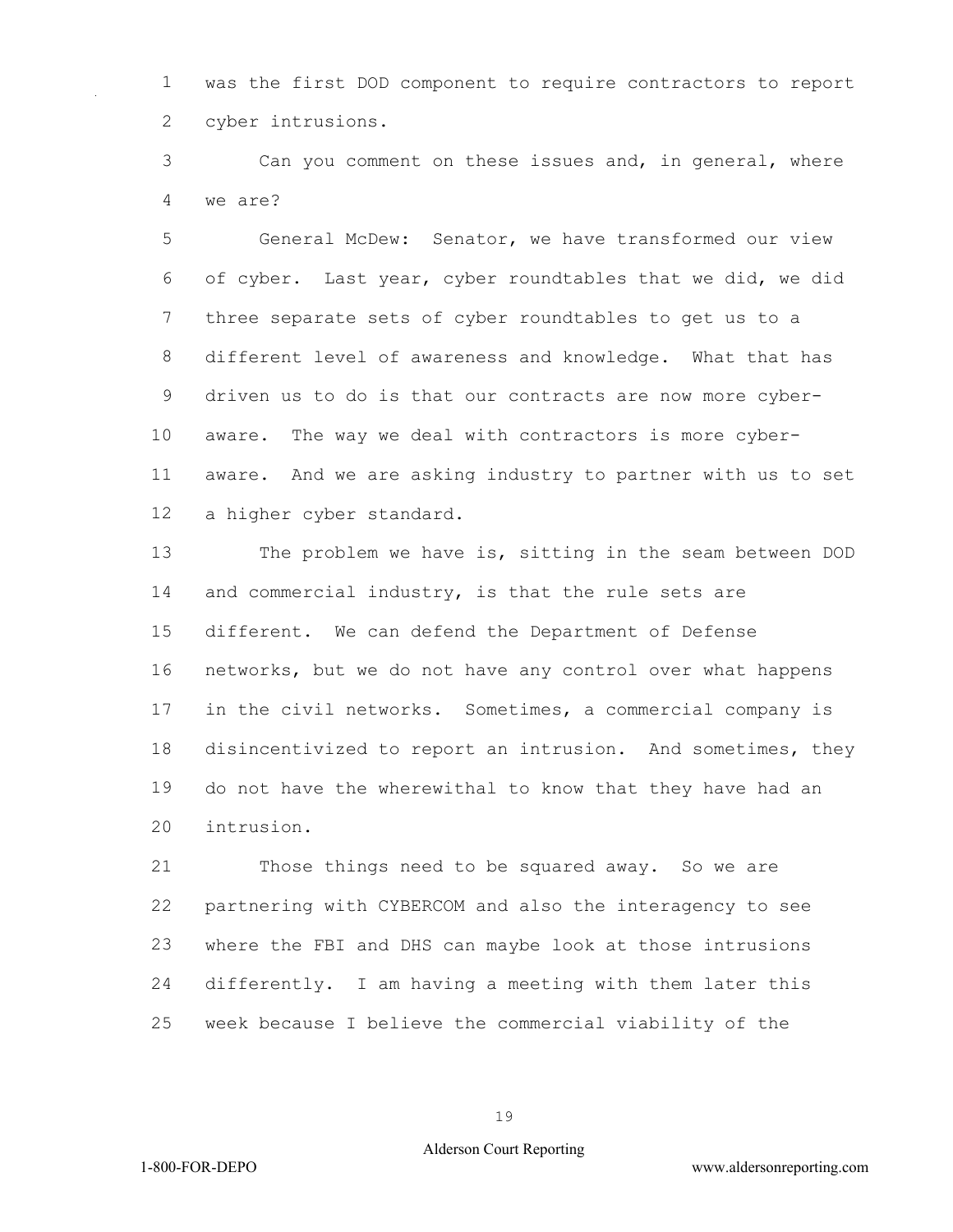was the first DOD component to require contractors to report cyber intrusions.

Can you comment on these issues and, in general, where we are?

General McDew: Senator, we have transformed our view of cyber. Last year, cyber roundtables that we did, we did three separate sets of cyber roundtables to get us to a different level of awareness and knowledge. What that has driven us to do is that our contracts are now more cyber-aware. The way we deal with contractors is more cyber-aware. And we are asking industry to partner with us to set a higher cyber standard.

The problem we have is, sitting in the seam between DOD and commercial industry, is that the rule sets are different. We can defend the Department of Defense networks, but we do not have any control over what happens in the civil networks. Sometimes, a commercial company is disincentivized to report an intrusion. And sometimes, they do not have the wherewithal to know that they have had an intrusion.

Those things need to be squared away. So we are partnering with CYBERCOM and also the interagency to see where the FBI and DHS can maybe look at those intrusions differently. I am having a meeting with them later this week because I believe the commercial viability of the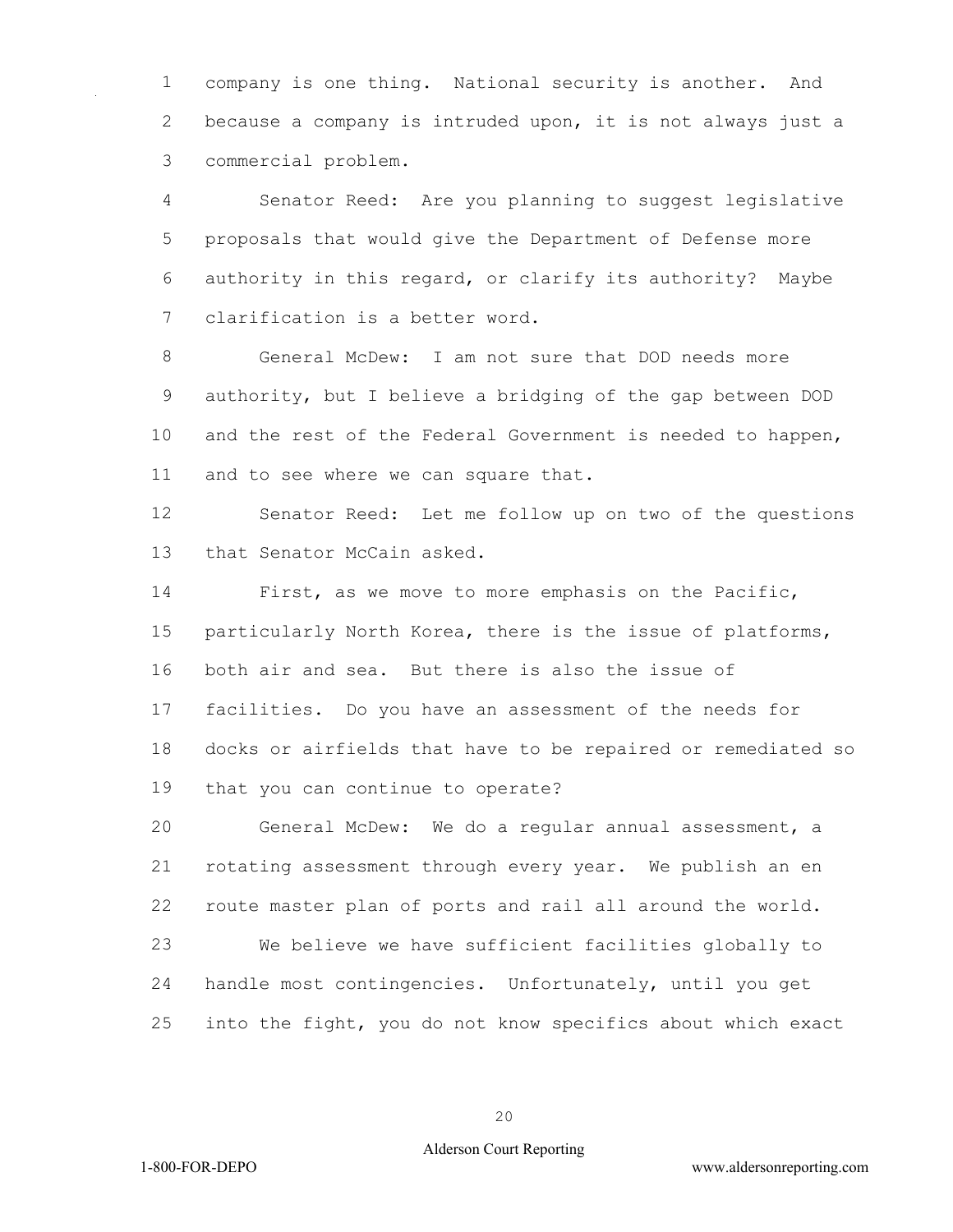company is one thing. National security is another. And because a company is intruded upon, it is not always just a commercial problem.

Senator Reed: Are you planning to suggest legislative proposals that would give the Department of Defense more authority in this regard, or clarify its authority? Maybe clarification is a better word.

General McDew: I am not sure that DOD needs more authority, but I believe a bridging of the gap between DOD and the rest of the Federal Government is needed to happen, and to see where we can square that.

Senator Reed: Let me follow up on two of the questions that Senator McCain asked.

First, as we move to more emphasis on the Pacific, particularly North Korea, there is the issue of platforms, both air and sea. But there is also the issue of facilities. Do you have an assessment of the needs for docks or airfields that have to be repaired or remediated so that you can continue to operate?

General McDew: We do a regular annual assessment, a rotating assessment through every year. We publish an en route master plan of ports and rail all around the world.

We believe we have sufficient facilities globally to handle most contingencies. Unfortunately, until you get into the fight, you do not know specifics about which exact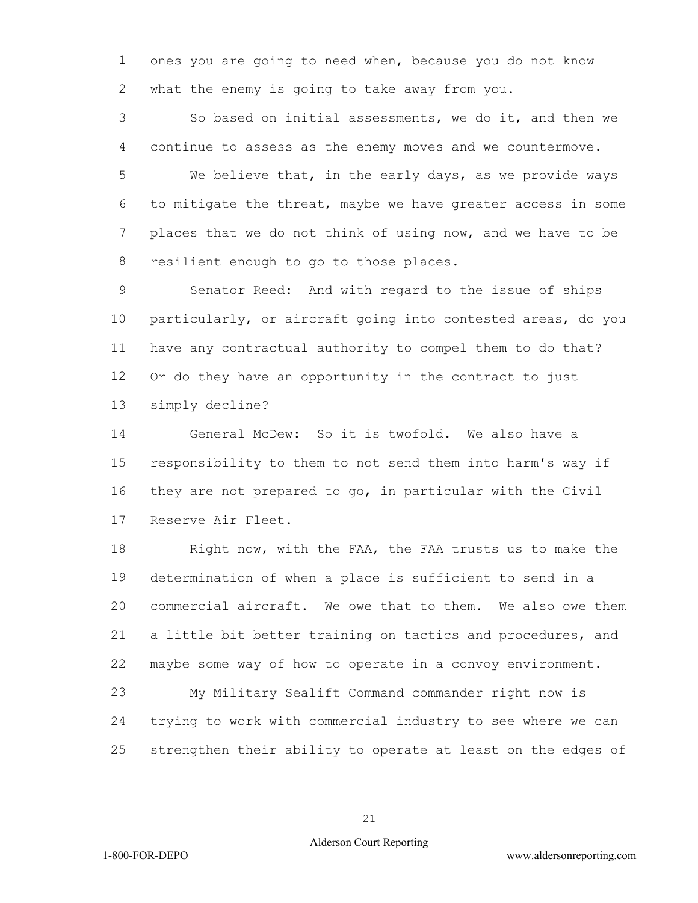ones you are going to need when, because you do not know what the enemy is going to take away from you.

So based on initial assessments, we do it, and then we continue to assess as the enemy moves and we countermove.

We believe that, in the early days, as we provide ways to mitigate the threat, maybe we have greater access in some places that we do not think of using now, and we have to be resilient enough to go to those places.

Senator Reed: And with regard to the issue of ships particularly, or aircraft going into contested areas, do you have any contractual authority to compel them to do that? Or do they have an opportunity in the contract to just simply decline?

General McDew: So it is twofold. We also have a responsibility to them to not send them into harm's way if they are not prepared to go, in particular with the Civil Reserve Air Fleet.

Right now, with the FAA, the FAA trusts us to make the determination of when a place is sufficient to send in a commercial aircraft. We owe that to them. We also owe them a little bit better training on tactics and procedures, and maybe some way of how to operate in a convoy environment.

My Military Sealift Command commander right now is trying to work with commercial industry to see where we can strengthen their ability to operate at least on the edges of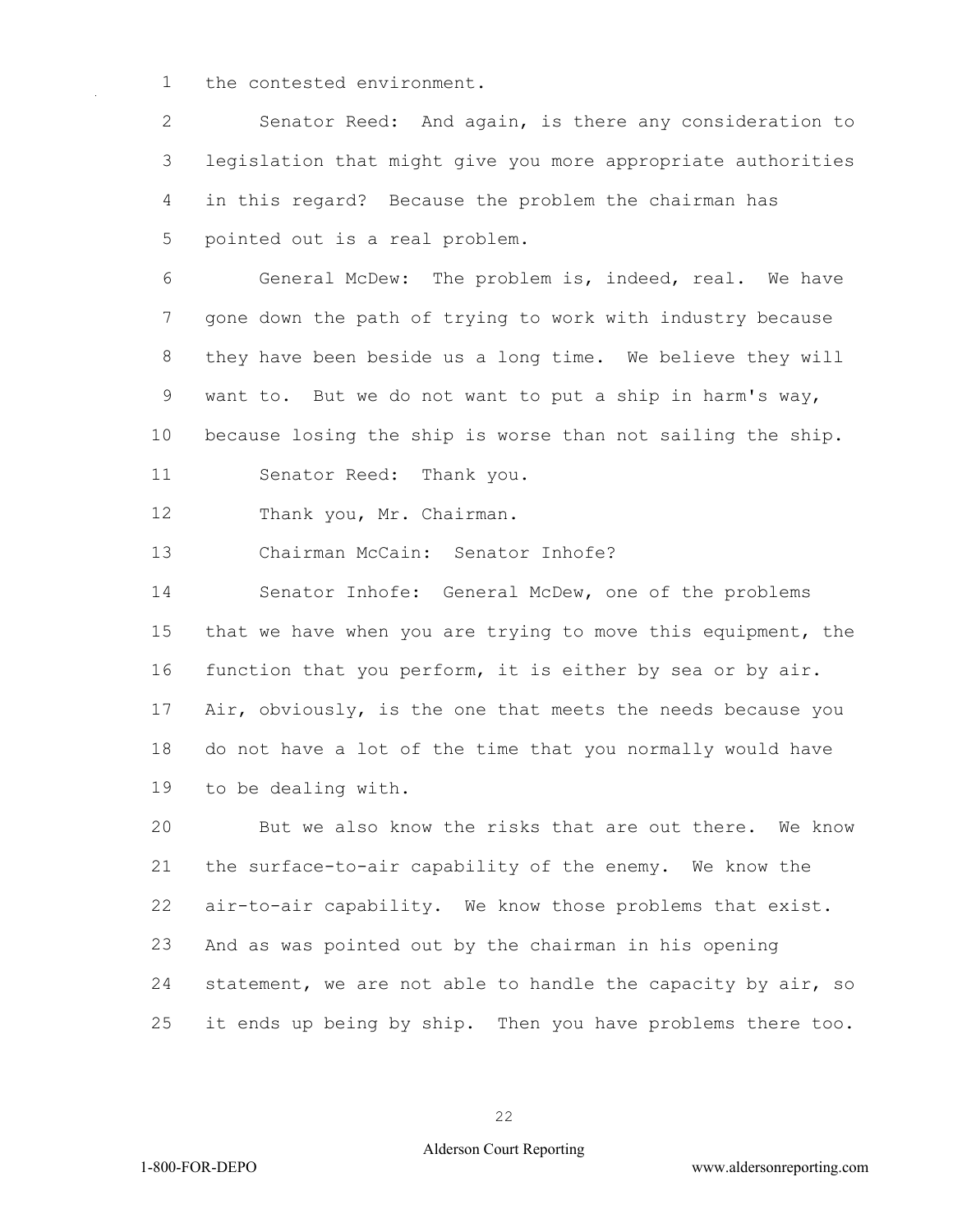the contested environment.

Senator Reed: And again, is there any consideration to legislation that might give you more appropriate authorities in this regard? Because the problem the chairman has pointed out is a real problem.

General McDew: The problem is, indeed, real. We have gone down the path of trying to work with industry because they have been beside us a long time. We believe they will want to. But we do not want to put a ship in harm's way, because losing the ship is worse than not sailing the ship.

Senator Reed: Thank you.

Thank you, Mr. Chairman.

Chairman McCain: Senator Inhofe?

Senator Inhofe: General McDew, one of the problems that we have when you are trying to move this equipment, the function that you perform, it is either by sea or by air. Air, obviously, is the one that meets the needs because you do not have a lot of the time that you normally would have to be dealing with.

But we also know the risks that are out there. We know the surface-to-air capability of the enemy. We know the air-to-air capability. We know those problems that exist. And as was pointed out by the chairman in his opening statement, we are not able to handle the capacity by air, so it ends up being by ship. Then you have problems there too.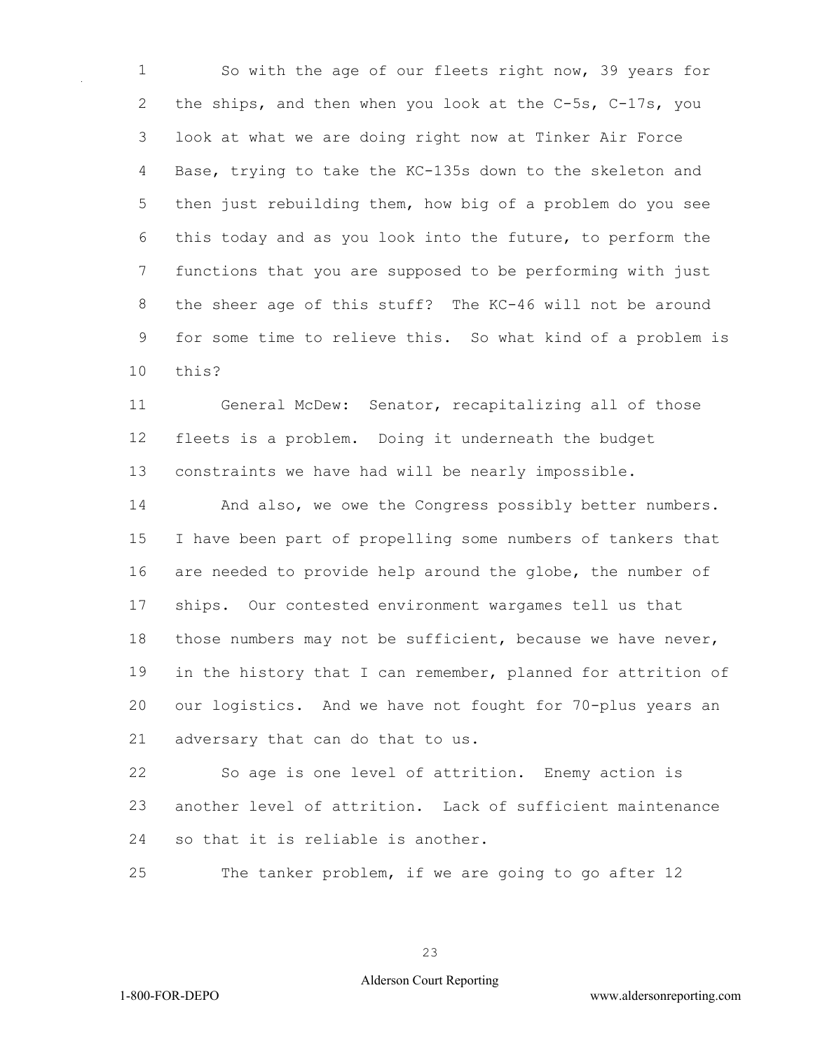So with the age of our fleets right now, 39 years for the ships, and then when you look at the C-5s, C-17s, you look at what we are doing right now at Tinker Air Force Base, trying to take the KC-135s down to the skeleton and then just rebuilding them, how big of a problem do you see this today and as you look into the future, to perform the functions that you are supposed to be performing with just the sheer age of this stuff? The KC-46 will not be around for some time to relieve this. So what kind of a problem is this?

General McDew: Senator, recapitalizing all of those fleets is a problem. Doing it underneath the budget constraints we have had will be nearly impossible.

And also, we owe the Congress possibly better numbers. I have been part of propelling some numbers of tankers that are needed to provide help around the globe, the number of ships. Our contested environment wargames tell us that those numbers may not be sufficient, because we have never, in the history that I can remember, planned for attrition of our logistics. And we have not fought for 70-plus years an adversary that can do that to us.

So age is one level of attrition. Enemy action is another level of attrition. Lack of sufficient maintenance so that it is reliable is another.

The tanker problem, if we are going to go after 12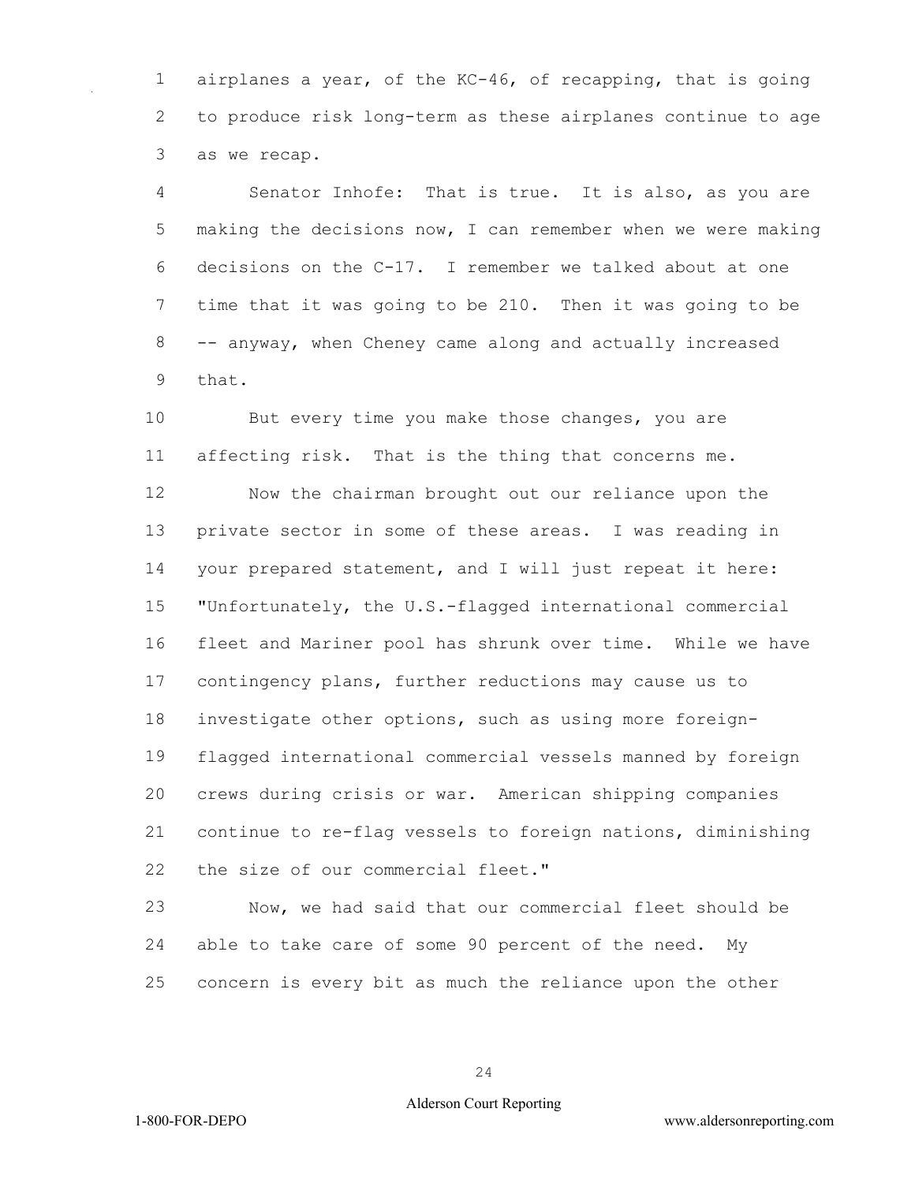airplanes a year, of the KC-46, of recapping, that is going to produce risk long-term as these airplanes continue to age as we recap.

Senator Inhofe: That is true. It is also, as you are making the decisions now, I can remember when we were making decisions on the C-17. I remember we talked about at one time that it was going to be 210. Then it was going to be -- anyway, when Cheney came along and actually increased that.

But every time you make those changes, you are affecting risk. That is the thing that concerns me.

Now the chairman brought out our reliance upon the private sector in some of these areas. I was reading in your prepared statement, and I will just repeat it here: "Unfortunately, the U.S.-flagged international commercial fleet and Mariner pool has shrunk over time. While we have contingency plans, further reductions may cause us to investigate other options, such as using more foreign-flagged international commercial vessels manned by foreign crews during crisis or war. American shipping companies continue to re-flag vessels to foreign nations, diminishing the size of our commercial fleet."

Now, we had said that our commercial fleet should be able to take care of some 90 percent of the need. My concern is every bit as much the reliance upon the other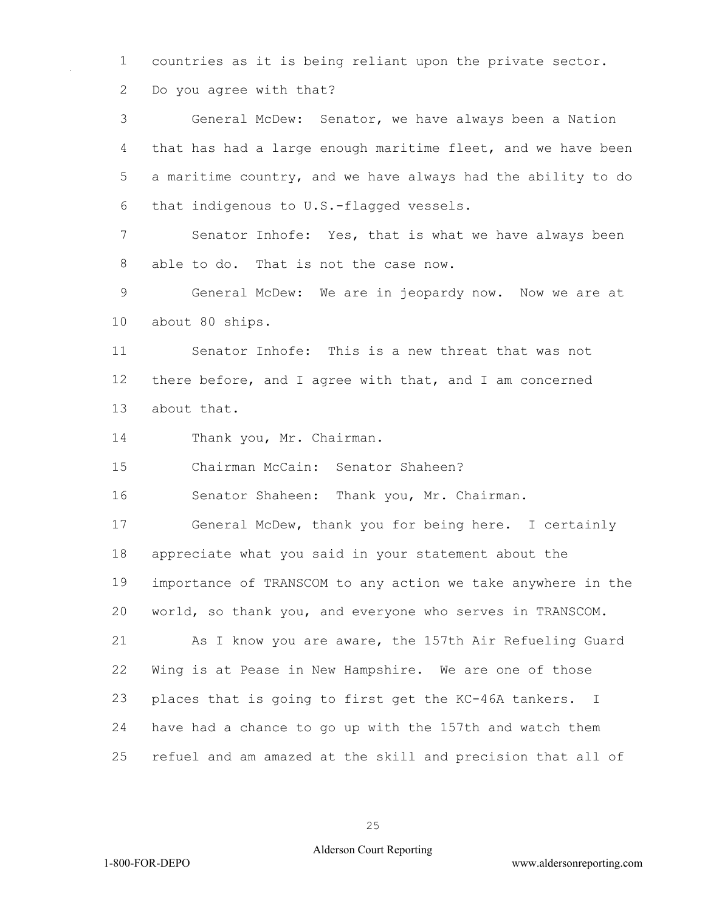countries as it is being reliant upon the private sector. Do you agree with that?

General McDew: Senator, we have always been a Nation that has had a large enough maritime fleet, and we have been a maritime country, and we have always had the ability to do that indigenous to U.S.-flagged vessels.

Senator Inhofe: Yes, that is what we have always been able to do. That is not the case now.

General McDew: We are in jeopardy now. Now we are at about 80 ships.

Senator Inhofe: This is a new threat that was not there before, and I agree with that, and I am concerned about that.

Thank you, Mr. Chairman.

Chairman McCain: Senator Shaheen?

Senator Shaheen: Thank you, Mr. Chairman.

General McDew, thank you for being here. I certainly appreciate what you said in your statement about the importance of TRANSCOM to any action we take anywhere in the world, so thank you, and everyone who serves in TRANSCOM.

As I know you are aware, the 157th Air Refueling Guard Wing is at Pease in New Hampshire. We are one of those places that is going to first get the KC-46A tankers. I have had a chance to go up with the 157th and watch them refuel and am amazed at the skill and precision that all of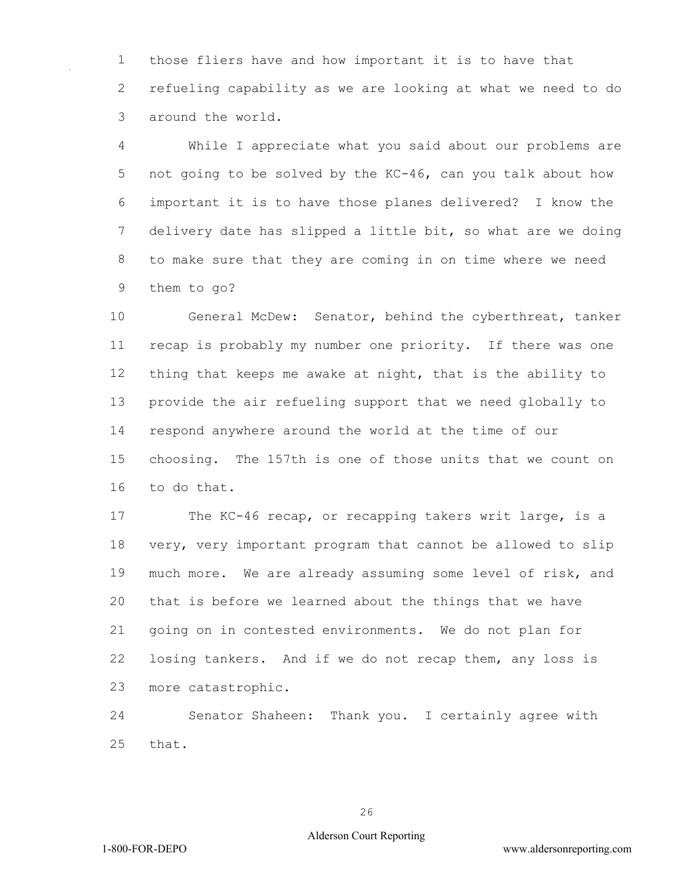those fliers have and how important it is to have that refueling capability as we are looking at what we need to do around the world.

While I appreciate what you said about our problems are not going to be solved by the KC-46, can you talk about how important it is to have those planes delivered? I know the delivery date has slipped a little bit, so what are we doing to make sure that they are coming in on time where we need them to go?

General McDew: Senator, behind the cyberthreat, tanker recap is probably my number one priority. If there was one thing that keeps me awake at night, that is the ability to provide the air refueling support that we need globally to respond anywhere around the world at the time of our choosing. The 157th is one of those units that we count on to do that.

The KC-46 recap, or recapping takers writ large, is a very, very important program that cannot be allowed to slip much more. We are already assuming some level of risk, and that is before we learned about the things that we have going on in contested environments. We do not plan for losing tankers. And if we do not recap them, any loss is more catastrophic.

Senator Shaheen: Thank you. I certainly agree with that.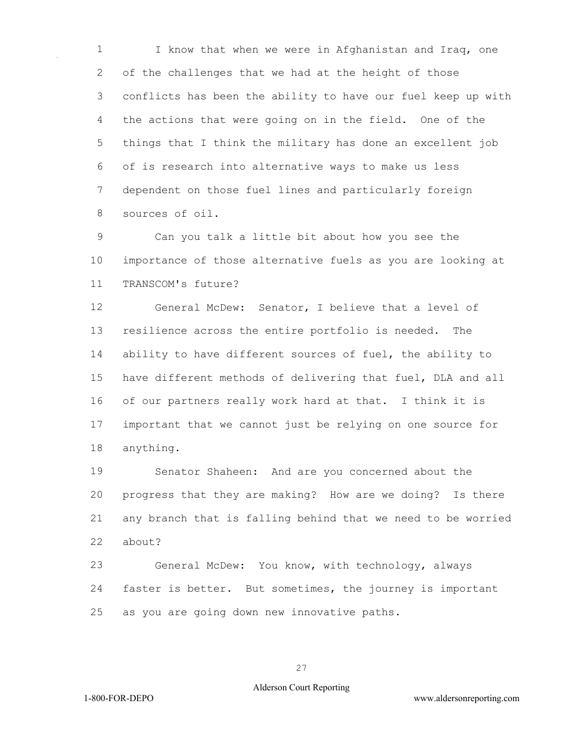I know that when we were in Afghanistan and Iraq, one of the challenges that we had at the height of those conflicts has been the ability to have our fuel keep up with the actions that were going on in the field. One of the things that I think the military has done an excellent job of is research into alternative ways to make us less dependent on those fuel lines and particularly foreign sources of oil.

Can you talk a little bit about how you see the importance of those alternative fuels as you are looking at TRANSCOM's future?

General McDew: Senator, I believe that a level of resilience across the entire portfolio is needed. The ability to have different sources of fuel, the ability to have different methods of delivering that fuel, DLA and all of our partners really work hard at that. I think it is important that we cannot just be relying on one source for anything.

Senator Shaheen: And are you concerned about the progress that they are making? How are we doing? Is there any branch that is falling behind that we need to be worried about?

General McDew: You know, with technology, always faster is better. But sometimes, the journey is important as you are going down new innovative paths.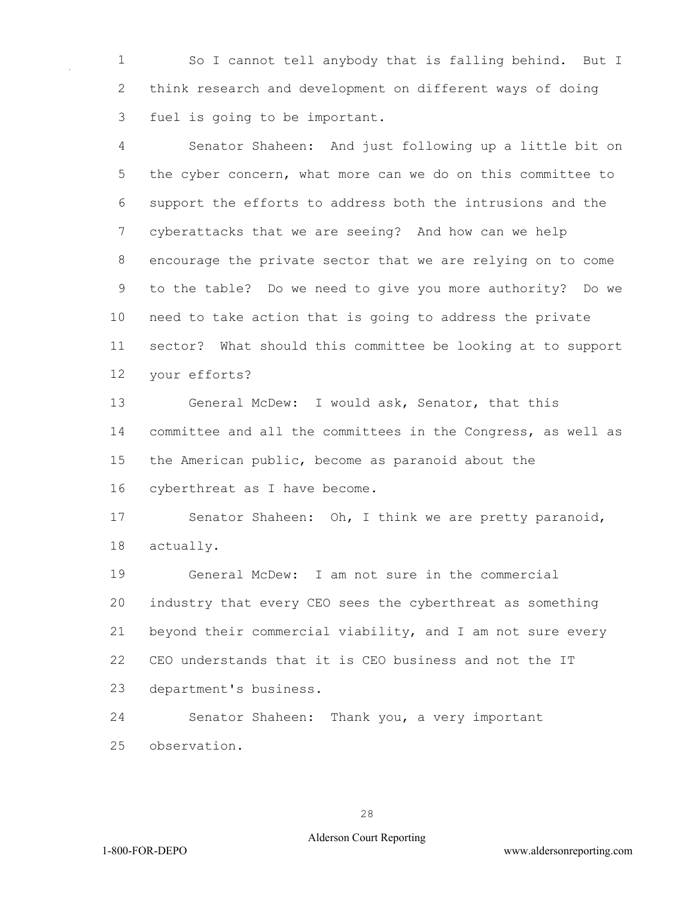So I cannot tell anybody that is falling behind. But I think research and development on different ways of doing fuel is going to be important.

Senator Shaheen: And just following up a little bit on the cyber concern, what more can we do on this committee to support the efforts to address both the intrusions and the cyberattacks that we are seeing? And how can we help encourage the private sector that we are relying on to come to the table? Do we need to give you more authority? Do we need to take action that is going to address the private sector? What should this committee be looking at to support your efforts?

General McDew: I would ask, Senator, that this committee and all the committees in the Congress, as well as the American public, become as paranoid about the cyberthreat as I have become.

Senator Shaheen: Oh, I think we are pretty paranoid, actually.

General McDew: I am not sure in the commercial industry that every CEO sees the cyberthreat as something beyond their commercial viability, and I am not sure every CEO understands that it is CEO business and not the IT department's business.

Senator Shaheen: Thank you, a very important observation.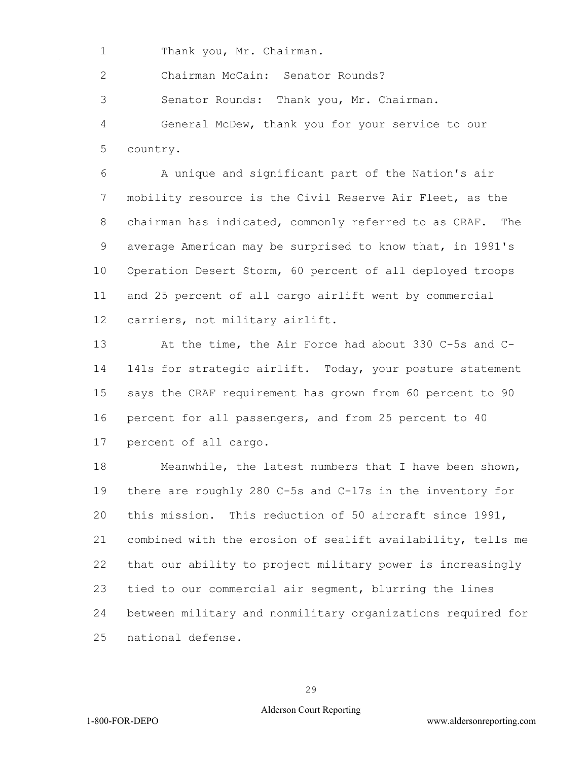Thank you, Mr. Chairman.

Chairman McCain: Senator Rounds?

Senator Rounds: Thank you, Mr. Chairman.

General McDew, thank you for your service to our country.

A unique and significant part of the Nation's air mobility resource is the Civil Reserve Air Fleet, as the chairman has indicated, commonly referred to as CRAF. The average American may be surprised to know that, in 1991's Operation Desert Storm, 60 percent of all deployed troops and 25 percent of all cargo airlift went by commercial carriers, not military airlift.

At the time, the Air Force had about 330 C-5s and C-141s for strategic airlift. Today, your posture statement says the CRAF requirement has grown from 60 percent to 90 percent for all passengers, and from 25 percent to 40 percent of all cargo.

Meanwhile, the latest numbers that I have been shown, there are roughly 280 C-5s and C-17s in the inventory for this mission. This reduction of 50 aircraft since 1991, combined with the erosion of sealift availability, tells me that our ability to project military power is increasingly tied to our commercial air segment, blurring the lines between military and nonmilitary organizations required for national defense.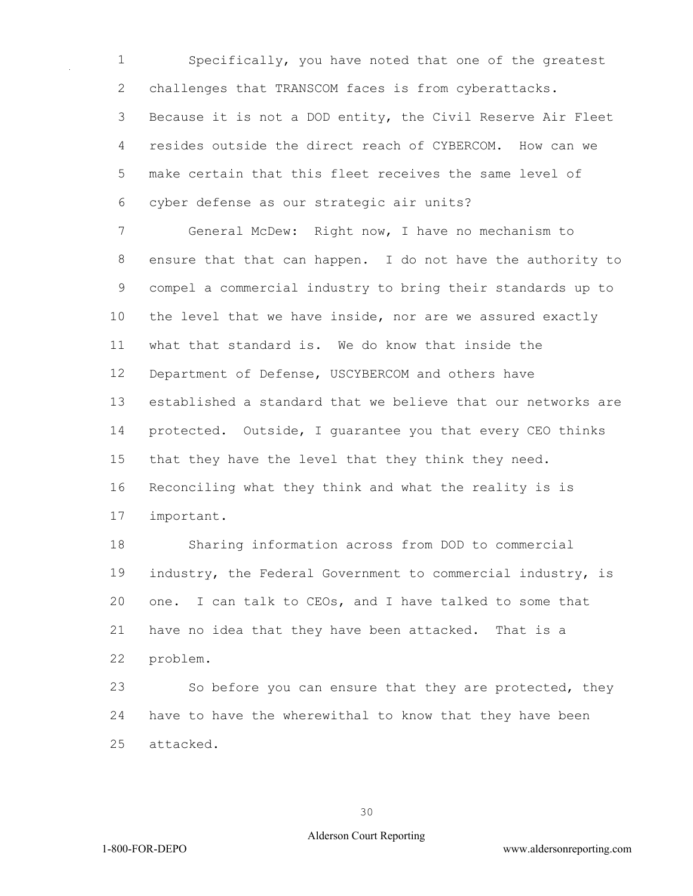Specifically, you have noted that one of the greatest challenges that TRANSCOM faces is from cyberattacks. Because it is not a DOD entity, the Civil Reserve Air Fleet resides outside the direct reach of CYBERCOM. How can we make certain that this fleet receives the same level of cyber defense as our strategic air units?

General McDew: Right now, I have no mechanism to ensure that that can happen. I do not have the authority to compel a commercial industry to bring their standards up to the level that we have inside, nor are we assured exactly what that standard is. We do know that inside the Department of Defense, USCYBERCOM and others have established a standard that we believe that our networks are protected. Outside, I guarantee you that every CEO thinks that they have the level that they think they need. Reconciling what they think and what the reality is is important.

Sharing information across from DOD to commercial industry, the Federal Government to commercial industry, is one. I can talk to CEOs, and I have talked to some that have no idea that they have been attacked. That is a problem.

So before you can ensure that they are protected, they have to have the wherewithal to know that they have been attacked.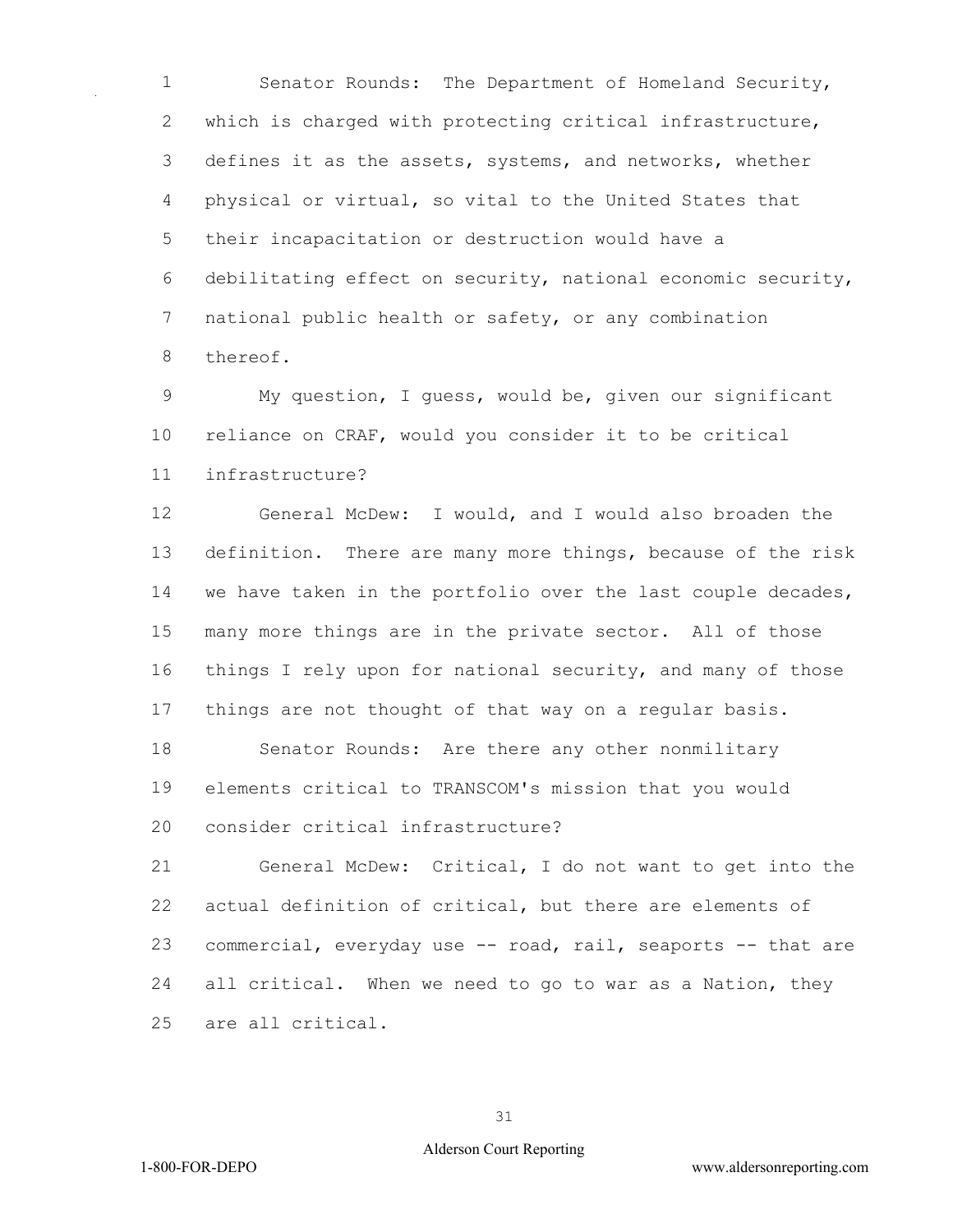Senator Rounds: The Department of Homeland Security, which is charged with protecting critical infrastructure, defines it as the assets, systems, and networks, whether physical or virtual, so vital to the United States that their incapacitation or destruction would have a debilitating effect on security, national economic security, national public health or safety, or any combination thereof.

My question, I guess, would be, given our significant reliance on CRAF, would you consider it to be critical infrastructure?

General McDew: I would, and I would also broaden the definition. There are many more things, because of the risk we have taken in the portfolio over the last couple decades, many more things are in the private sector. All of those things I rely upon for national security, and many of those things are not thought of that way on a regular basis.

Senator Rounds: Are there any other nonmilitary elements critical to TRANSCOM's mission that you would consider critical infrastructure?

General McDew: Critical, I do not want to get into the actual definition of critical, but there are elements of commercial, everyday use -- road, rail, seaports -- that are all critical. When we need to go to war as a Nation, they are all critical.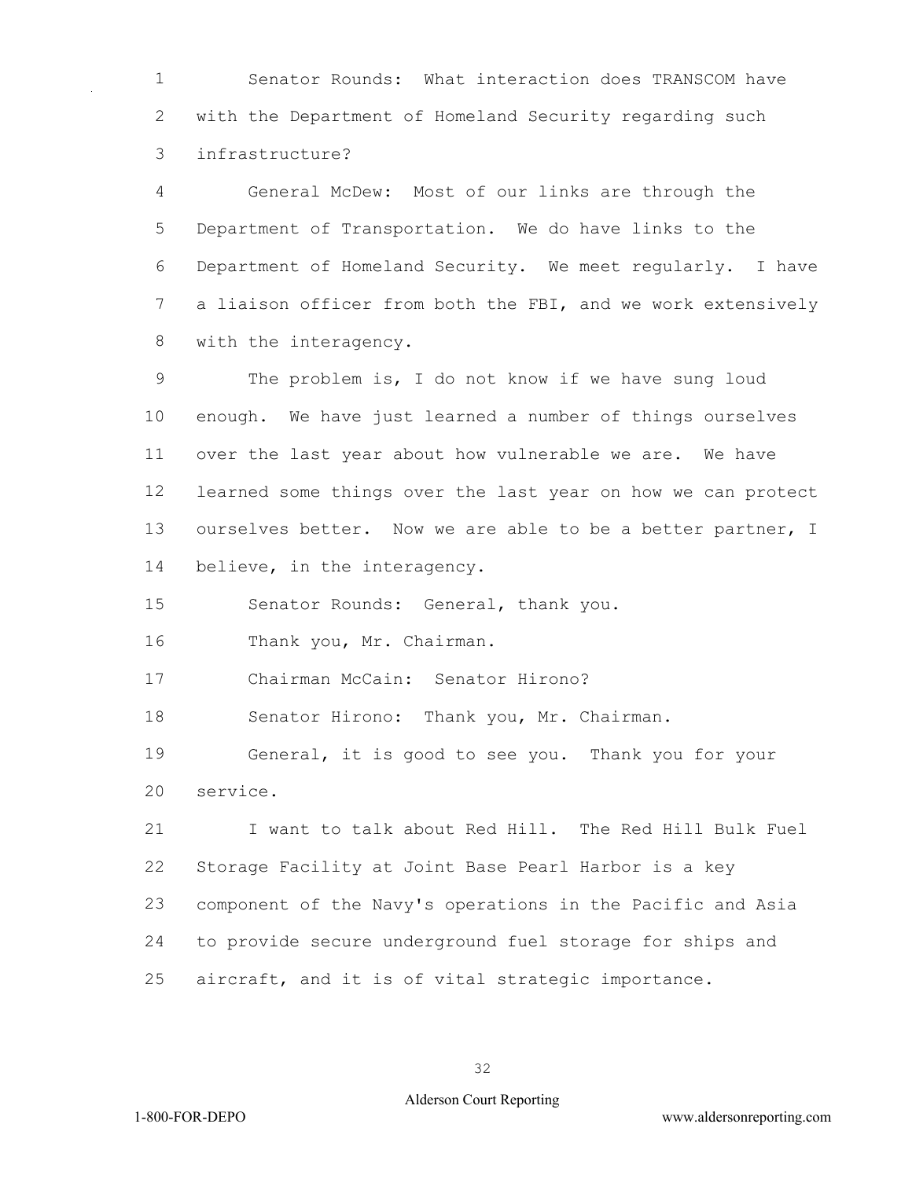Senator Rounds: What interaction does TRANSCOM have with the Department of Homeland Security regarding such infrastructure?

General McDew: Most of our links are through the Department of Transportation. We do have links to the Department of Homeland Security. We meet regularly. I have a liaison officer from both the FBI, and we work extensively with the interagency.

The problem is, I do not know if we have sung loud enough. We have just learned a number of things ourselves over the last year about how vulnerable we are. We have learned some things over the last year on how we can protect ourselves better. Now we are able to be a better partner, I believe, in the interagency.

Senator Rounds: General, thank you.

Thank you, Mr. Chairman.

Chairman McCain: Senator Hirono?

Senator Hirono: Thank you, Mr. Chairman.

General, it is good to see you. Thank you for your service.

I want to talk about Red Hill. The Red Hill Bulk Fuel Storage Facility at Joint Base Pearl Harbor is a key component of the Navy's operations in the Pacific and Asia to provide secure underground fuel storage for ships and aircraft, and it is of vital strategic importance.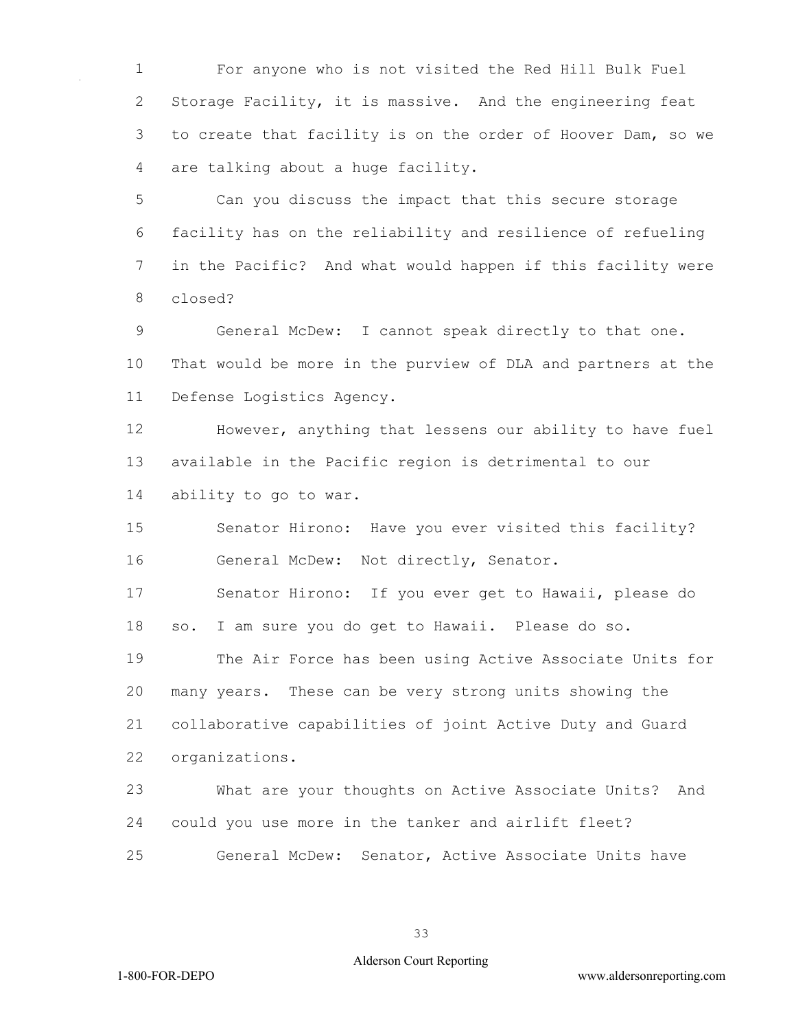For anyone who is not visited the Red Hill Bulk Fuel Storage Facility, it is massive. And the engineering feat to create that facility is on the order of Hoover Dam, so we are talking about a huge facility.

Can you discuss the impact that this secure storage facility has on the reliability and resilience of refueling in the Pacific? And what would happen if this facility were closed?

General McDew: I cannot speak directly to that one. That would be more in the purview of DLA and partners at the Defense Logistics Agency.

However, anything that lessens our ability to have fuel available in the Pacific region is detrimental to our ability to go to war.

Senator Hirono: Have you ever visited this facility?

General McDew: Not directly, Senator.

Senator Hirono: If you ever get to Hawaii, please do so. I am sure you do get to Hawaii. Please do so.

The Air Force has been using Active Associate Units for many years. These can be very strong units showing the collaborative capabilities of joint Active Duty and Guard organizations.

What are your thoughts on Active Associate Units? And could you use more in the tanker and airlift fleet?

General McDew: Senator, Active Associate Units have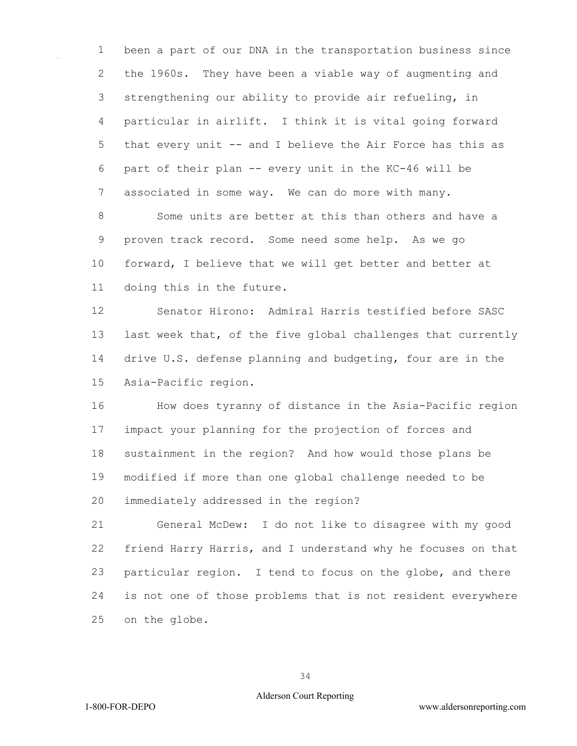been a part of our DNA in the transportation business since the 1960s. They have been a viable way of augmenting and strengthening our ability to provide air refueling, in particular in airlift. I think it is vital going forward that every unit -- and I believe the Air Force has this as part of their plan -- every unit in the KC-46 will be associated in some way. We can do more with many.

Some units are better at this than others and have a proven track record. Some need some help. As we go forward, I believe that we will get better and better at doing this in the future.

Senator Hirono: Admiral Harris testified before SASC last week that, of the five global challenges that currently drive U.S. defense planning and budgeting, four are in the Asia-Pacific region.

How does tyranny of distance in the Asia-Pacific region impact your planning for the projection of forces and sustainment in the region? And how would those plans be modified if more than one global challenge needed to be immediately addressed in the region?

General McDew: I do not like to disagree with my good friend Harry Harris, and I understand why he focuses on that particular region. I tend to focus on the globe, and there is not one of those problems that is not resident everywhere on the globe.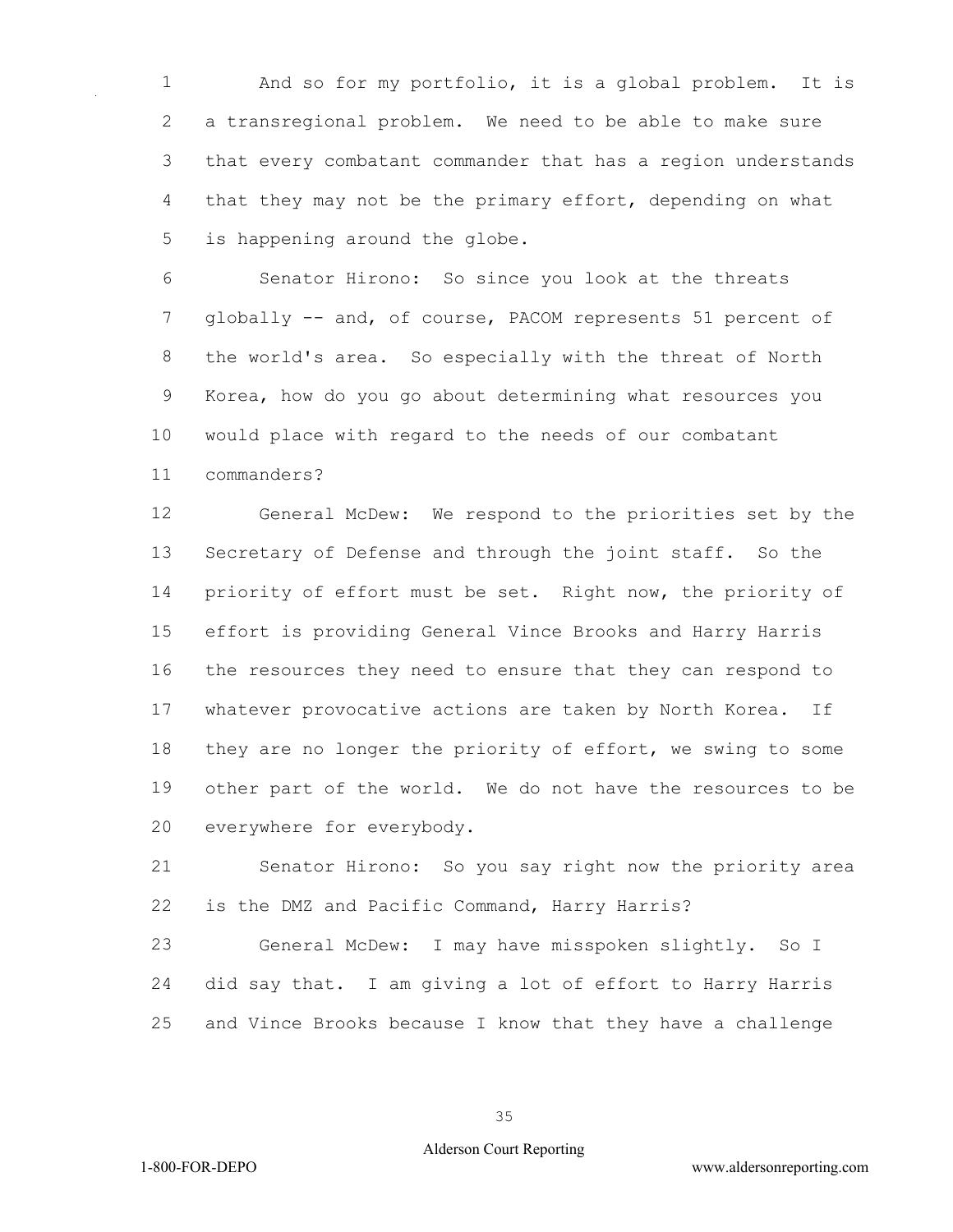And so for my portfolio, it is a global problem. It is a transregional problem. We need to be able to make sure that every combatant commander that has a region understands that they may not be the primary effort, depending on what is happening around the globe.

Senator Hirono: So since you look at the threats globally -- and, of course, PACOM represents 51 percent of the world's area. So especially with the threat of North Korea, how do you go about determining what resources you would place with regard to the needs of our combatant commanders?

General McDew: We respond to the priorities set by the Secretary of Defense and through the joint staff. So the priority of effort must be set. Right now, the priority of effort is providing General Vince Brooks and Harry Harris the resources they need to ensure that they can respond to whatever provocative actions are taken by North Korea. If they are no longer the priority of effort, we swing to some other part of the world. We do not have the resources to be everywhere for everybody.

Senator Hirono: So you say right now the priority area is the DMZ and Pacific Command, Harry Harris?

General McDew: I may have misspoken slightly. So I did say that. I am giving a lot of effort to Harry Harris and Vince Brooks because I know that they have a challenge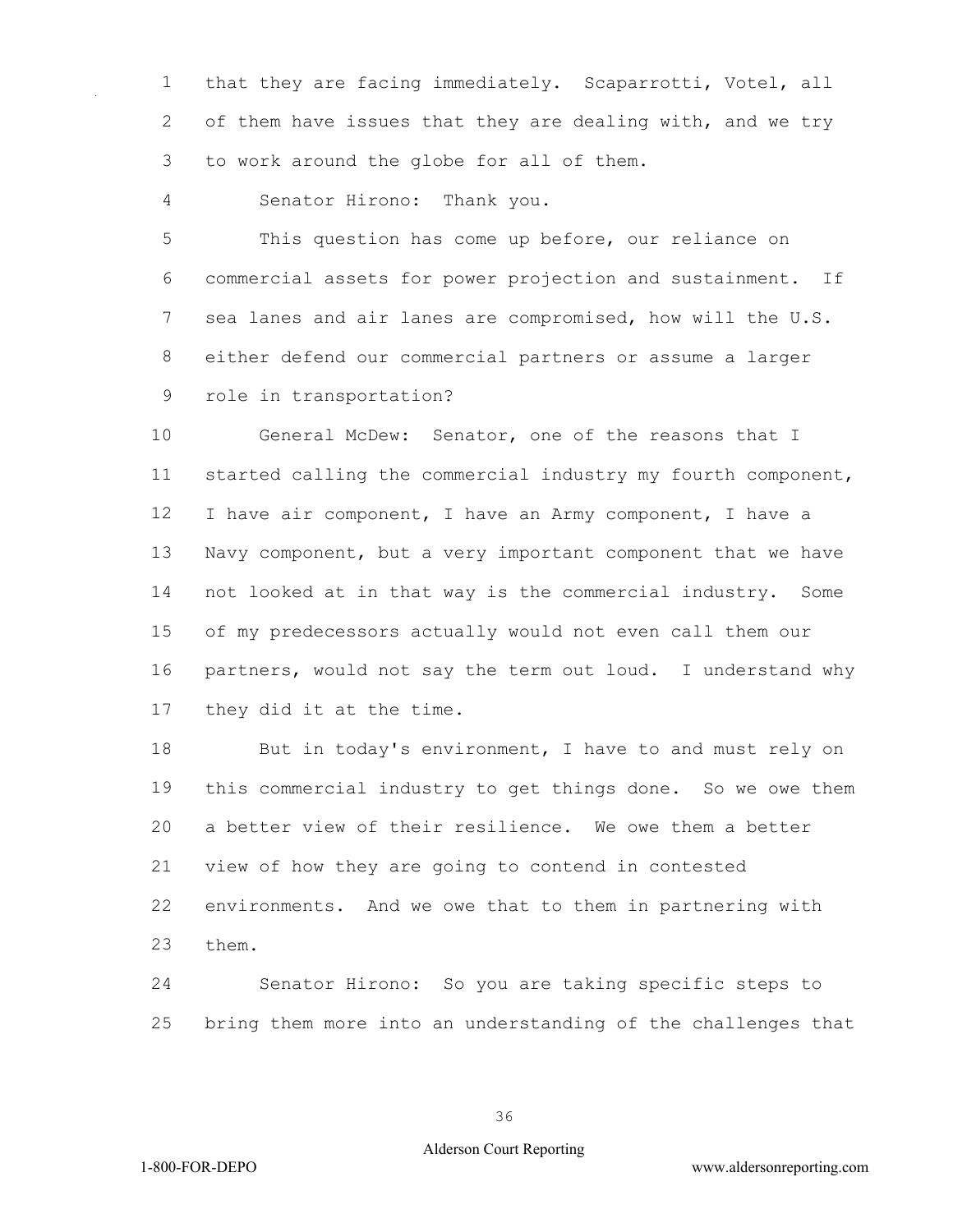that they are facing immediately. Scaparrotti, Votel, all of them have issues that they are dealing with, and we try to work around the globe for all of them.

Senator Hirono: Thank you.

This question has come up before, our reliance on commercial assets for power projection and sustainment. If sea lanes and air lanes are compromised, how will the U.S. either defend our commercial partners or assume a larger role in transportation?

General McDew: Senator, one of the reasons that I started calling the commercial industry my fourth component, I have air component, I have an Army component, I have a Navy component, but a very important component that we have not looked at in that way is the commercial industry. Some of my predecessors actually would not even call them our partners, would not say the term out loud. I understand why they did it at the time.

But in today's environment, I have to and must rely on this commercial industry to get things done. So we owe them a better view of their resilience. We owe them a better view of how they are going to contend in contested environments. And we owe that to them in partnering with them.

Senator Hirono: So you are taking specific steps to bring them more into an understanding of the challenges that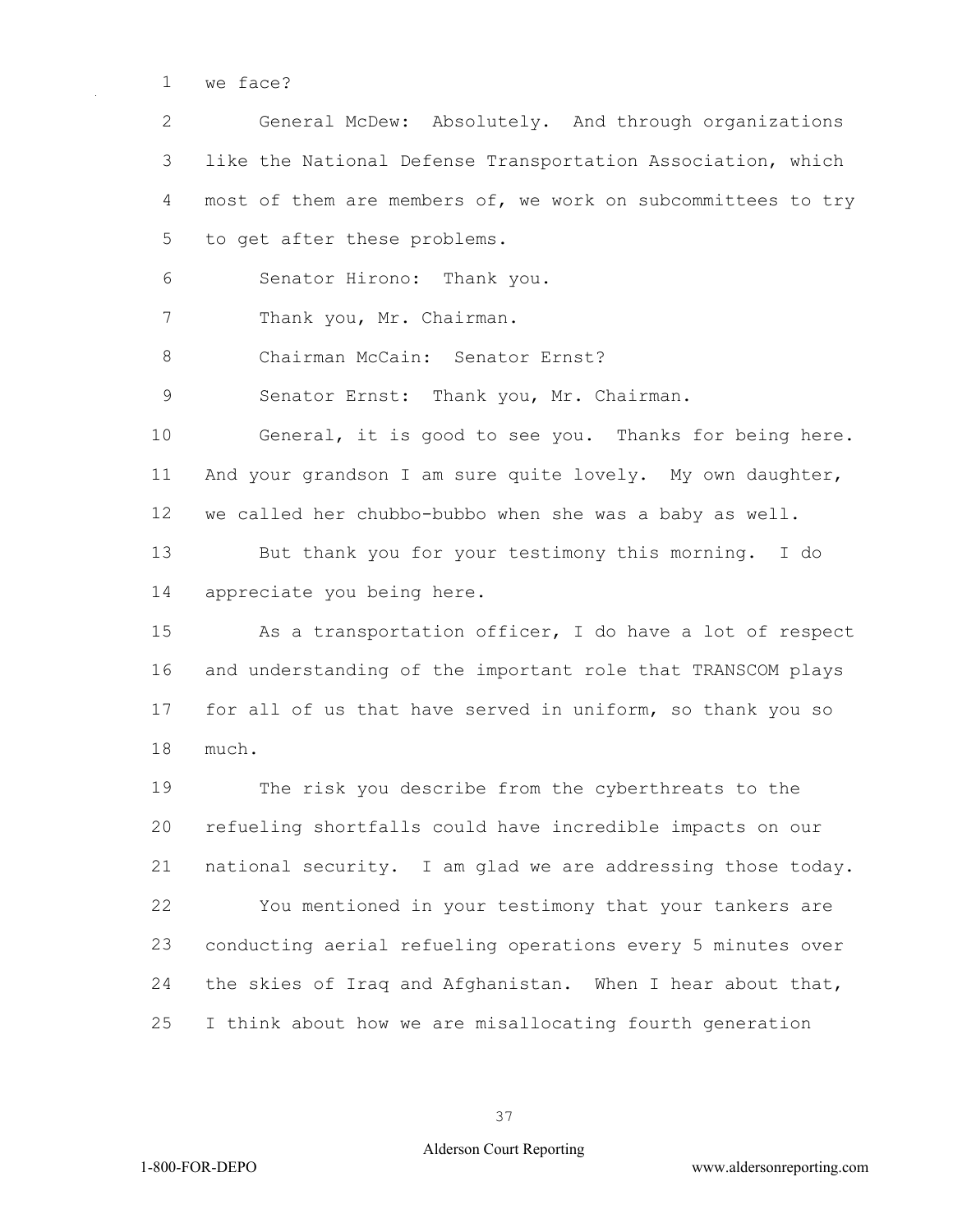we face?

General McDew: Absolutely. And through organizations like the National Defense Transportation Association, which most of them are members of, we work on subcommittees to try to get after these problems.

Senator Hirono: Thank you.

Thank you, Mr. Chairman.

Chairman McCain: Senator Ernst?

Senator Ernst: Thank you, Mr. Chairman.

General, it is good to see you. Thanks for being here. And your grandson I am sure quite lovely. My own daughter, we called her chubbo-bubbo when she was a baby as well.

But thank you for your testimony this morning. I do appreciate you being here.

As a transportation officer, I do have a lot of respect and understanding of the important role that TRANSCOM plays for all of us that have served in uniform, so thank you so much.

The risk you describe from the cyberthreats to the refueling shortfalls could have incredible impacts on our national security. I am glad we are addressing those today.

You mentioned in your testimony that your tankers are conducting aerial refueling operations every 5 minutes over the skies of Iraq and Afghanistan. When I hear about that, I think about how we are misallocating fourth generation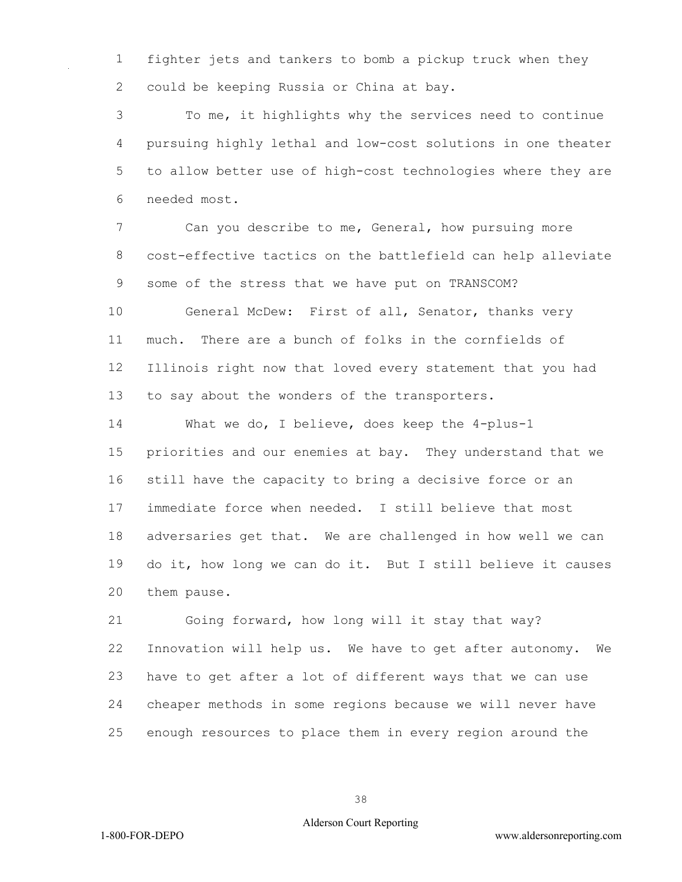fighter jets and tankers to bomb a pickup truck when they could be keeping Russia or China at bay.

To me, it highlights why the services need to continue pursuing highly lethal and low-cost solutions in one theater to allow better use of high-cost technologies where they are needed most.

Can you describe to me, General, how pursuing more cost-effective tactics on the battlefield can help alleviate some of the stress that we have put on TRANSCOM?

General McDew: First of all, Senator, thanks very much. There are a bunch of folks in the cornfields of Illinois right now that loved every statement that you had to say about the wonders of the transporters.

What we do, I believe, does keep the 4-plus-1 priorities and our enemies at bay. They understand that we still have the capacity to bring a decisive force or an immediate force when needed. I still believe that most adversaries get that. We are challenged in how well we can do it, how long we can do it. But I still believe it causes them pause.

Going forward, how long will it stay that way? Innovation will help us. We have to get after autonomy. We have to get after a lot of different ways that we can use cheaper methods in some regions because we will never have enough resources to place them in every region around the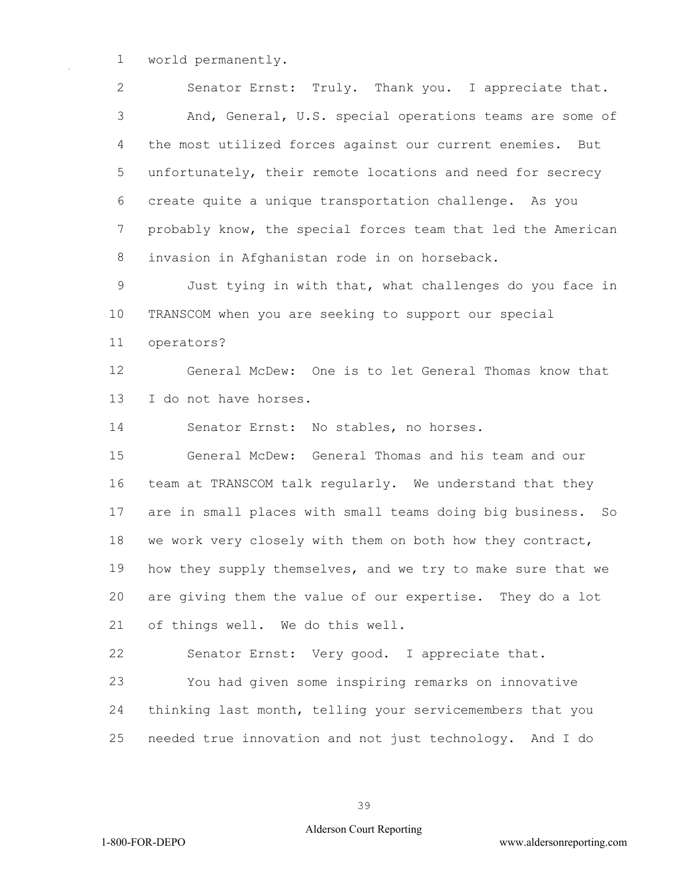world permanently.

Senator Ernst: Truly. Thank you. I appreciate that.

And, General, U.S. special operations teams are some of the most utilized forces against our current enemies. But unfortunately, their remote locations and need for secrecy create quite a unique transportation challenge. As you probably know, the special forces team that led the American invasion in Afghanistan rode in on horseback.

Just tying in with that, what challenges do you face in TRANSCOM when you are seeking to support our special operators?

General McDew: One is to let General Thomas know that I do not have horses.

Senator Ernst: No stables, no horses.

General McDew: General Thomas and his team and our team at TRANSCOM talk regularly. We understand that they are in small places with small teams doing big business. So we work very closely with them on both how they contract, how they supply themselves, and we try to make sure that we are giving them the value of our expertise. They do a lot of things well. We do this well.

Senator Ernst: Very good. I appreciate that.

You had given some inspiring remarks on innovative thinking last month, telling your servicemembers that you needed true innovation and not just technology. And I do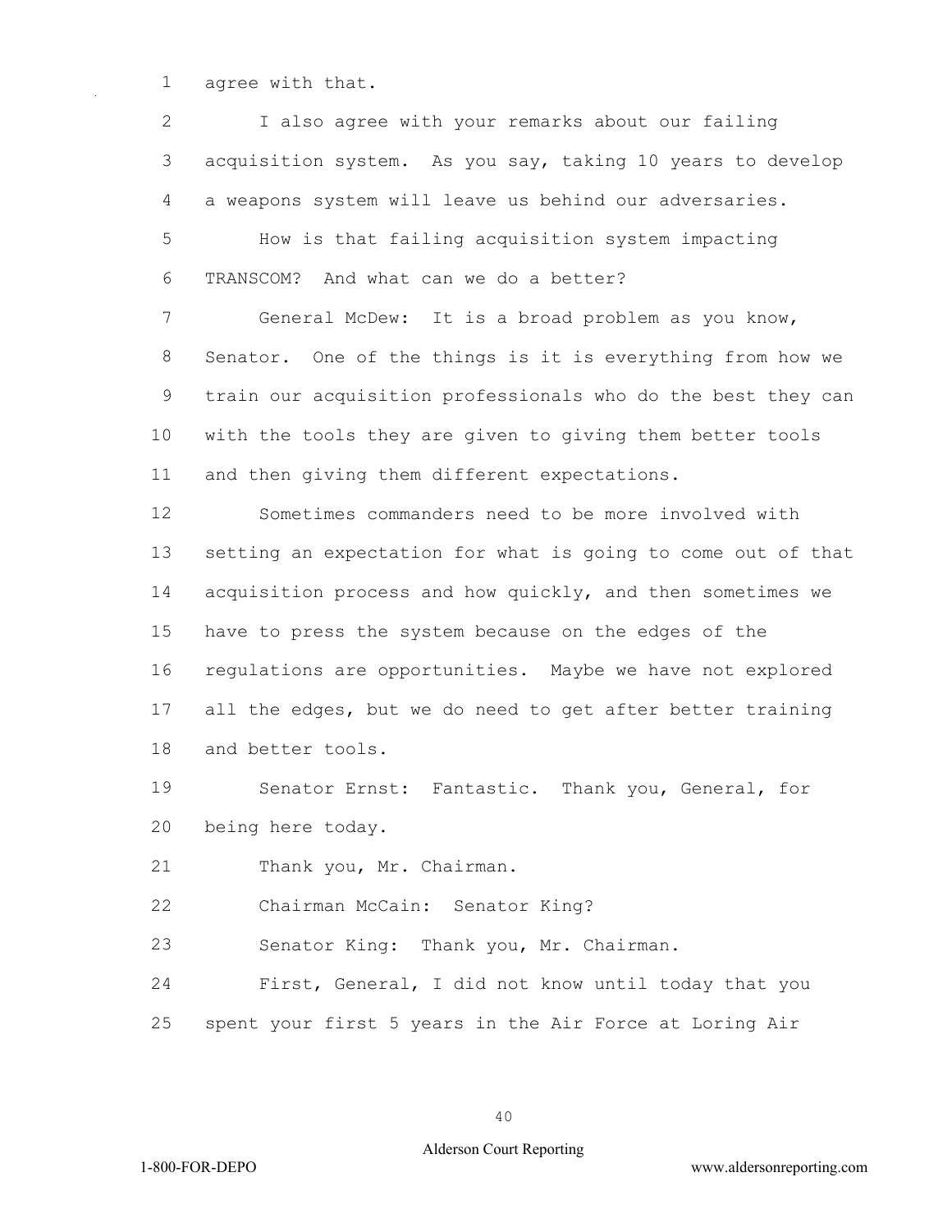agree with that.

I also agree with your remarks about our failing acquisition system. As you say, taking 10 years to develop a weapons system will leave us behind our adversaries.

How is that failing acquisition system impacting TRANSCOM? And what can we do a better?

General McDew: It is a broad problem as you know, Senator. One of the things is it is everything from how we train our acquisition professionals who do the best they can with the tools they are given to giving them better tools and then giving them different expectations.

Sometimes commanders need to be more involved with setting an expectation for what is going to come out of that acquisition process and how quickly, and then sometimes we have to press the system because on the edges of the regulations are opportunities. Maybe we have not explored all the edges, but we do need to get after better training and better tools.

Senator Ernst: Fantastic. Thank you, General, for being here today.

Thank you, Mr. Chairman.

Chairman McCain: Senator King?

Senator King: Thank you, Mr. Chairman.

First, General, I did not know until today that you spent your first 5 years in the Air Force at Loring Air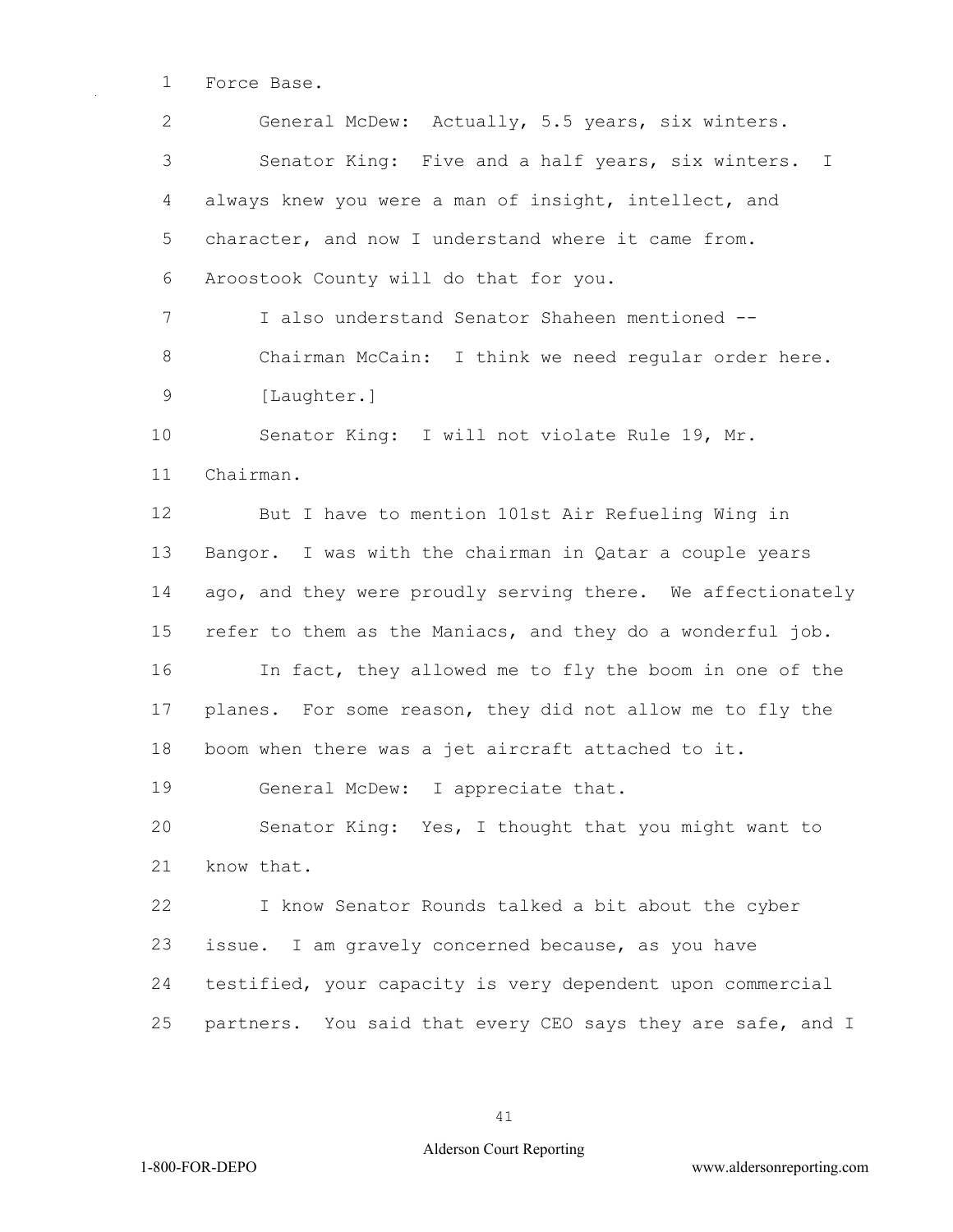Force Base.

General McDew: Actually, 5.5 years, six winters.

Senator King: Five and a half years, six winters. I always knew you were a man of insight, intellect, and character, and now I understand where it came from. Aroostook County will do that for you.

I also understand Senator Shaheen mentioned --

Chairman McCain: I think we need regular order here.

[Laughter.]

Senator King: I will not violate Rule 19, Mr. Chairman.

But I have to mention 101st Air Refueling Wing in Bangor. I was with the chairman in Qatar a couple years ago, and they were proudly serving there. We affectionately refer to them as the Maniacs, and they do a wonderful job.

In fact, they allowed me to fly the boom in one of the planes. For some reason, they did not allow me to fly the boom when there was a jet aircraft attached to it.

General McDew: I appreciate that.

Senator King: Yes, I thought that you might want to know that.

I know Senator Rounds talked a bit about the cyber issue. I am gravely concerned because, as you have testified, your capacity is very dependent upon commercial partners. You said that every CEO says they are safe, and I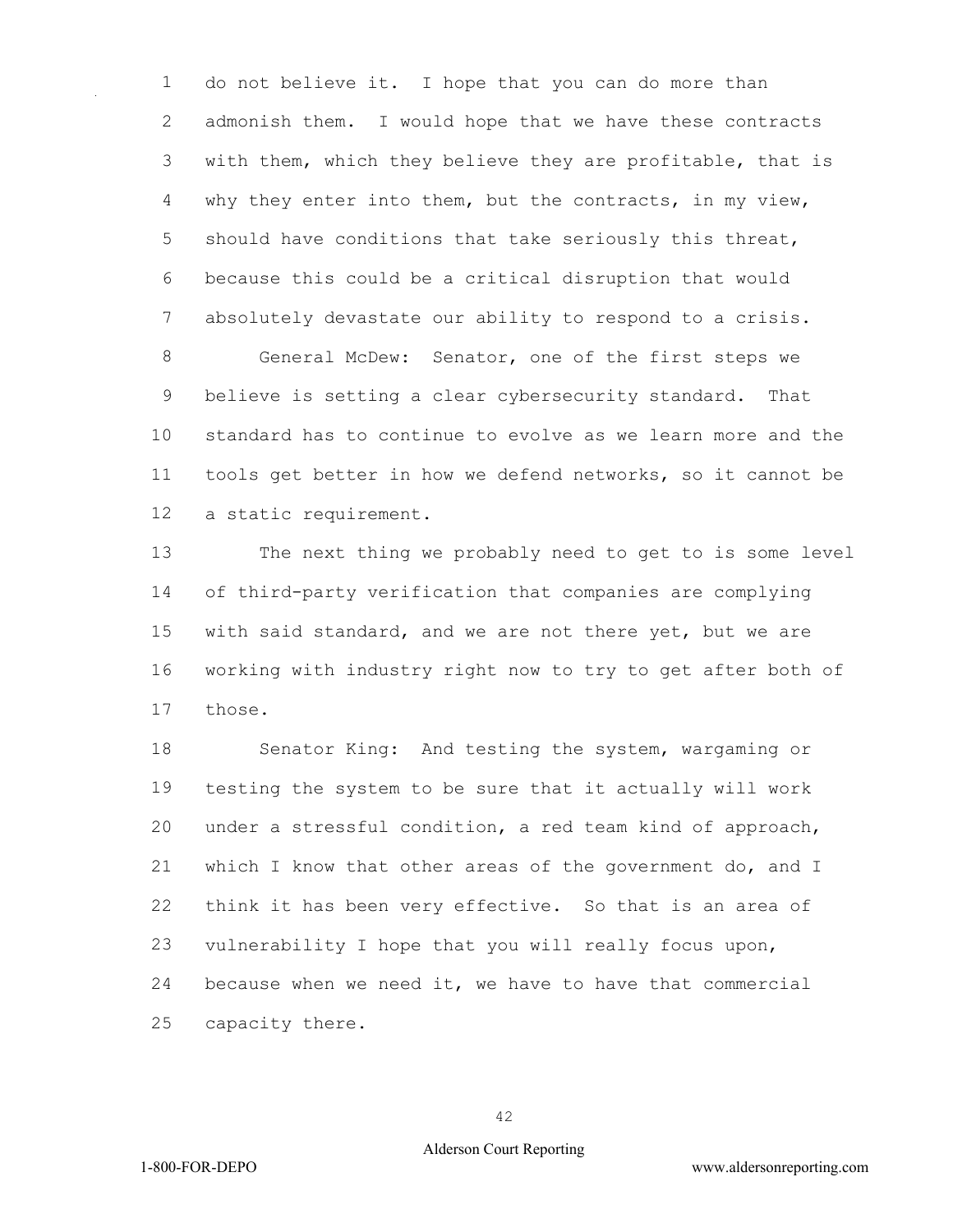do not believe it. I hope that you can do more than admonish them. I would hope that we have these contracts with them, which they believe they are profitable, that is why they enter into them, but the contracts, in my view, should have conditions that take seriously this threat, because this could be a critical disruption that would absolutely devastate our ability to respond to a crisis.

General McDew: Senator, one of the first steps we believe is setting a clear cybersecurity standard. That standard has to continue to evolve as we learn more and the tools get better in how we defend networks, so it cannot be a static requirement.

The next thing we probably need to get to is some level of third-party verification that companies are complying with said standard, and we are not there yet, but we are working with industry right now to try to get after both of those.

Senator King: And testing the system, wargaming or testing the system to be sure that it actually will work under a stressful condition, a red team kind of approach, which I know that other areas of the government do, and I think it has been very effective. So that is an area of vulnerability I hope that you will really focus upon, because when we need it, we have to have that commercial capacity there.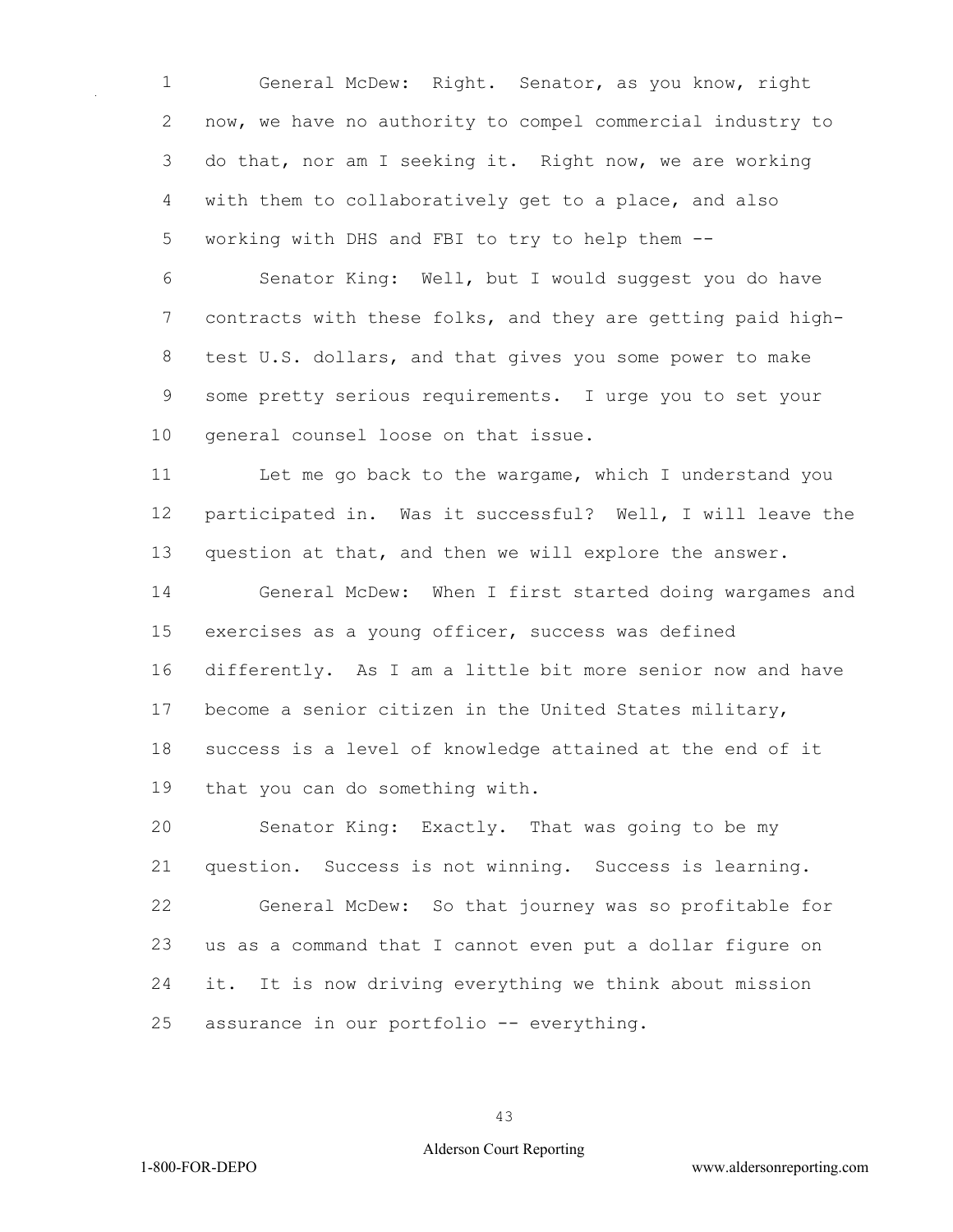General McDew: Right. Senator, as you know, right now, we have no authority to compel commercial industry to do that, nor am I seeking it. Right now, we are working with them to collaboratively get to a place, and also working with DHS and FBI to try to help them --

Senator King: Well, but I would suggest you do have contracts with these folks, and they are getting paid high-test U.S. dollars, and that gives you some power to make some pretty serious requirements. I urge you to set your general counsel loose on that issue.

Let me go back to the wargame, which I understand you participated in. Was it successful? Well, I will leave the question at that, and then we will explore the answer.

General McDew: When I first started doing wargames and exercises as a young officer, success was defined differently. As I am a little bit more senior now and have become a senior citizen in the United States military, success is a level of knowledge attained at the end of it that you can do something with.

Senator King: Exactly. That was going to be my question. Success is not winning. Success is learning.

General McDew: So that journey was so profitable for us as a command that I cannot even put a dollar figure on it. It is now driving everything we think about mission assurance in our portfolio -- everything.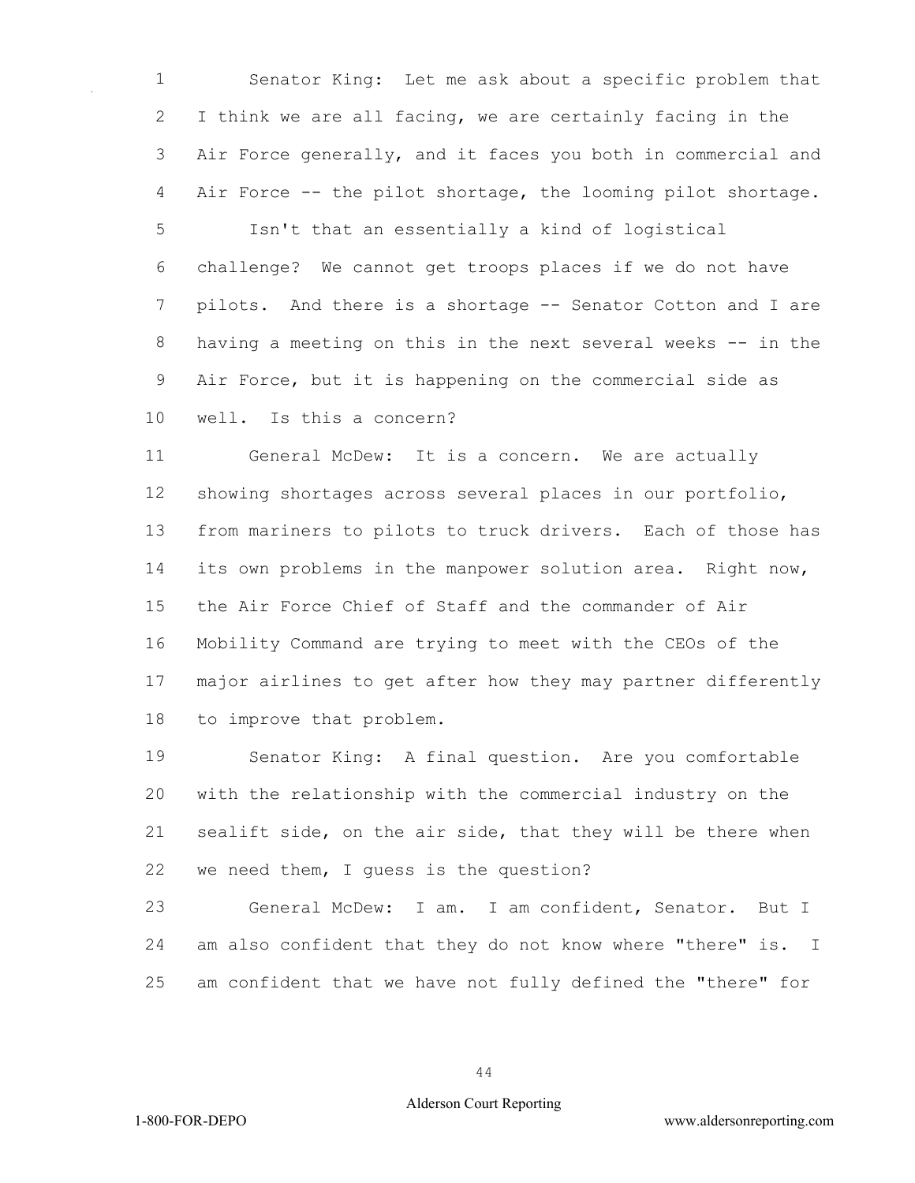Senator King: Let me ask about a specific problem that I think we are all facing, we are certainly facing in the Air Force generally, and it faces you both in commercial and Air Force -- the pilot shortage, the looming pilot shortage.

Isn't that an essentially a kind of logistical challenge? We cannot get troops places if we do not have pilots. And there is a shortage -- Senator Cotton and I are having a meeting on this in the next several weeks -- in the Air Force, but it is happening on the commercial side as well. Is this a concern?

General McDew: It is a concern. We are actually showing shortages across several places in our portfolio, from mariners to pilots to truck drivers. Each of those has its own problems in the manpower solution area. Right now, the Air Force Chief of Staff and the commander of Air Mobility Command are trying to meet with the CEOs of the major airlines to get after how they may partner differently to improve that problem.

Senator King: A final question. Are you comfortable with the relationship with the commercial industry on the sealift side, on the air side, that they will be there when we need them, I guess is the question?

General McDew: I am. I am confident, Senator. But I am also confident that they do not know where "there" is. I am confident that we have not fully defined the "there" for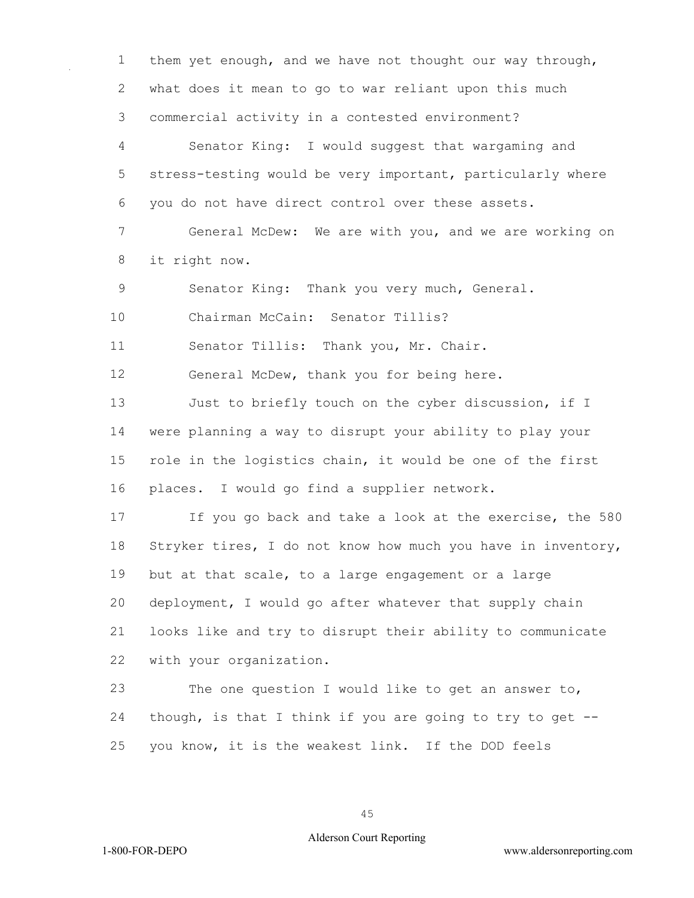them yet enough, and we have not thought our way through, what does it mean to go to war reliant upon this much commercial activity in a contested environment?

Senator King: I would suggest that wargaming and stress-testing would be very important, particularly where you do not have direct control over these assets.

General McDew: We are with you, and we are working on it right now.

Senator King: Thank you very much, General.

Chairman McCain: Senator Tillis?

Senator Tillis: Thank you, Mr. Chair.

General McDew, thank you for being here.

Just to briefly touch on the cyber discussion, if I were planning a way to disrupt your ability to play your role in the logistics chain, it would be one of the first places. I would go find a supplier network.

If you go back and take a look at the exercise, the 580 Stryker tires, I do not know how much you have in inventory, but at that scale, to a large engagement or a large deployment, I would go after whatever that supply chain looks like and try to disrupt their ability to communicate with your organization.

The one question I would like to get an answer to, though, is that I think if you are going to try to get -- you know, it is the weakest link. If the DOD feels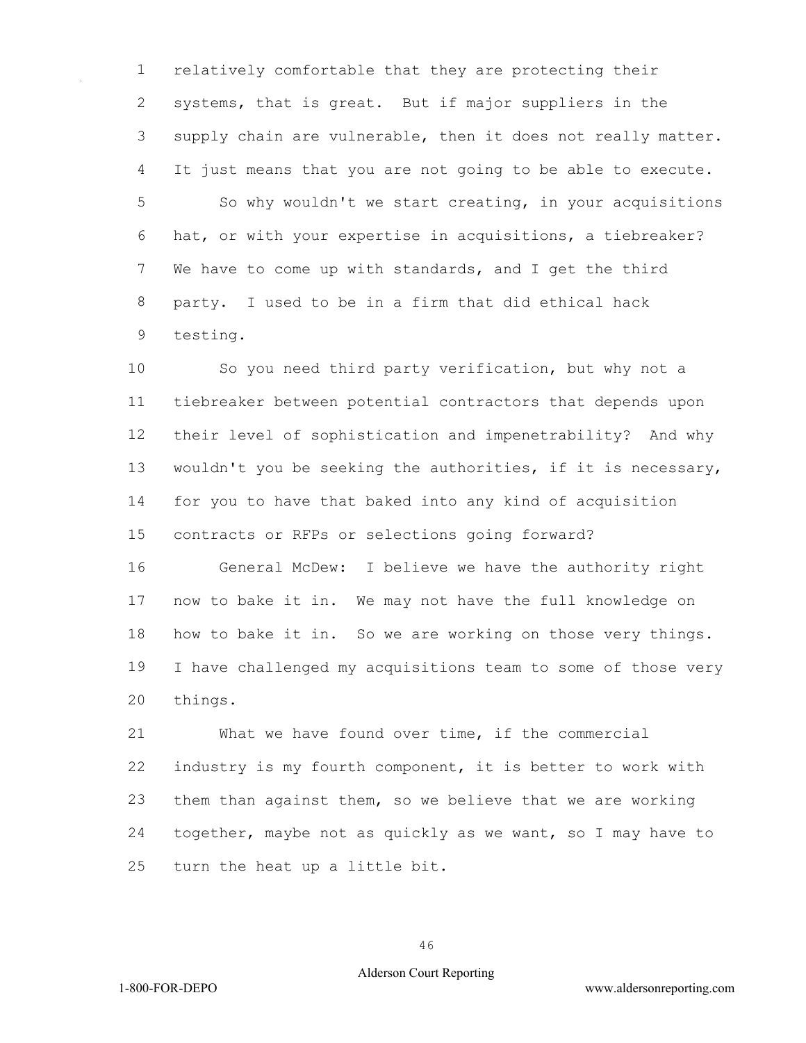relatively comfortable that they are protecting their systems, that is great. But if major suppliers in the supply chain are vulnerable, then it does not really matter. It just means that you are not going to be able to execute.

So why wouldn't we start creating, in your acquisitions hat, or with your expertise in acquisitions, a tiebreaker? We have to come up with standards, and I get the third party. I used to be in a firm that did ethical hack testing.

So you need third party verification, but why not a tiebreaker between potential contractors that depends upon their level of sophistication and impenetrability? And why wouldn't you be seeking the authorities, if it is necessary, for you to have that baked into any kind of acquisition contracts or RFPs or selections going forward?

General McDew: I believe we have the authority right now to bake it in. We may not have the full knowledge on how to bake it in. So we are working on those very things. I have challenged my acquisitions team to some of those very things.

What we have found over time, if the commercial industry is my fourth component, it is better to work with them than against them, so we believe that we are working together, maybe not as quickly as we want, so I may have to turn the heat up a little bit.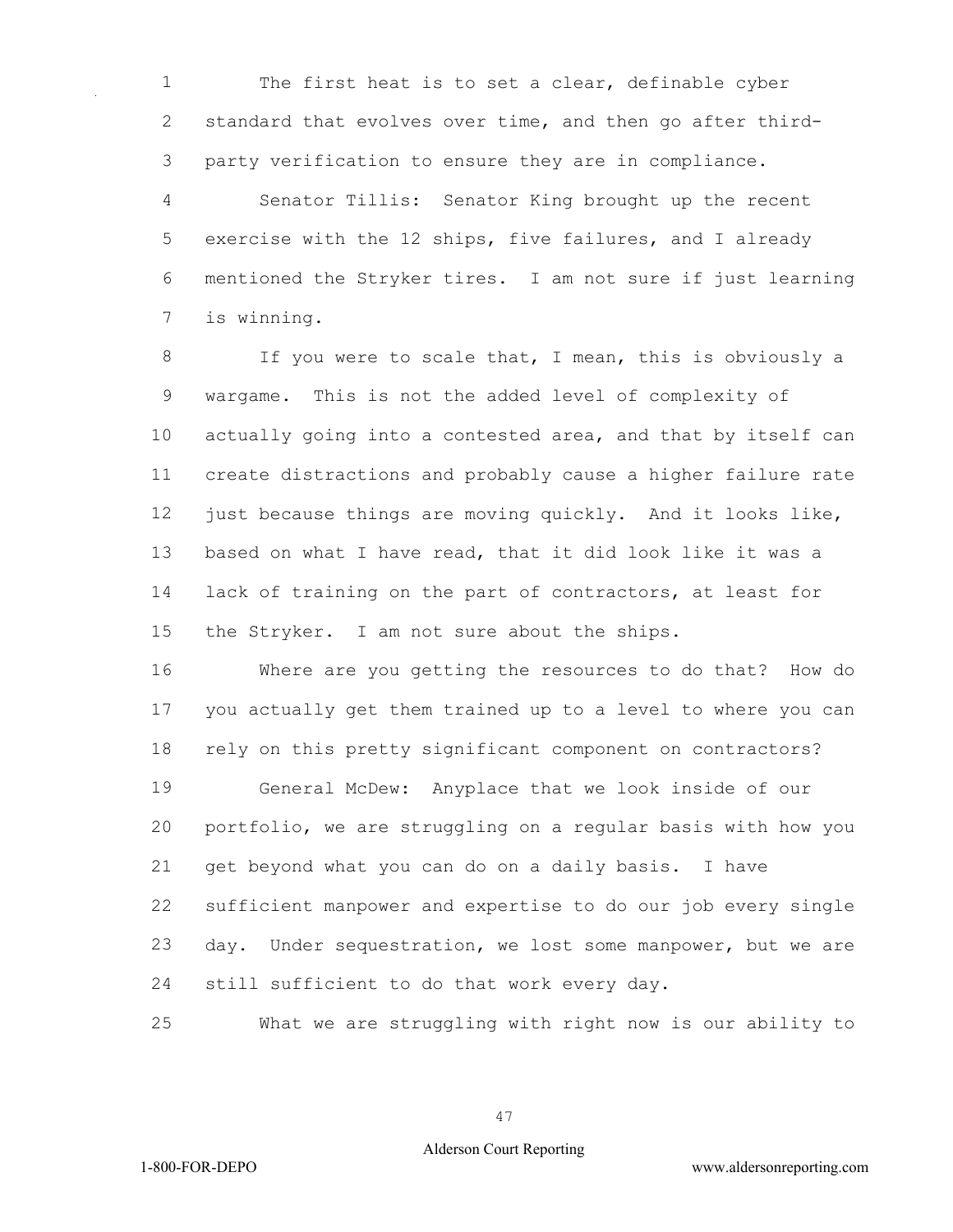The first heat is to set a clear, definable cyber standard that evolves over time, and then go after third-party verification to ensure they are in compliance.

Senator Tillis: Senator King brought up the recent exercise with the 12 ships, five failures, and I already mentioned the Stryker tires. I am not sure if just learning is winning.

If you were to scale that, I mean, this is obviously a wargame. This is not the added level of complexity of actually going into a contested area, and that by itself can create distractions and probably cause a higher failure rate just because things are moving quickly. And it looks like, based on what I have read, that it did look like it was a lack of training on the part of contractors, at least for the Stryker. I am not sure about the ships.

Where are you getting the resources to do that? How do you actually get them trained up to a level to where you can rely on this pretty significant component on contractors?

General McDew: Anyplace that we look inside of our portfolio, we are struggling on a regular basis with how you get beyond what you can do on a daily basis. I have sufficient manpower and expertise to do our job every single day. Under sequestration, we lost some manpower, but we are still sufficient to do that work every day.

What we are struggling with right now is our ability to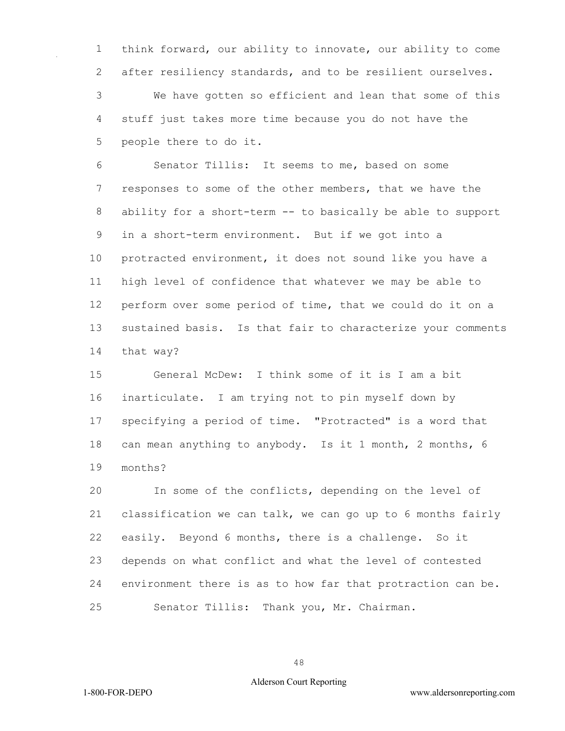think forward, our ability to innovate, our ability to come after resiliency standards, and to be resilient ourselves.

We have gotten so efficient and lean that some of this stuff just takes more time because you do not have the people there to do it.

Senator Tillis: It seems to me, based on some responses to some of the other members, that we have the ability for a short-term -- to basically be able to support in a short-term environment. But if we got into a protracted environment, it does not sound like you have a high level of confidence that whatever we may be able to perform over some period of time, that we could do it on a sustained basis. Is that fair to characterize your comments that way?

General McDew: I think some of it is I am a bit inarticulate. I am trying not to pin myself down by specifying a period of time. "Protracted" is a word that can mean anything to anybody. Is it 1 month, 2 months, 6 months?

In some of the conflicts, depending on the level of classification we can talk, we can go up to 6 months fairly easily. Beyond 6 months, there is a challenge. So it depends on what conflict and what the level of contested environment there is as to how far that protraction can be.

Senator Tillis: Thank you, Mr. Chairman.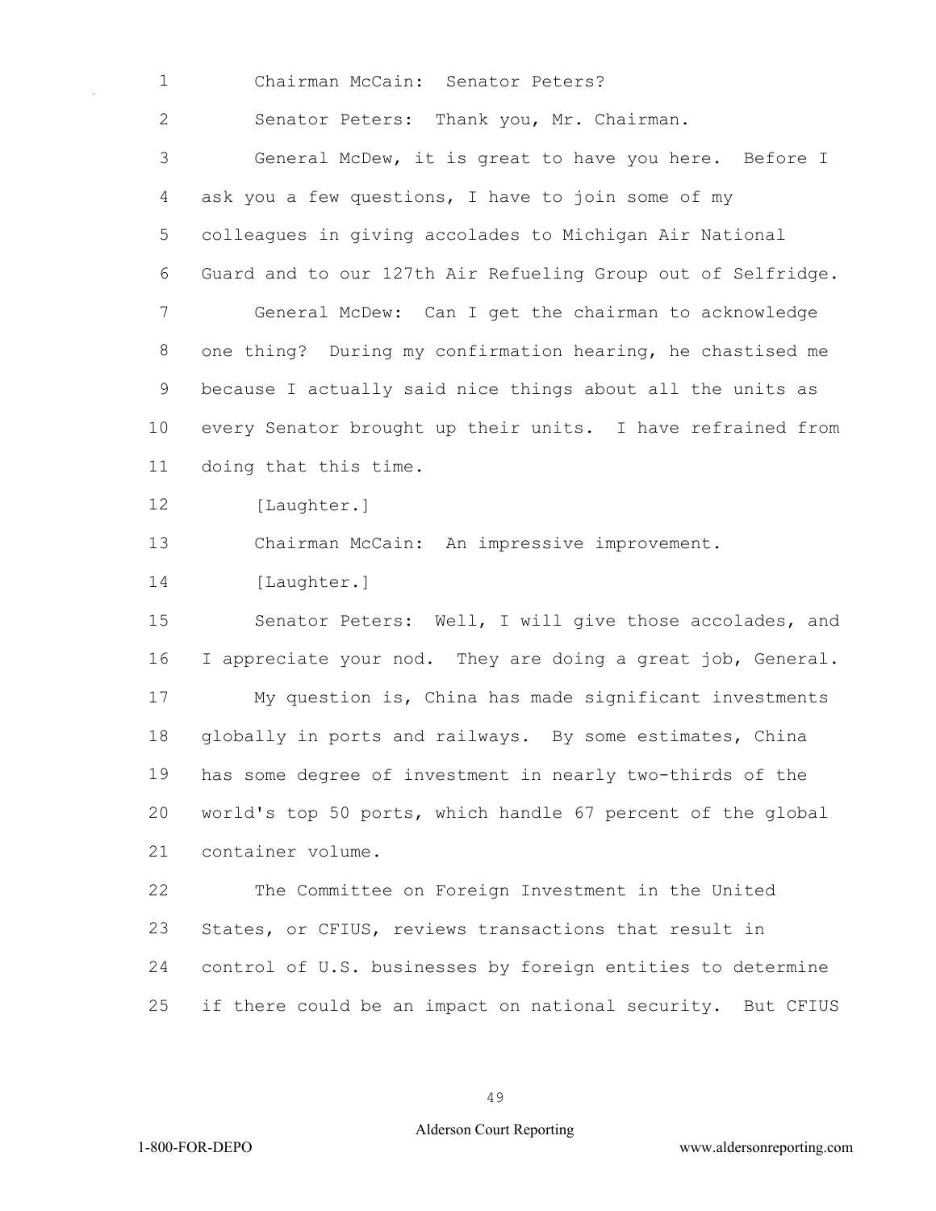Chairman McCain: Senator Peters?

Senator Peters: Thank you, Mr. Chairman.

General McDew, it is great to have you here. Before I ask you a few questions, I have to join some of my colleagues in giving accolades to Michigan Air National Guard and to our 127th Air Refueling Group out of Selfridge.

General McDew: Can I get the chairman to acknowledge one thing? During my confirmation hearing, he chastised me because I actually said nice things about all the units as every Senator brought up their units. I have refrained from doing that this time.

[Laughter.]

Chairman McCain: An impressive improvement.

[Laughter.]

Senator Peters: Well, I will give those accolades, and I appreciate your nod. They are doing a great job, General.

My question is, China has made significant investments globally in ports and railways. By some estimates, China has some degree of investment in nearly two-thirds of the world's top 50 ports, which handle 67 percent of the global container volume.

The Committee on Foreign Investment in the United States, or CFIUS, reviews transactions that result in control of U.S. businesses by foreign entities to determine if there could be an impact on national security. But CFIUS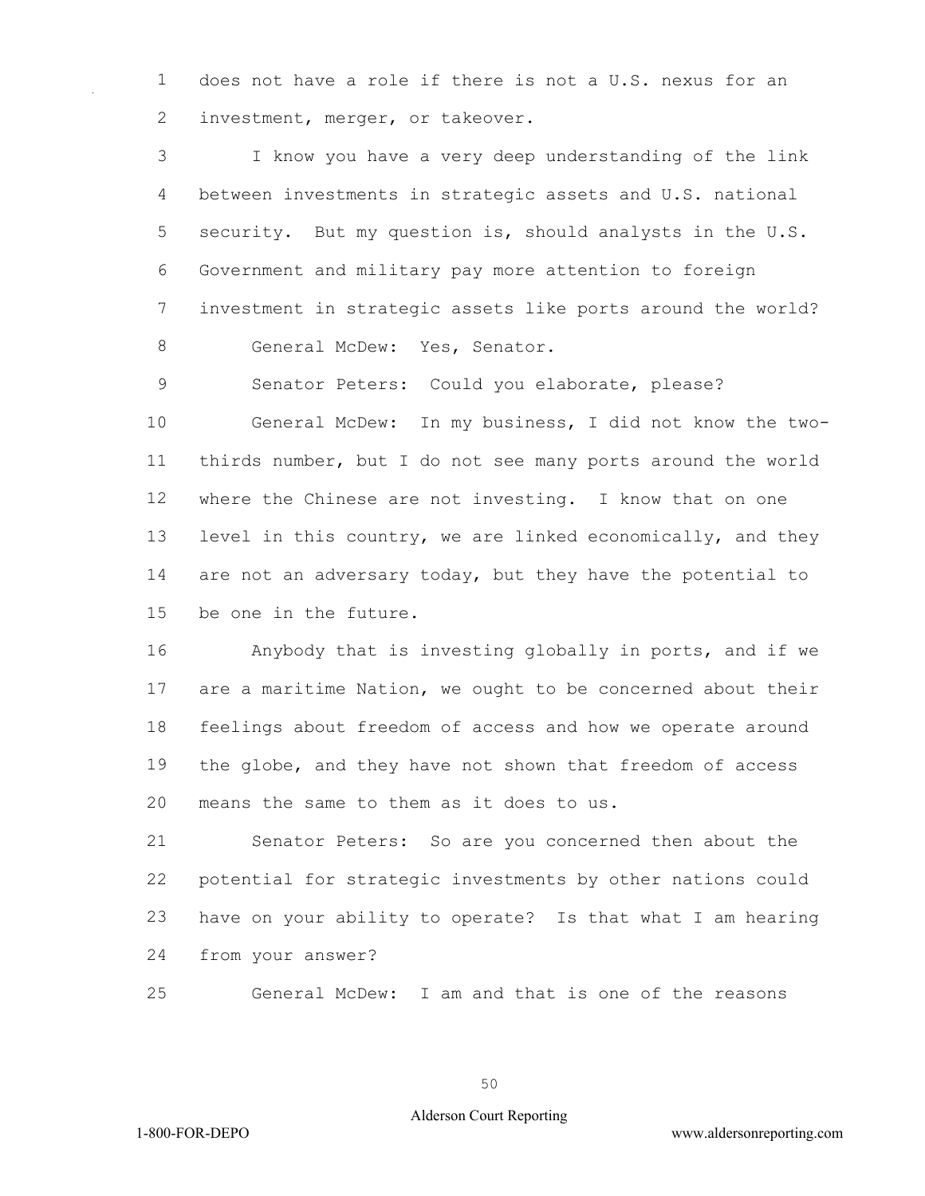does not have a role if there is not a U.S. nexus for an investment, merger, or takeover.

I know you have a very deep understanding of the link between investments in strategic assets and U.S. national security. But my question is, should analysts in the U.S. Government and military pay more attention to foreign investment in strategic assets like ports around the world?

General McDew: Yes, Senator.

Senator Peters: Could you elaborate, please?

General McDew: In my business, I did not know the two-thirds number, but I do not see many ports around the world where the Chinese are not investing. I know that on one level in this country, we are linked economically, and they are not an adversary today, but they have the potential to be one in the future.

Anybody that is investing globally in ports, and if we are a maritime Nation, we ought to be concerned about their feelings about freedom of access and how we operate around the globe, and they have not shown that freedom of access means the same to them as it does to us.

Senator Peters: So are you concerned then about the potential for strategic investments by other nations could have on your ability to operate? Is that what I am hearing from your answer?

General McDew: I am and that is one of the reasons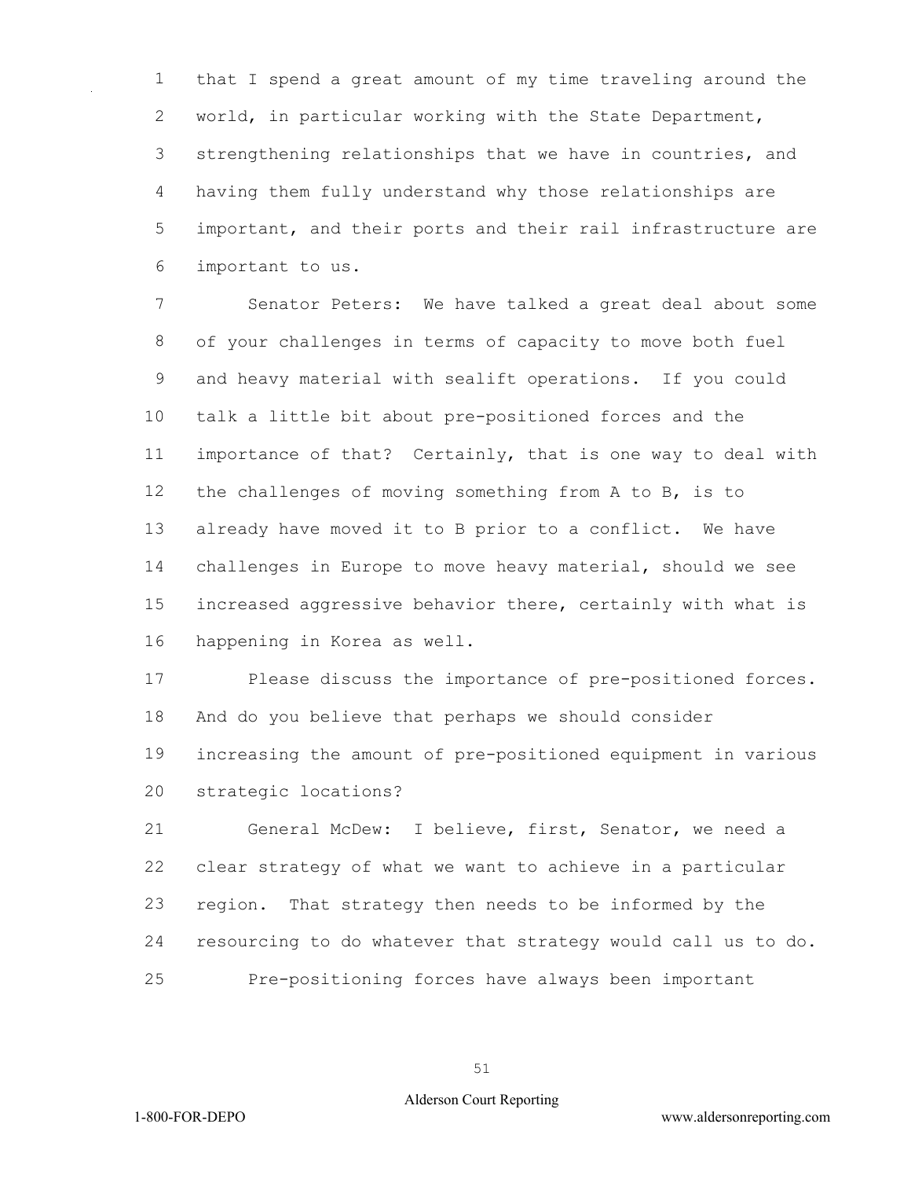that I spend a great amount of my time traveling around the world, in particular working with the State Department, strengthening relationships that we have in countries, and having them fully understand why those relationships are important, and their ports and their rail infrastructure are important to us.

Senator Peters: We have talked a great deal about some of your challenges in terms of capacity to move both fuel and heavy material with sealift operations. If you could talk a little bit about pre-positioned forces and the importance of that? Certainly, that is one way to deal with the challenges of moving something from A to B, is to already have moved it to B prior to a conflict. We have challenges in Europe to move heavy material, should we see increased aggressive behavior there, certainly with what is happening in Korea as well.

Please discuss the importance of pre-positioned forces. And do you believe that perhaps we should consider increasing the amount of pre-positioned equipment in various strategic locations?

General McDew: I believe, first, Senator, we need a clear strategy of what we want to achieve in a particular region. That strategy then needs to be informed by the resourcing to do whatever that strategy would call us to do.

Pre-positioning forces have always been important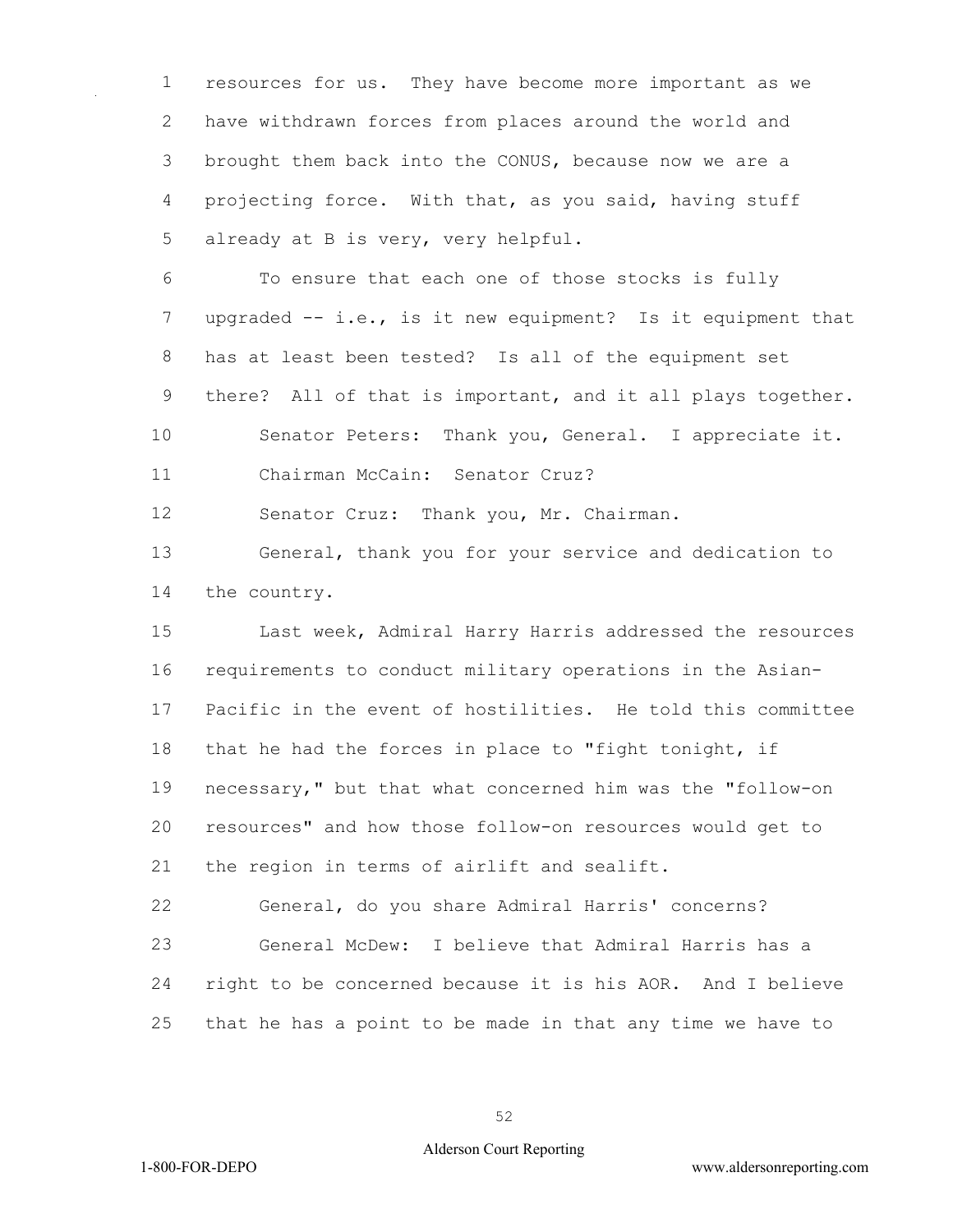resources for us. They have become more important as we have withdrawn forces from places around the world and brought them back into the CONUS, because now we are a projecting force. With that, as you said, having stuff already at B is very, very helpful.

To ensure that each one of those stocks is fully upgraded -- i.e., is it new equipment? Is it equipment that has at least been tested? Is all of the equipment set there? All of that is important, and it all plays together.

Senator Peters: Thank you, General. I appreciate it.

Chairman McCain: Senator Cruz?

Senator Cruz: Thank you, Mr. Chairman.

General, thank you for your service and dedication to the country.

Last week, Admiral Harry Harris addressed the resources requirements to conduct military operations in the Asian-Pacific in the event of hostilities. He told this committee that he had the forces in place to "fight tonight, if necessary," but that what concerned him was the "follow-on resources" and how those follow-on resources would get to the region in terms of airlift and sealift.

General, do you share Admiral Harris' concerns?

General McDew: I believe that Admiral Harris has a right to be concerned because it is his AOR. And I believe that he has a point to be made in that any time we have to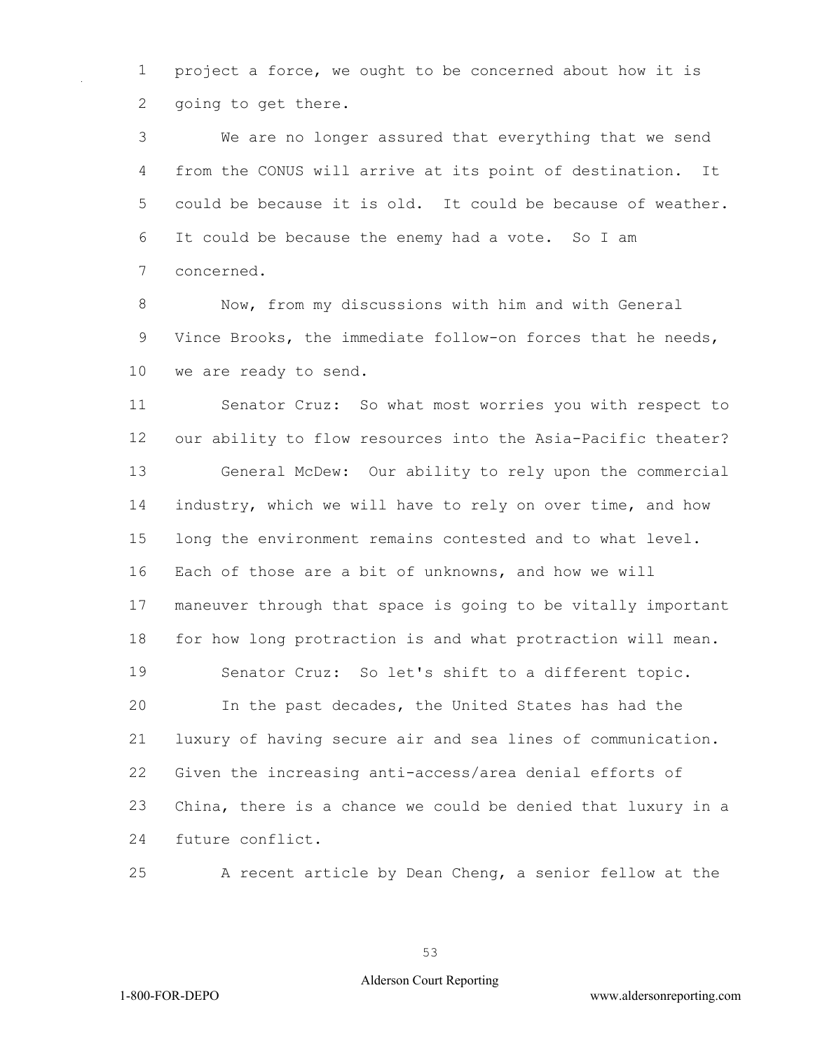project a force, we ought to be concerned about how it is going to get there.

We are no longer assured that everything that we send from the CONUS will arrive at its point of destination. It could be because it is old. It could be because of weather. It could be because the enemy had a vote. So I am concerned.

Now, from my discussions with him and with General Vince Brooks, the immediate follow-on forces that he needs, we are ready to send.

Senator Cruz: So what most worries you with respect to our ability to flow resources into the Asia-Pacific theater?

General McDew: Our ability to rely upon the commercial industry, which we will have to rely on over time, and how long the environment remains contested and to what level. Each of those are a bit of unknowns, and how we will maneuver through that space is going to be vitally important for how long protraction is and what protraction will mean.

Senator Cruz: So let's shift to a different topic.

In the past decades, the United States has had the luxury of having secure air and sea lines of communication. Given the increasing anti-access/area denial efforts of China, there is a chance we could be denied that luxury in a future conflict.

A recent article by Dean Cheng, a senior fellow at the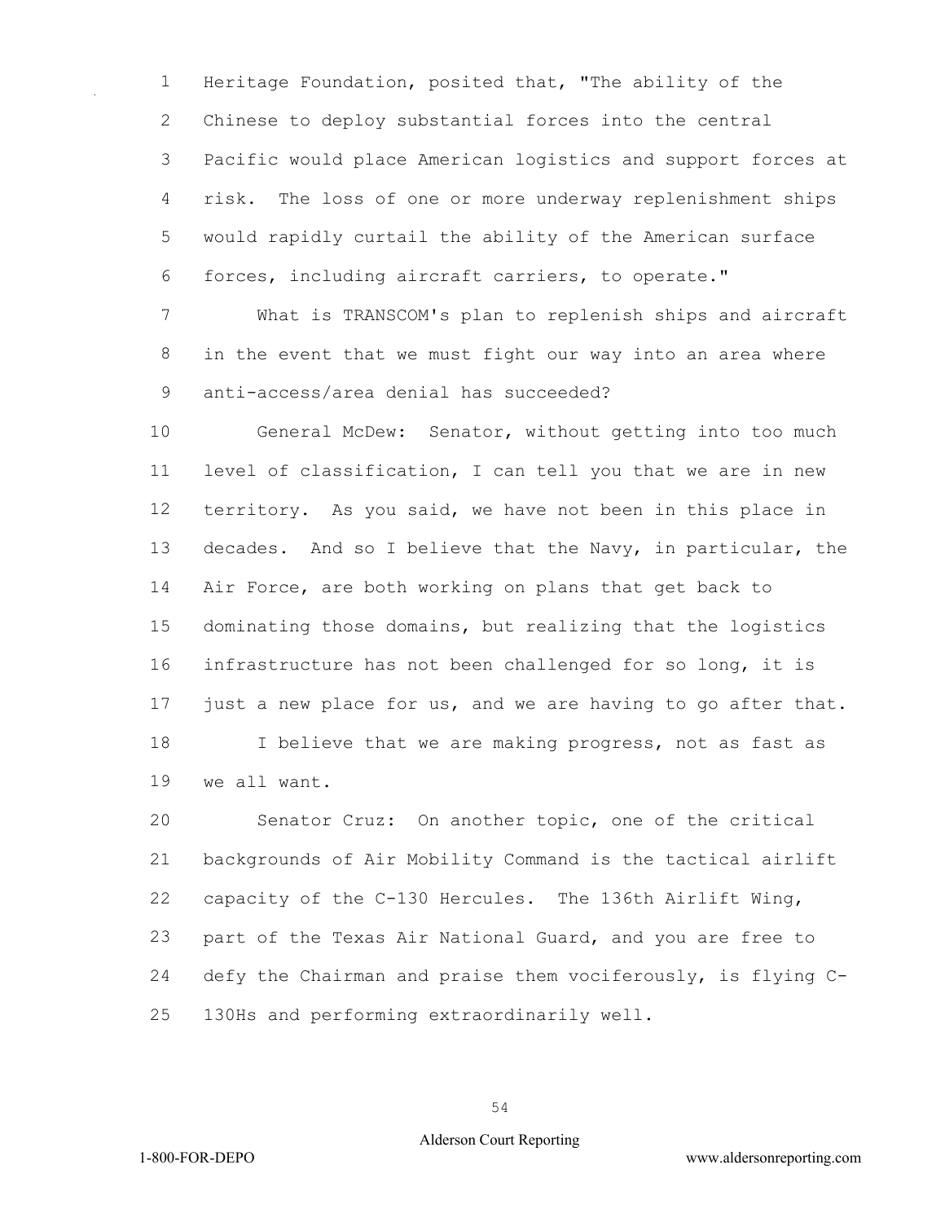Heritage Foundation, posited that, "The ability of the Chinese to deploy substantial forces into the central Pacific would place American logistics and support forces at risk. The loss of one or more underway replenishment ships would rapidly curtail the ability of the American surface forces, including aircraft carriers, to operate."

What is TRANSCOM's plan to replenish ships and aircraft in the event that we must fight our way into an area where anti-access/area denial has succeeded?

General McDew: Senator, without getting into too much level of classification, I can tell you that we are in new territory. As you said, we have not been in this place in decades. And so I believe that the Navy, in particular, the Air Force, are both working on plans that get back to dominating those domains, but realizing that the logistics infrastructure has not been challenged for so long, it is just a new place for us, and we are having to go after that.

I believe that we are making progress, not as fast as we all want.

Senator Cruz: On another topic, one of the critical backgrounds of Air Mobility Command is the tactical airlift capacity of the C-130 Hercules. The 136th Airlift Wing, part of the Texas Air National Guard, and you are free to defy the Chairman and praise them vociferously, is flying C-130Hs and performing extraordinarily well.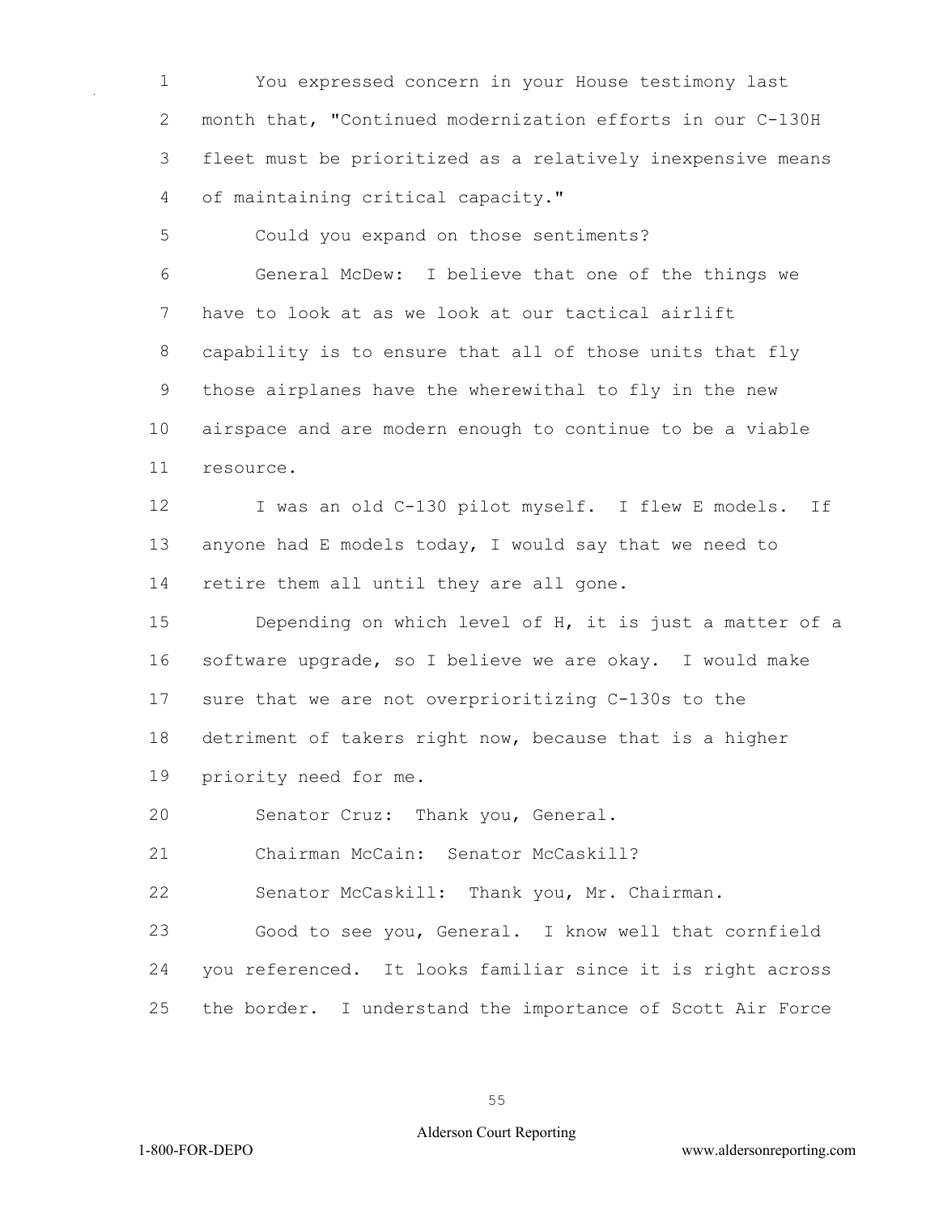You expressed concern in your House testimony last month that, "Continued modernization efforts in our C-130H fleet must be prioritized as a relatively inexpensive means of maintaining critical capacity."

Could you expand on those sentiments?

General McDew: I believe that one of the things we have to look at as we look at our tactical airlift capability is to ensure that all of those units that fly those airplanes have the wherewithal to fly in the new airspace and are modern enough to continue to be a viable resource.

I was an old C-130 pilot myself. I flew E models. If anyone had E models today, I would say that we need to retire them all until they are all gone.

Depending on which level of H, it is just a matter of a software upgrade, so I believe we are okay. I would make sure that we are not overprioritizing C-130s to the detriment of takers right now, because that is a higher priority need for me.

Senator Cruz: Thank you, General.

Chairman McCain: Senator McCaskill?

Senator McCaskill: Thank you, Mr. Chairman.

Good to see you, General. I know well that cornfield you referenced. It looks familiar since it is right across the border. I understand the importance of Scott Air Force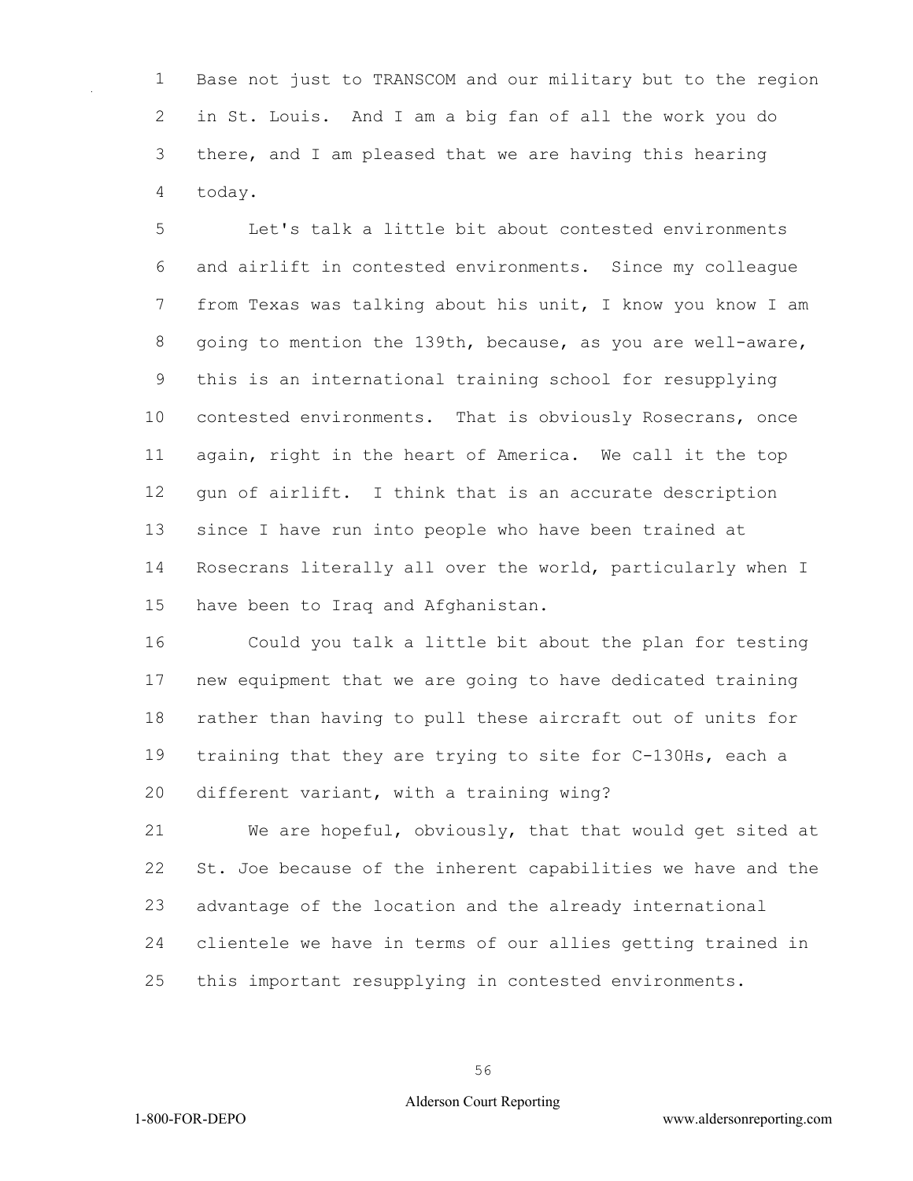Base not just to TRANSCOM and our military but to the region in St. Louis. And I am a big fan of all the work you do there, and I am pleased that we are having this hearing today.

Let's talk a little bit about contested environments and airlift in contested environments. Since my colleague from Texas was talking about his unit, I know you know I am going to mention the 139th, because, as you are well-aware, this is an international training school for resupplying contested environments. That is obviously Rosecrans, once again, right in the heart of America. We call it the top gun of airlift. I think that is an accurate description since I have run into people who have been trained at Rosecrans literally all over the world, particularly when I have been to Iraq and Afghanistan.

Could you talk a little bit about the plan for testing new equipment that we are going to have dedicated training rather than having to pull these aircraft out of units for training that they are trying to site for C-130Hs, each a different variant, with a training wing?

We are hopeful, obviously, that that would get sited at St. Joe because of the inherent capabilities we have and the advantage of the location and the already international clientele we have in terms of our allies getting trained in this important resupplying in contested environments.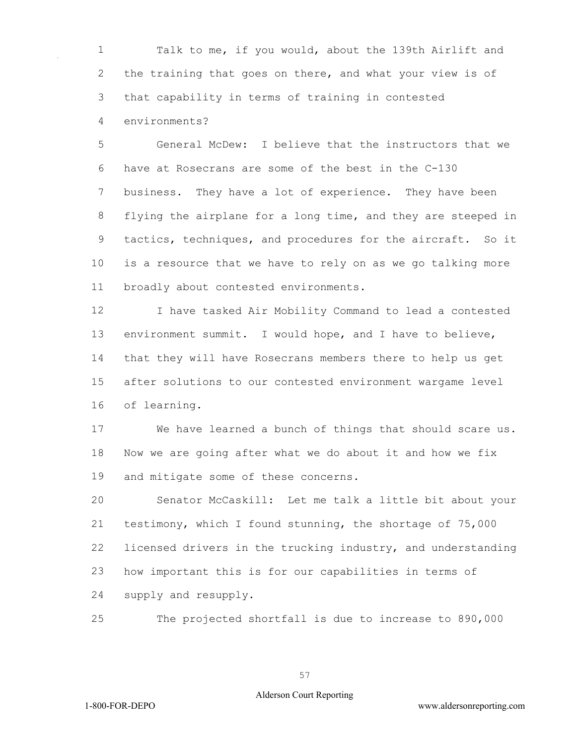Talk to me, if you would, about the 139th Airlift and the training that goes on there, and what your view is of that capability in terms of training in contested environments?

General McDew: I believe that the instructors that we have at Rosecrans are some of the best in the C-130 business. They have a lot of experience. They have been flying the airplane for a long time, and they are steeped in tactics, techniques, and procedures for the aircraft. So it is a resource that we have to rely on as we go talking more broadly about contested environments.

I have tasked Air Mobility Command to lead a contested environment summit. I would hope, and I have to believe, that they will have Rosecrans members there to help us get after solutions to our contested environment wargame level of learning.

We have learned a bunch of things that should scare us. Now we are going after what we do about it and how we fix and mitigate some of these concerns.

Senator McCaskill: Let me talk a little bit about your testimony, which I found stunning, the shortage of 75,000 licensed drivers in the trucking industry, and understanding how important this is for our capabilities in terms of supply and resupply.

The projected shortfall is due to increase to 890,000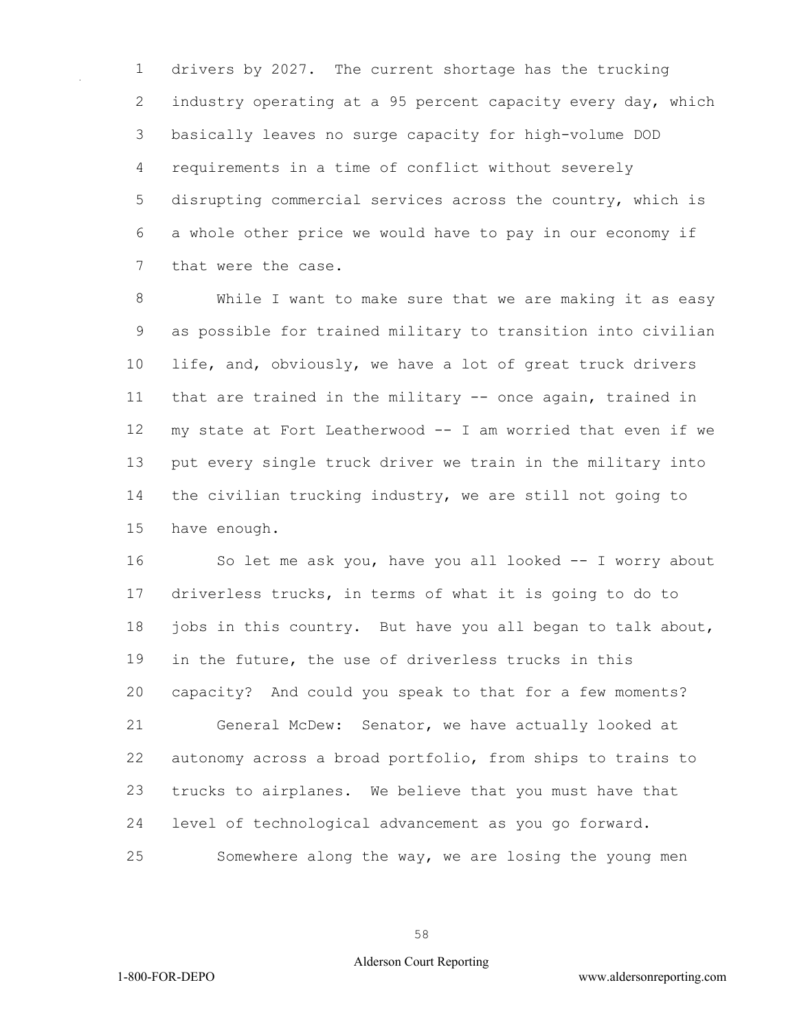drivers by 2027. The current shortage has the trucking industry operating at a 95 percent capacity every day, which basically leaves no surge capacity for high-volume DOD requirements in a time of conflict without severely disrupting commercial services across the country, which is a whole other price we would have to pay in our economy if that were the case.

While I want to make sure that we are making it as easy as possible for trained military to transition into civilian life, and, obviously, we have a lot of great truck drivers that are trained in the military -- once again, trained in my state at Fort Leatherwood -- I am worried that even if we put every single truck driver we train in the military into the civilian trucking industry, we are still not going to have enough.

So let me ask you, have you all looked -- I worry about driverless trucks, in terms of what it is going to do to jobs in this country. But have you all began to talk about, in the future, the use of driverless trucks in this capacity? And could you speak to that for a few moments?

General McDew: Senator, we have actually looked at autonomy across a broad portfolio, from ships to trains to trucks to airplanes. We believe that you must have that level of technological advancement as you go forward.

Somewhere along the way, we are losing the young men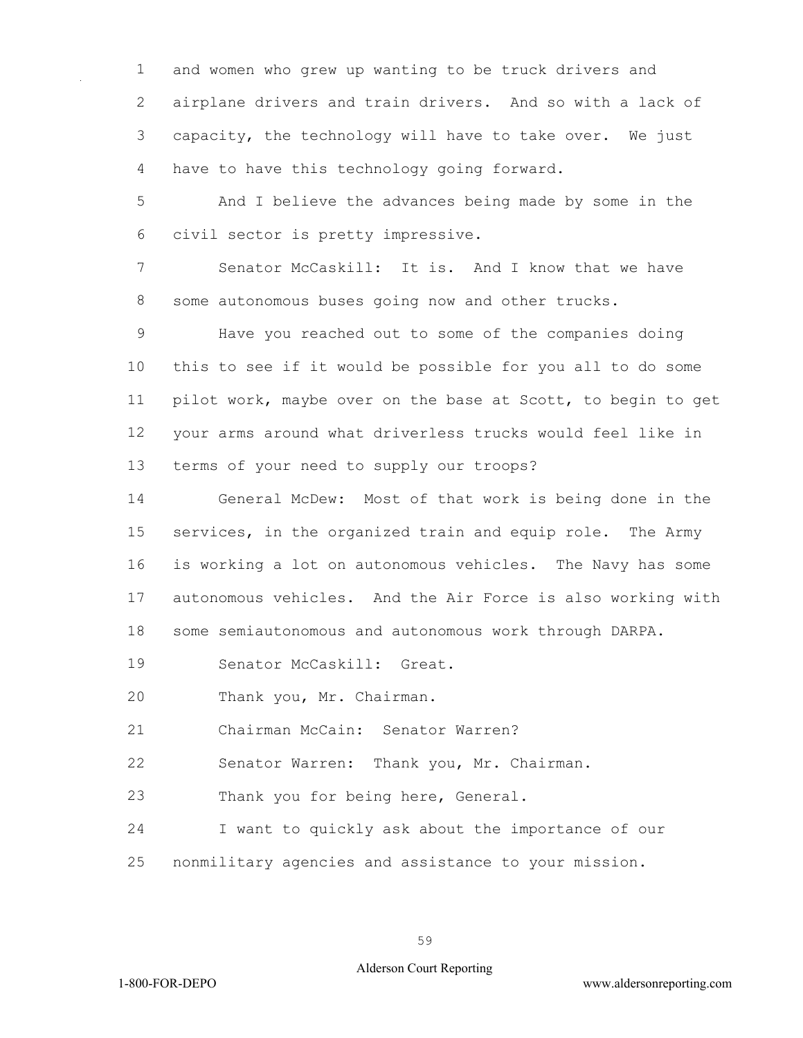and women who grew up wanting to be truck drivers and airplane drivers and train drivers. And so with a lack of capacity, the technology will have to take over. We just have to have this technology going forward.

And I believe the advances being made by some in the civil sector is pretty impressive.

Senator McCaskill: It is. And I know that we have some autonomous buses going now and other trucks.

Have you reached out to some of the companies doing this to see if it would be possible for you all to do some pilot work, maybe over on the base at Scott, to begin to get your arms around what driverless trucks would feel like in terms of your need to supply our troops?

General McDew: Most of that work is being done in the services, in the organized train and equip role. The Army is working a lot on autonomous vehicles. The Navy has some autonomous vehicles. And the Air Force is also working with some semiautonomous and autonomous work through DARPA.

Senator McCaskill: Great.

Thank you, Mr. Chairman.

Chairman McCain: Senator Warren?

Senator Warren: Thank you, Mr. Chairman.

Thank you for being here, General.

I want to quickly ask about the importance of our nonmilitary agencies and assistance to your mission.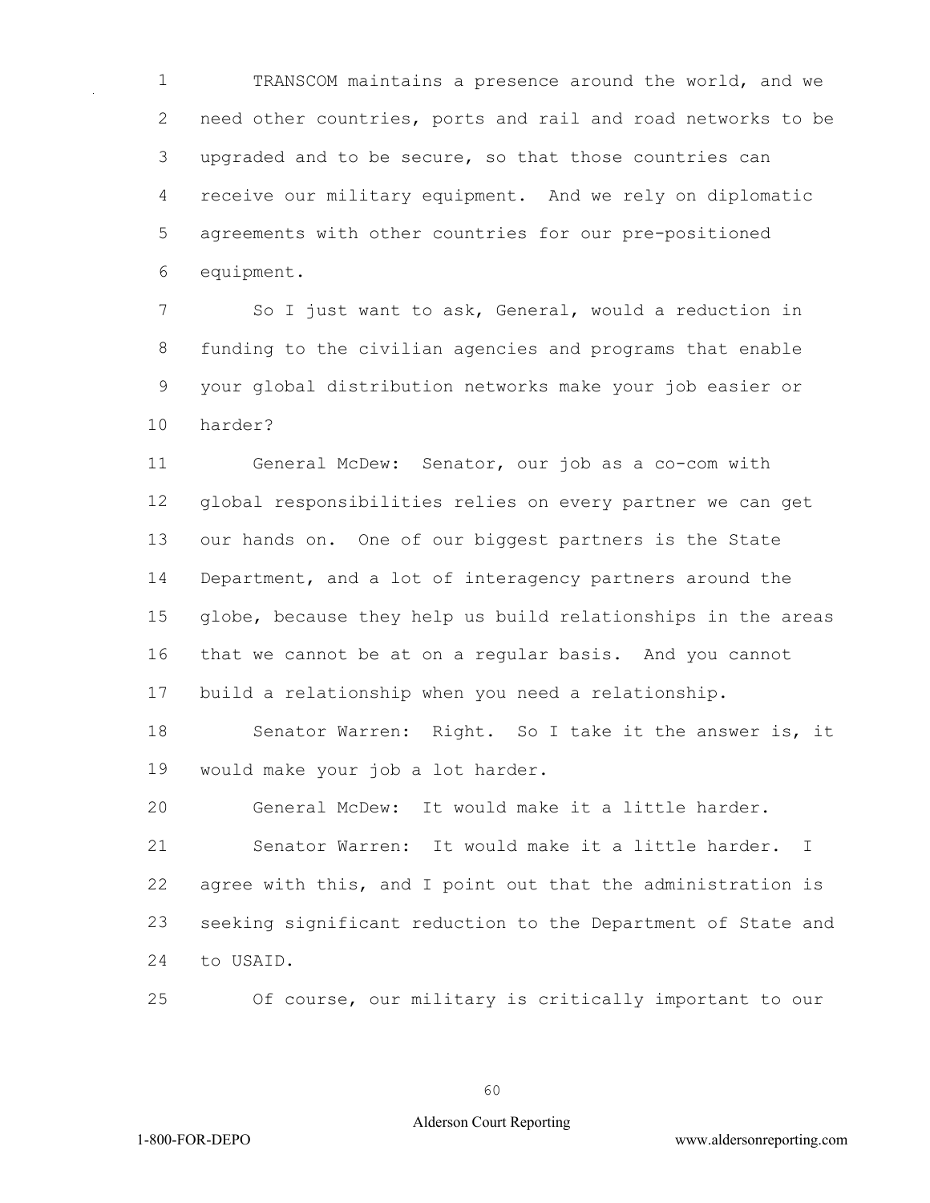TRANSCOM maintains a presence around the world, and we need other countries, ports and rail and road networks to be upgraded and to be secure, so that those countries can receive our military equipment. And we rely on diplomatic agreements with other countries for our pre-positioned equipment.

So I just want to ask, General, would a reduction in funding to the civilian agencies and programs that enable your global distribution networks make your job easier or harder?

General McDew: Senator, our job as a co-com with global responsibilities relies on every partner we can get our hands on. One of our biggest partners is the State Department, and a lot of interagency partners around the globe, because they help us build relationships in the areas that we cannot be at on a regular basis. And you cannot build a relationship when you need a relationship.

Senator Warren: Right. So I take it the answer is, it would make your job a lot harder.

General McDew: It would make it a little harder.

Senator Warren: It would make it a little harder. I agree with this, and I point out that the administration is seeking significant reduction to the Department of State and to USAID.

Of course, our military is critically important to our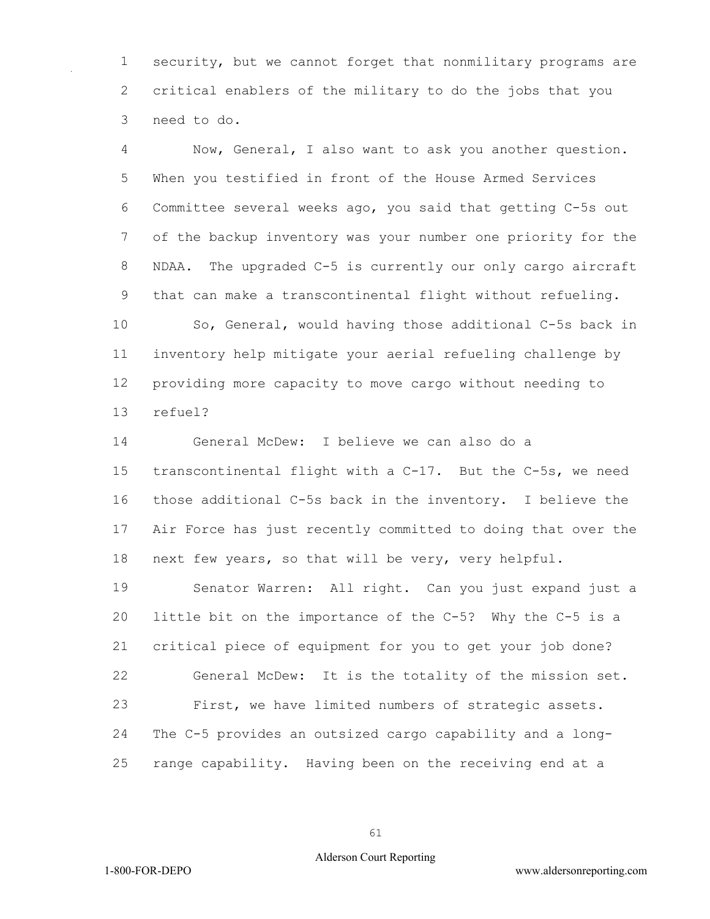security, but we cannot forget that nonmilitary programs are critical enablers of the military to do the jobs that you need to do.

Now, General, I also want to ask you another question. When you testified in front of the House Armed Services Committee several weeks ago, you said that getting C-5s out of the backup inventory was your number one priority for the NDAA. The upgraded C-5 is currently our only cargo aircraft that can make a transcontinental flight without refueling.

So, General, would having those additional C-5s back in inventory help mitigate your aerial refueling challenge by providing more capacity to move cargo without needing to refuel?

General McDew: I believe we can also do a transcontinental flight with a C-17. But the C-5s, we need those additional C-5s back in the inventory. I believe the Air Force has just recently committed to doing that over the next few years, so that will be very, very helpful.

Senator Warren: All right. Can you just expand just a little bit on the importance of the C-5? Why the C-5 is a critical piece of equipment for you to get your job done?

General McDew: It is the totality of the mission set.

First, we have limited numbers of strategic assets. The C-5 provides an outsized cargo capability and a long-range capability. Having been on the receiving end at a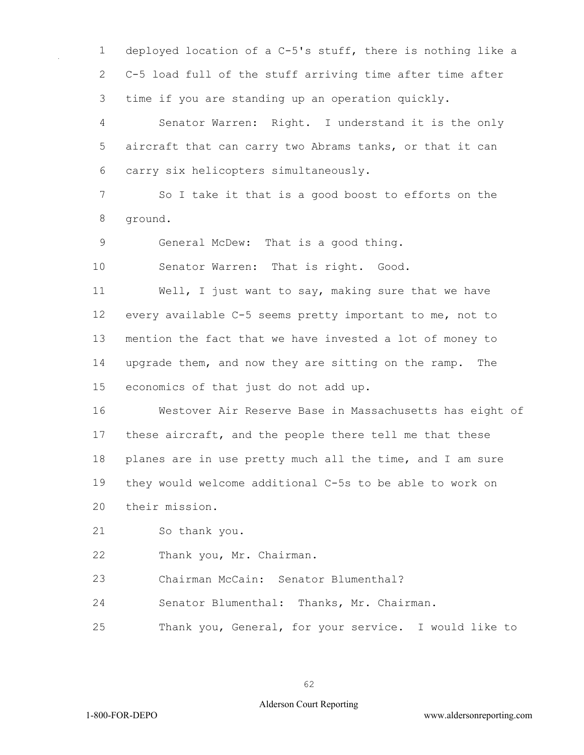deployed location of a C-5's stuff, there is nothing like a C-5 load full of the stuff arriving time after time after time if you are standing up an operation quickly.

Senator Warren: Right. I understand it is the only aircraft that can carry two Abrams tanks, or that it can carry six helicopters simultaneously.

So I take it that is a good boost to efforts on the ground.

General McDew: That is a good thing.

Senator Warren: That is right. Good.

Well, I just want to say, making sure that we have every available C-5 seems pretty important to me, not to mention the fact that we have invested a lot of money to upgrade them, and now they are sitting on the ramp. The economics of that just do not add up.

Westover Air Reserve Base in Massachusetts has eight of these aircraft, and the people there tell me that these planes are in use pretty much all the time, and I am sure they would welcome additional C-5s to be able to work on their mission.

So thank you.

Thank you, Mr. Chairman.

Chairman McCain: Senator Blumenthal?

Senator Blumenthal: Thanks, Mr. Chairman.

Thank you, General, for your service. I would like to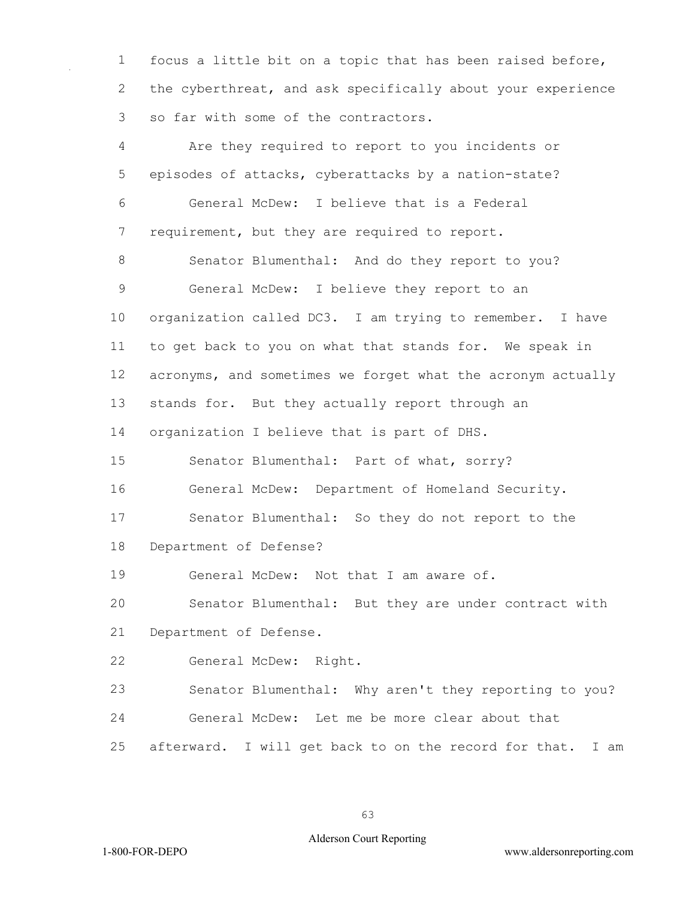focus a little bit on a topic that has been raised before, the cyberthreat, and ask specifically about your experience so far with some of the contractors.

Are they required to report to you incidents or episodes of attacks, cyberattacks by a nation-state?

General McDew: I believe that is a Federal requirement, but they are required to report.

Senator Blumenthal: And do they report to you?

General McDew: I believe they report to an organization called DC3. I am trying to remember. I have to get back to you on what that stands for. We speak in acronyms, and sometimes we forget what the acronym actually stands for. But they actually report through an organization I believe that is part of DHS.

Senator Blumenthal: Part of what, sorry?

General McDew: Department of Homeland Security.

Senator Blumenthal: So they do not report to the Department of Defense?

General McDew: Not that I am aware of.

Senator Blumenthal: But they are under contract with Department of Defense.

General McDew: Right.

Senator Blumenthal: Why aren't they reporting to you?

General McDew: Let me be more clear about that afterward. I will get back to on the record for that. I am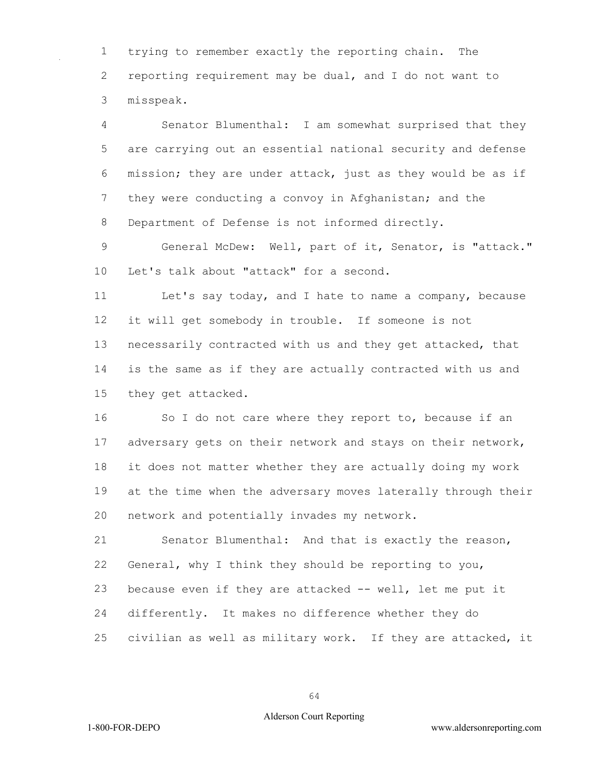trying to remember exactly the reporting chain. The reporting requirement may be dual, and I do not want to misspeak.

Senator Blumenthal: I am somewhat surprised that they are carrying out an essential national security and defense mission; they are under attack, just as they would be as if they were conducting a convoy in Afghanistan; and the Department of Defense is not informed directly.

General McDew: Well, part of it, Senator, is "attack." Let's talk about "attack" for a second.

Let's say today, and I hate to name a company, because it will get somebody in trouble. If someone is not necessarily contracted with us and they get attacked, that is the same as if they are actually contracted with us and they get attacked.

So I do not care where they report to, because if an adversary gets on their network and stays on their network, it does not matter whether they are actually doing my work at the time when the adversary moves laterally through their network and potentially invades my network.

Senator Blumenthal: And that is exactly the reason, General, why I think they should be reporting to you, because even if they are attacked -- well, let me put it differently. It makes no difference whether they do civilian as well as military work. If they are attacked, it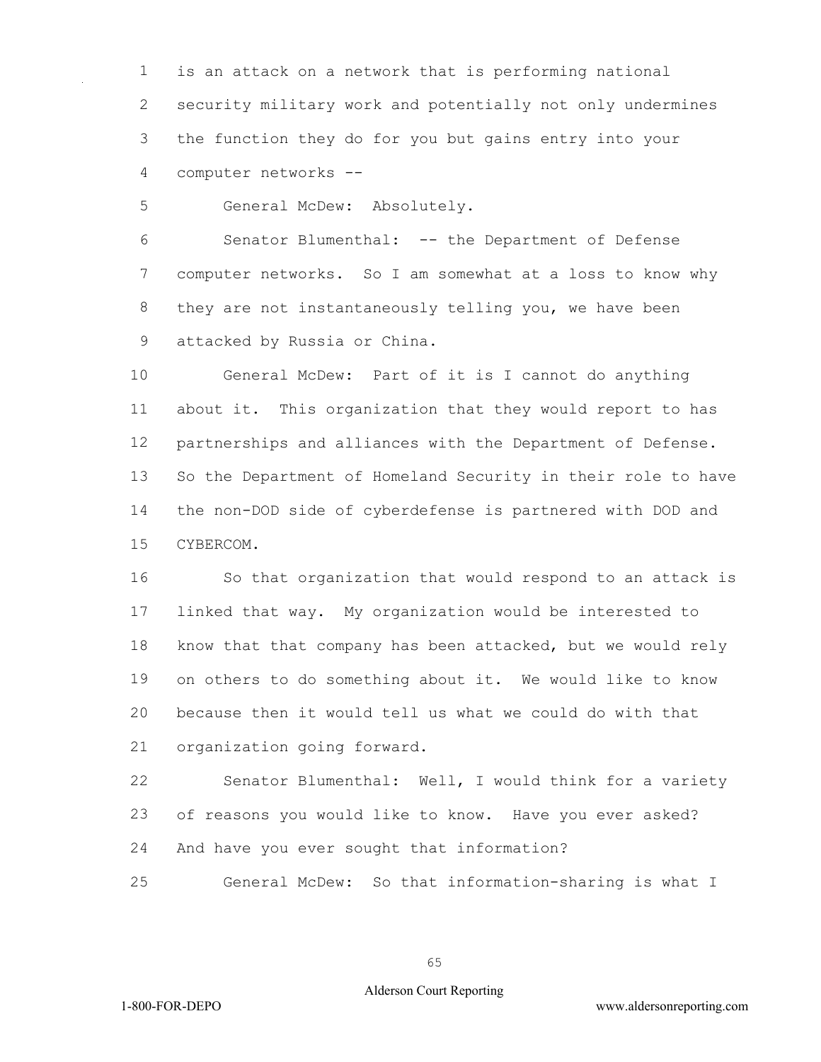is an attack on a network that is performing national security military work and potentially not only undermines the function they do for you but gains entry into your computer networks --

General McDew: Absolutely.

Senator Blumenthal: -- the Department of Defense computer networks. So I am somewhat at a loss to know why they are not instantaneously telling you, we have been attacked by Russia or China.

General McDew: Part of it is I cannot do anything about it. This organization that they would report to has partnerships and alliances with the Department of Defense. So the Department of Homeland Security in their role to have the non-DOD side of cyberdefense is partnered with DOD and CYBERCOM.

So that organization that would respond to an attack is linked that way. My organization would be interested to know that that company has been attacked, but we would rely on others to do something about it. We would like to know because then it would tell us what we could do with that organization going forward.

Senator Blumenthal: Well, I would think for a variety of reasons you would like to know. Have you ever asked? And have you ever sought that information?

General McDew: So that information-sharing is what I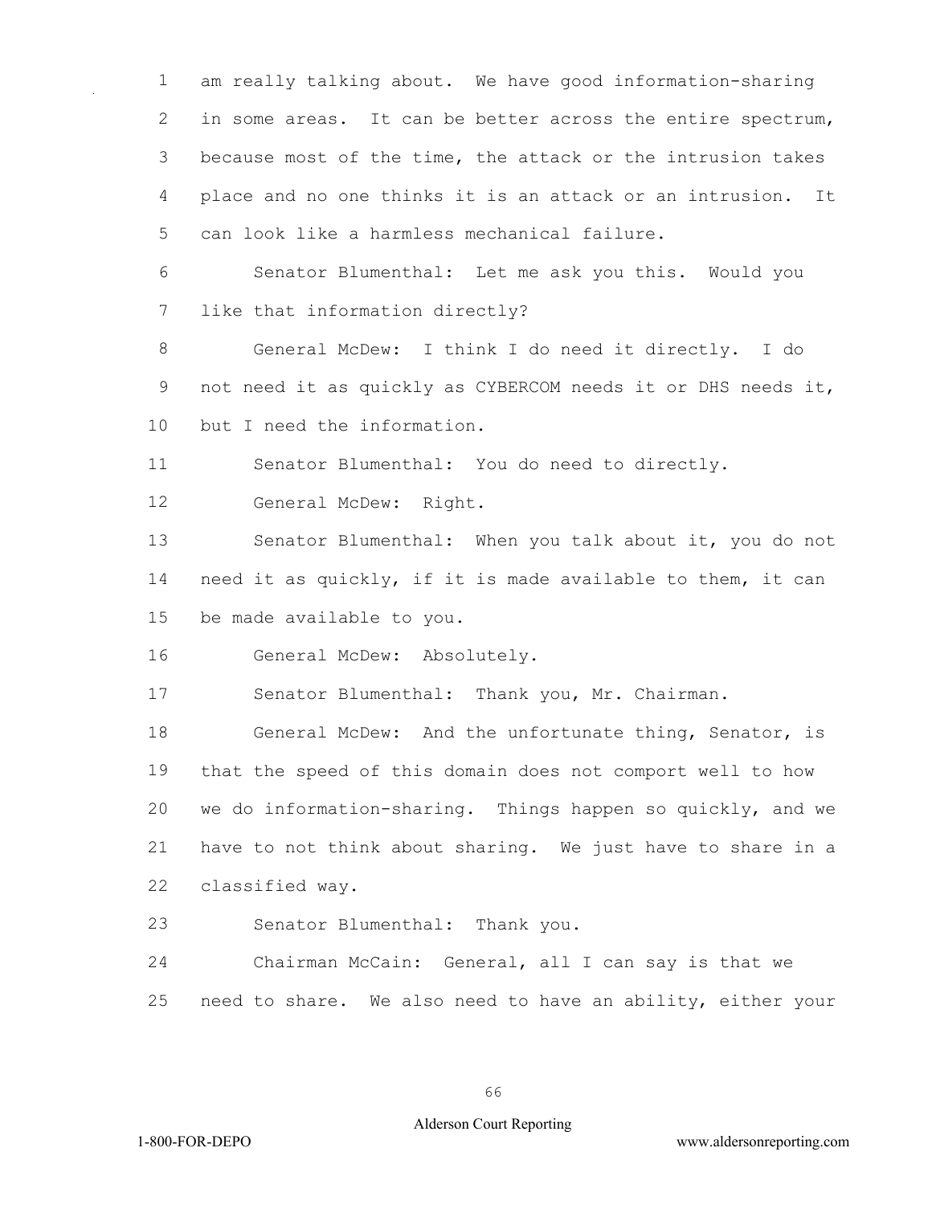am really talking about. We have good information-sharing in some areas. It can be better across the entire spectrum, because most of the time, the attack or the intrusion takes place and no one thinks it is an attack or an intrusion. It can look like a harmless mechanical failure.

Senator Blumenthal: Let me ask you this. Would you like that information directly?

General McDew: I think I do need it directly. I do not need it as quickly as CYBERCOM needs it or DHS needs it, but I need the information.

Senator Blumenthal: You do need to directly.

General McDew: Right.

Senator Blumenthal: When you talk about it, you do not need it as quickly, if it is made available to them, it can be made available to you.

General McDew: Absolutely.

Senator Blumenthal: Thank you, Mr. Chairman.

General McDew: And the unfortunate thing, Senator, is that the speed of this domain does not comport well to how we do information-sharing. Things happen so quickly, and we have to not think about sharing. We just have to share in a classified way.

Senator Blumenthal: Thank you.

Chairman McCain: General, all I can say is that we need to share. We also need to have an ability, either your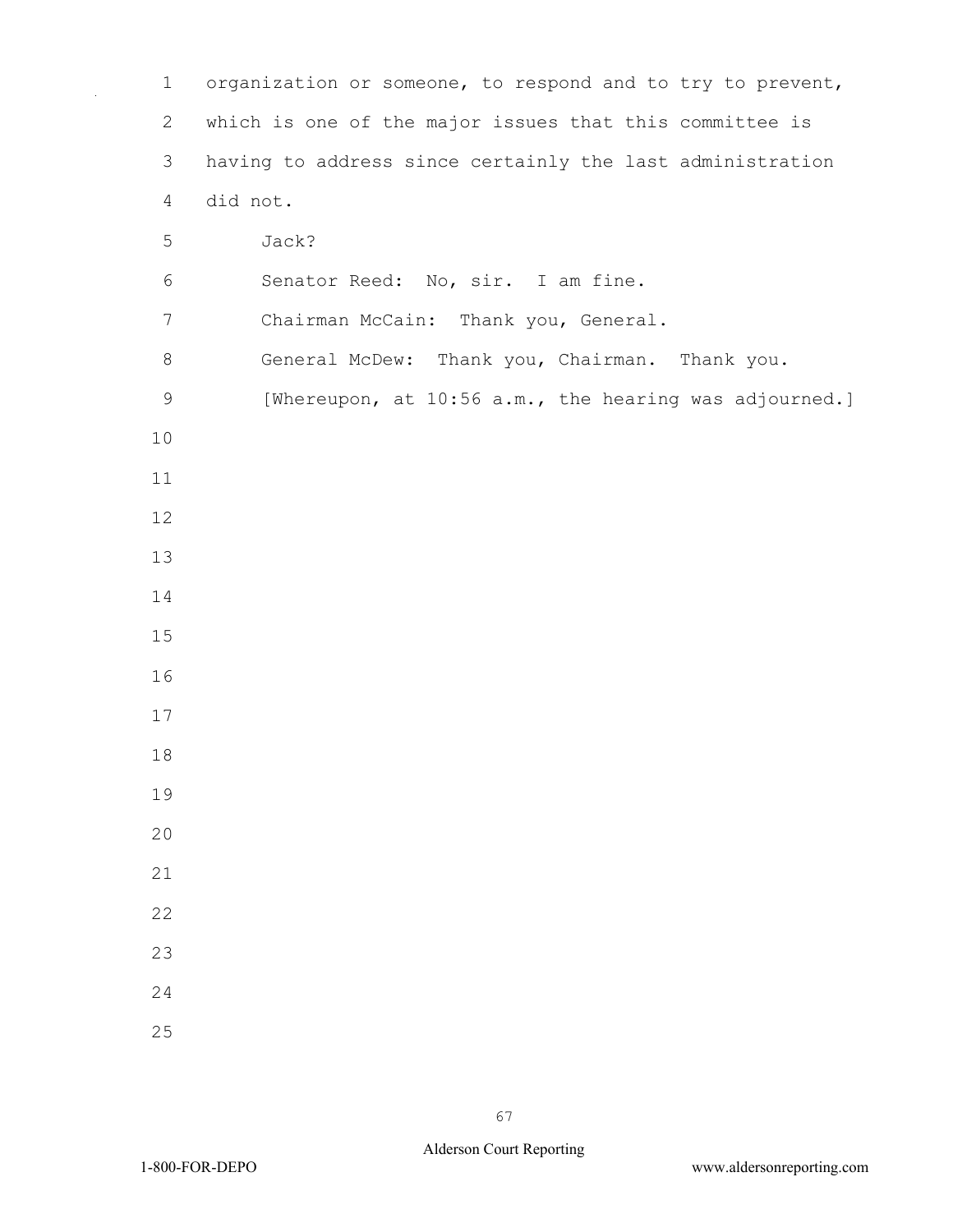organization or someone, to respond and to try to prevent, which is one of the major issues that this committee is having to address since certainly the last administration did not.

Jack?

Senator Reed: No, sir. I am fine.

Chairman McCain: Thank you, General.

General McDew: Thank you, Chairman. Thank you.

[Whereupon, at 10:56 a.m., the hearing was adjourned.]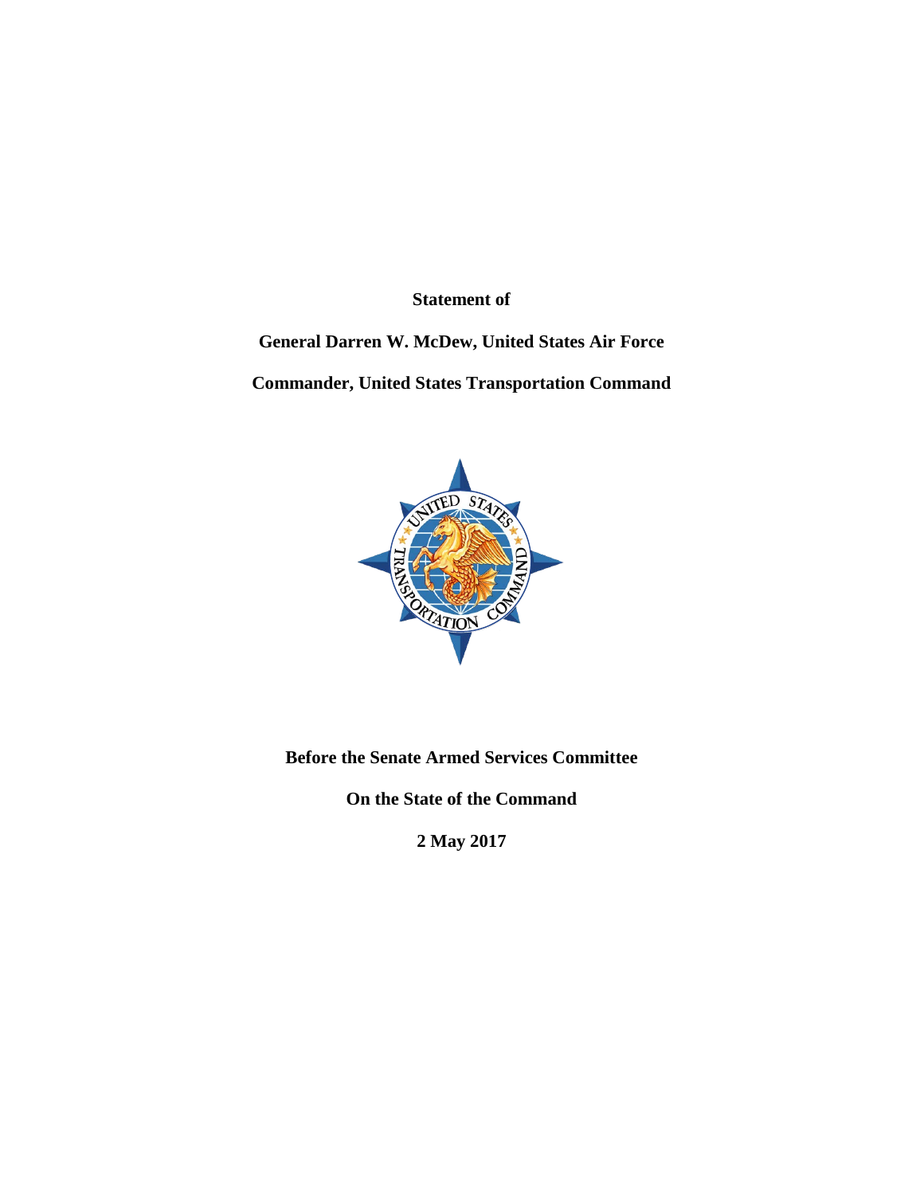**Statement of**

**General Darren W. McDew, United States Air Force**

**Commander, United States Transportation Command**

**Before the Senate Armed Services Committee**

**On the State of the Command**

**2 May 2017**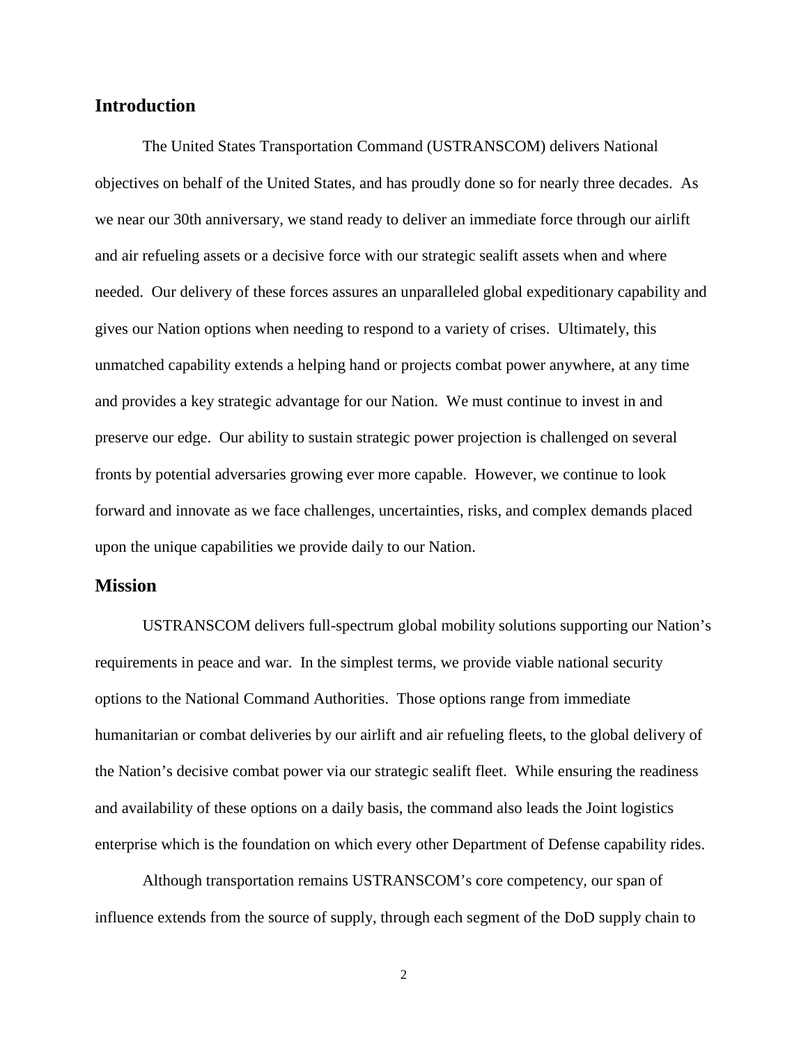## Introduction

The United States Transportation Command (USTRANSCOM) delivers National objectives on behalf of the United States, and has proudly done so for nearly three decades. As we near our 30th anniversary, we stand ready to deliver an immediate force through our airlift and air refueling assets or a decisive force with our strategic sealift assets when and where needed. Our delivery of these forces assures an unparalleled global expeditionary capability and gives our Nation options when needing to respond to a variety of crises. Ultimately, this unmatched capability extends a helping hand or projects combat power anywhere, at any time and provides a key strategic advantage for our Nation. We must continue to invest in and preserve our edge. Our ability to sustain strategic power projection is challenged on several fronts by potential adversaries growing ever more capable. However, we continue to look forward and innovate as we face challenges, uncertainties, risks, and complex demands placed upon the unique capabilities we provide daily to our Nation.

## Mission

USTRANSCOM delivers full-spectrum global mobility solutions supporting our Nation's requirements in peace and war. In the simplest terms, we provide viable national security options to the National Command Authorities. Those options range from immediate humanitarian or combat deliveries by our airlift and air refueling fleets, to the global delivery of the Nation's decisive combat power via our strategic sealift fleet. While ensuring the readiness and availability of these options on a daily basis, the command also leads the Joint logistics enterprise which is the foundation on which every other Department of Defense capability rides.

Although transportation remains USTRANSCOM's core competency, our span of influence extends from the source of supply, through each segment of the DoD supply chain to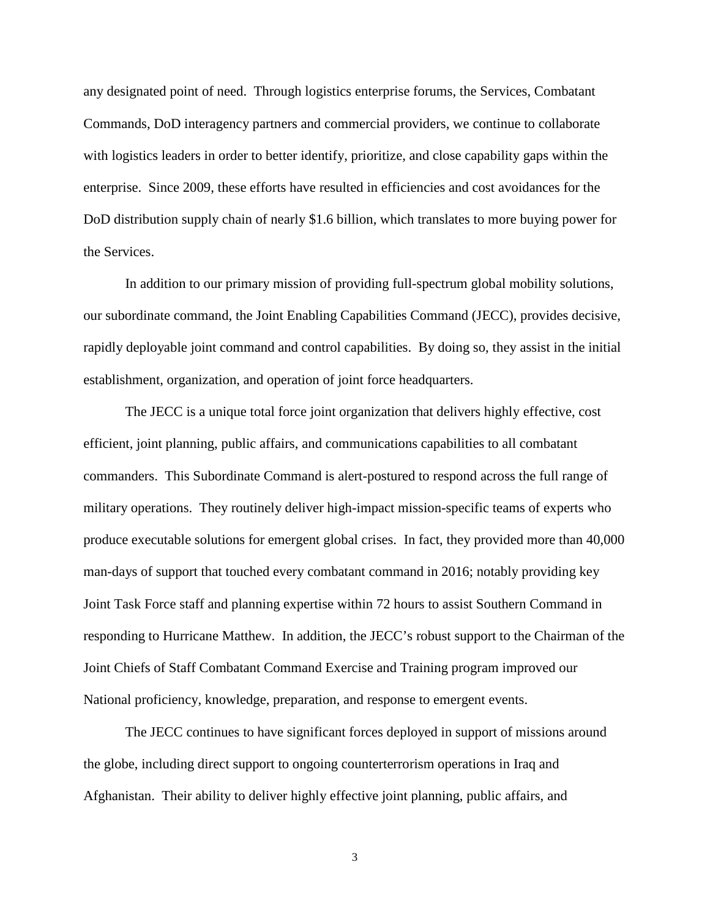any designated point of need. Through logistics enterprise forums, the Services, Combatant Commands, DoD interagency partners and commercial providers, we continue to collaborate with logistics leaders in order to better identify, prioritize, and close capability gaps within the enterprise. Since 2009, these efforts have resulted in efficiencies and cost avoidances for the DoD distribution supply chain of nearly $1.6 billion, which translates to more buying power for the Services.

In addition to our primary mission of providing full-spectrum global mobility solutions, our subordinate command, the Joint Enabling Capabilities Command (JECC), provides decisive, rapidly deployable joint command and control capabilities. By doing so, they assist in the initial establishment, organization, and operation of joint force headquarters.

The JECC is a unique total force joint organization that delivers highly effective, cost efficient, joint planning, public affairs, and communications capabilities to all combatant commanders. This Subordinate Command is alert-postured to respond across the full range of military operations. They routinely deliver high-impact mission-specific teams of experts who produce executable solutions for emergent global crises. In fact, they provided more than 40,000 man-days of support that touched every combatant command in 2016; notably providing key Joint Task Force staff and planning expertise within 72 hours to assist Southern Command in responding to Hurricane Matthew. In addition, the JECC's robust support to the Chairman of the Joint Chiefs of Staff Combatant Command Exercise and Training program improved our National proficiency, knowledge, preparation, and response to emergent events.

The JECC continues to have significant forces deployed in support of missions around the globe, including direct support to ongoing counterterrorism operations in Iraq and Afghanistan. Their ability to deliver highly effective joint planning, public affairs, and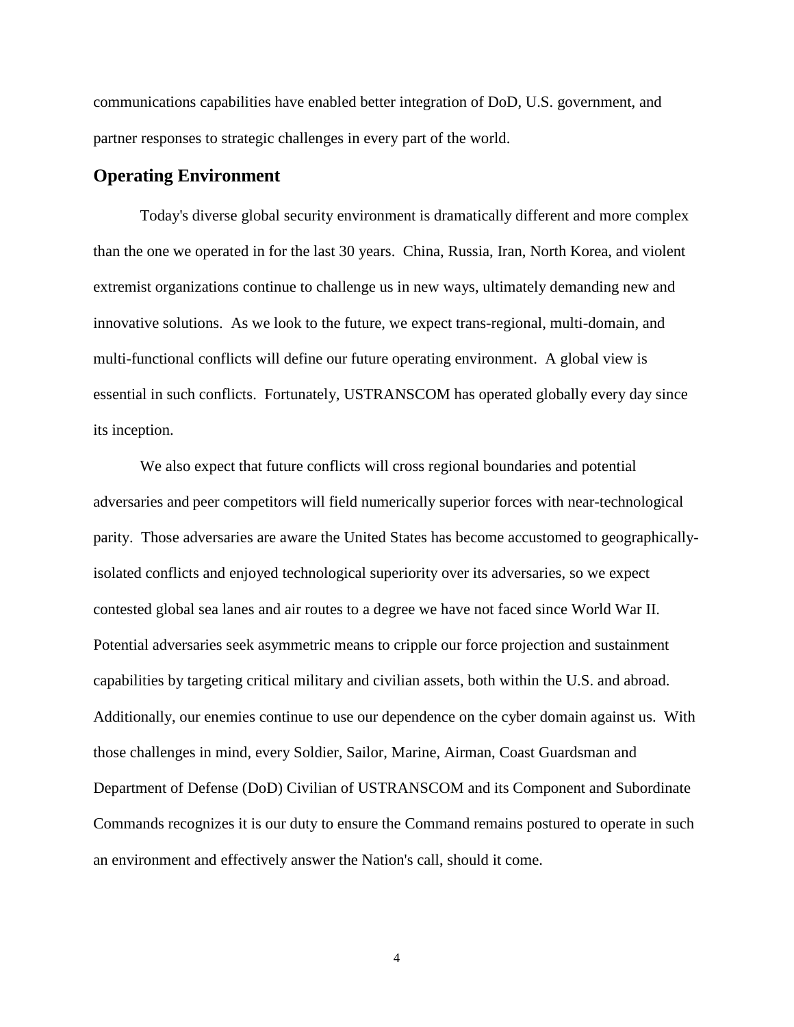communications capabilities have enabled better integration of DoD, U.S. government, and partner responses to strategic challenges in every part of the world.

## Operating Environment

Today's diverse global security environment is dramatically different and more complex than the one we operated in for the last 30 years. China, Russia, Iran, North Korea, and violent extremist organizations continue to challenge us in new ways, ultimately demanding new and innovative solutions. As we look to the future, we expect trans-regional, multi-domain, and multi-functional conflicts will define our future operating environment. A global view is essential in such conflicts. Fortunately, USTRANSCOM has operated globally every day since its inception.

We also expect that future conflicts will cross regional boundaries and potential adversaries and peer competitors will field numerically superior forces with near-technological parity. Those adversaries are aware the United States has become accustomed to geographically-isolated conflicts and enjoyed technological superiority over its adversaries, so we expect contested global sea lanes and air routes to a degree we have not faced since World War II. Potential adversaries seek asymmetric means to cripple our force projection and sustainment capabilities by targeting critical military and civilian assets, both within the U.S. and abroad. Additionally, our enemies continue to use our dependence on the cyber domain against us. With those challenges in mind, every Soldier, Sailor, Marine, Airman, Coast Guardsman and Department of Defense (DoD) Civilian of USTRANSCOM and its Component and Subordinate Commands recognizes it is our duty to ensure the Command remains postured to operate in such an environment and effectively answer the Nation's call, should it come.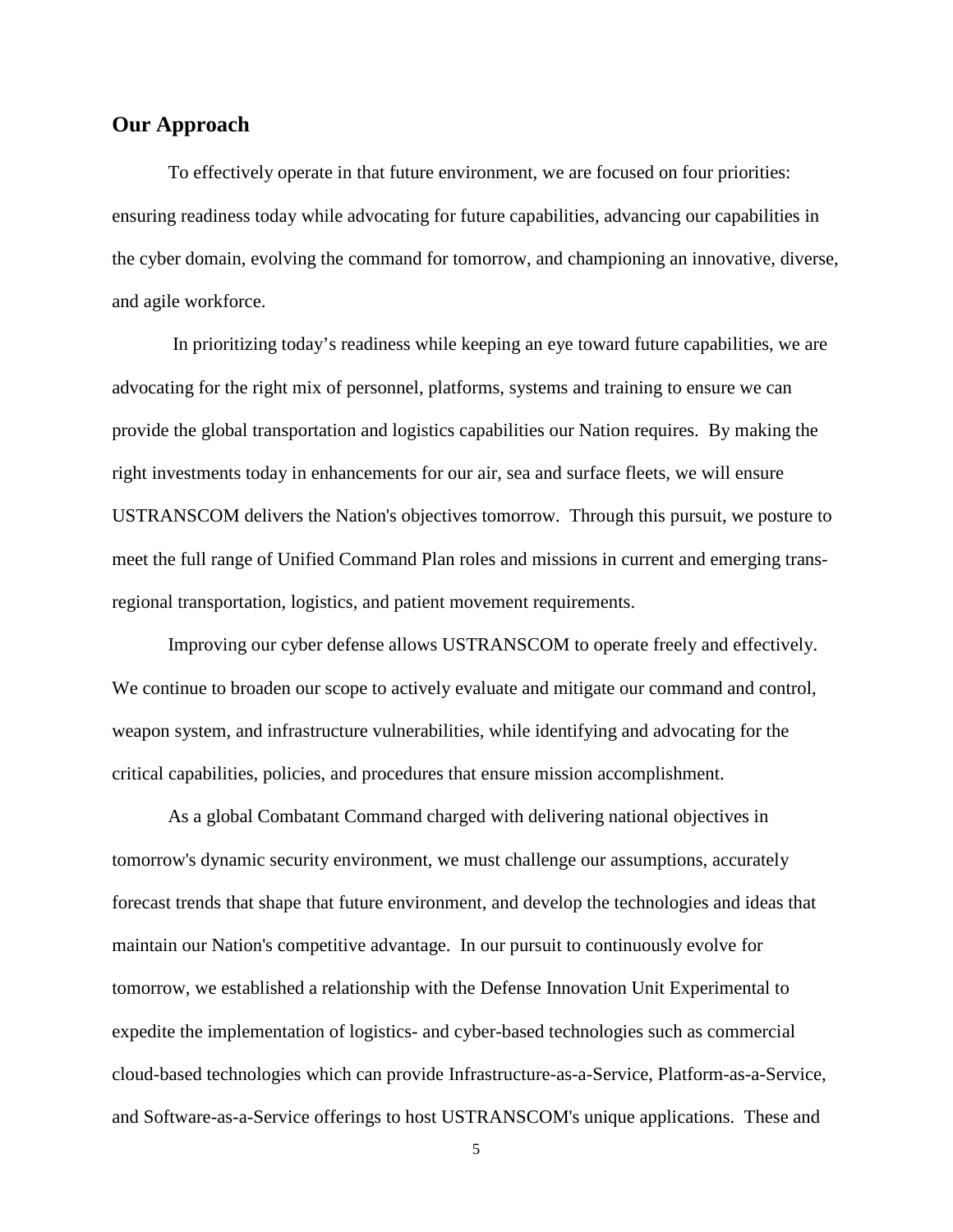## Our Approach

To effectively operate in that future environment, we are focused on four priorities: ensuring readiness today while advocating for future capabilities, advancing our capabilities in the cyber domain, evolving the command for tomorrow, and championing an innovative, diverse, and agile workforce.

In prioritizing today's readiness while keeping an eye toward future capabilities, we are advocating for the right mix of personnel, platforms, systems and training to ensure we can provide the global transportation and logistics capabilities our Nation requires. By making the right investments today in enhancements for our air, sea and surface fleets, we will ensure USTRANSCOM delivers the Nation's objectives tomorrow. Through this pursuit, we posture to meet the full range of Unified Command Plan roles and missions in current and emerging trans-regional transportation, logistics, and patient movement requirements.

Improving our cyber defense allows USTRANSCOM to operate freely and effectively. We continue to broaden our scope to actively evaluate and mitigate our command and control, weapon system, and infrastructure vulnerabilities, while identifying and advocating for the critical capabilities, policies, and procedures that ensure mission accomplishment.

As a global Combatant Command charged with delivering national objectives in tomorrow's dynamic security environment, we must challenge our assumptions, accurately forecast trends that shape that future environment, and develop the technologies and ideas that maintain our Nation's competitive advantage. In our pursuit to continuously evolve for tomorrow, we established a relationship with the Defense Innovation Unit Experimental to expedite the implementation of logistics- and cyber-based technologies such as commercial cloud-based technologies which can provide Infrastructure-as-a-Service, Platform-as-a-Service, and Software-as-a-Service offerings to host USTRANSCOM's unique applications. These and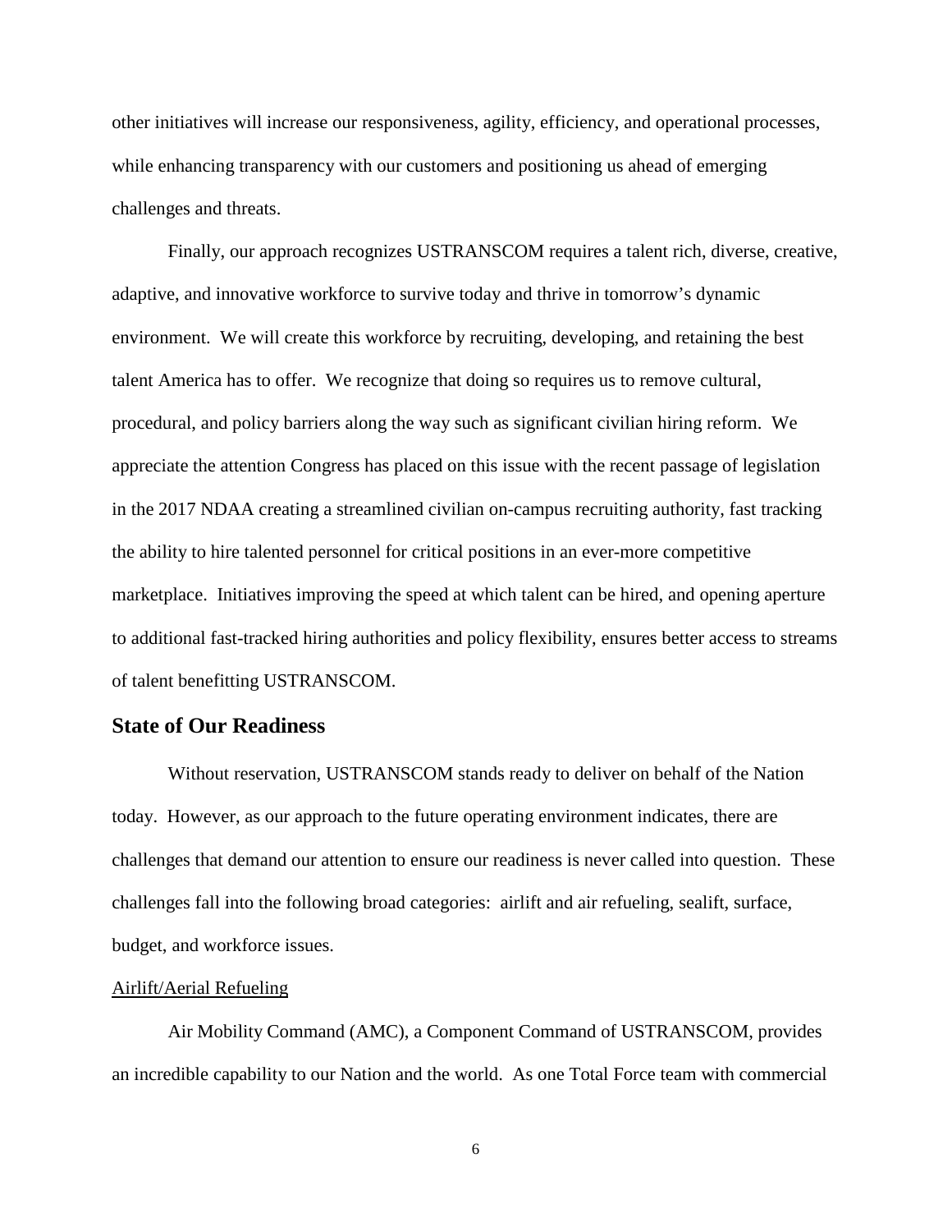other initiatives will increase our responsiveness, agility, efficiency, and operational processes, while enhancing transparency with our customers and positioning us ahead of emerging challenges and threats.

Finally, our approach recognizes USTRANSCOM requires a talent rich, diverse, creative, adaptive, and innovative workforce to survive today and thrive in tomorrow's dynamic environment. We will create this workforce by recruiting, developing, and retaining the best talent America has to offer. We recognize that doing so requires us to remove cultural, procedural, and policy barriers along the way such as significant civilian hiring reform. We appreciate the attention Congress has placed on this issue with the recent passage of legislation in the 2017 NDAA creating a streamlined civilian on-campus recruiting authority, fast tracking the ability to hire talented personnel for critical positions in an ever-more competitive marketplace. Initiatives improving the speed at which talent can be hired, and opening aperture to additional fast-tracked hiring authorities and policy flexibility, ensures better access to streams of talent benefitting USTRANSCOM.

## State of Our Readiness

Without reservation, USTRANSCOM stands ready to deliver on behalf of the Nation today. However, as our approach to the future operating environment indicates, there are challenges that demand our attention to ensure our readiness is never called into question. These challenges fall into the following broad categories: airlift and air refueling, sealift, surface, budget, and workforce issues.

### Airlift/Aerial Refueling

Air Mobility Command (AMC), a Component Command of USTRANSCOM, provides an incredible capability to our Nation and the world. As one Total Force team with commercial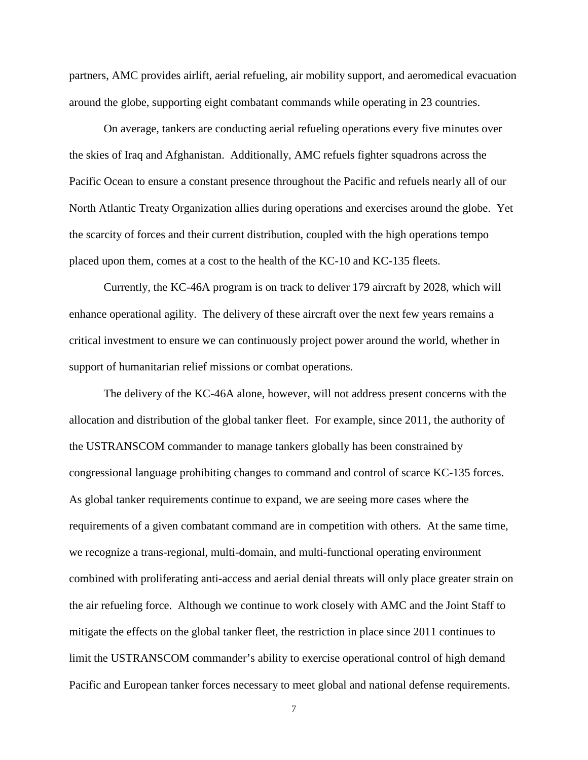partners, AMC provides airlift, aerial refueling, air mobility support, and aeromedical evacuation around the globe, supporting eight combatant commands while operating in 23 countries.

On average, tankers are conducting aerial refueling operations every five minutes over the skies of Iraq and Afghanistan. Additionally, AMC refuels fighter squadrons across the Pacific Ocean to ensure a constant presence throughout the Pacific and refuels nearly all of our North Atlantic Treaty Organization allies during operations and exercises around the globe. Yet the scarcity of forces and their current distribution, coupled with the high operations tempo placed upon them, comes at a cost to the health of the KC-10 and KC-135 fleets.

Currently, the KC-46A program is on track to deliver 179 aircraft by 2028, which will enhance operational agility. The delivery of these aircraft over the next few years remains a critical investment to ensure we can continuously project power around the world, whether in support of humanitarian relief missions or combat operations.

The delivery of the KC-46A alone, however, will not address present concerns with the allocation and distribution of the global tanker fleet. For example, since 2011, the authority of the USTRANSCOM commander to manage tankers globally has been constrained by congressional language prohibiting changes to command and control of scarce KC-135 forces. As global tanker requirements continue to expand, we are seeing more cases where the requirements of a given combatant command are in competition with others. At the same time, we recognize a trans-regional, multi-domain, and multi-functional operating environment combined with proliferating anti-access and aerial denial threats will only place greater strain on the air refueling force. Although we continue to work closely with AMC and the Joint Staff to mitigate the effects on the global tanker fleet, the restriction in place since 2011 continues to limit the USTRANSCOM commander's ability to exercise operational control of high demand Pacific and European tanker forces necessary to meet global and national defense requirements.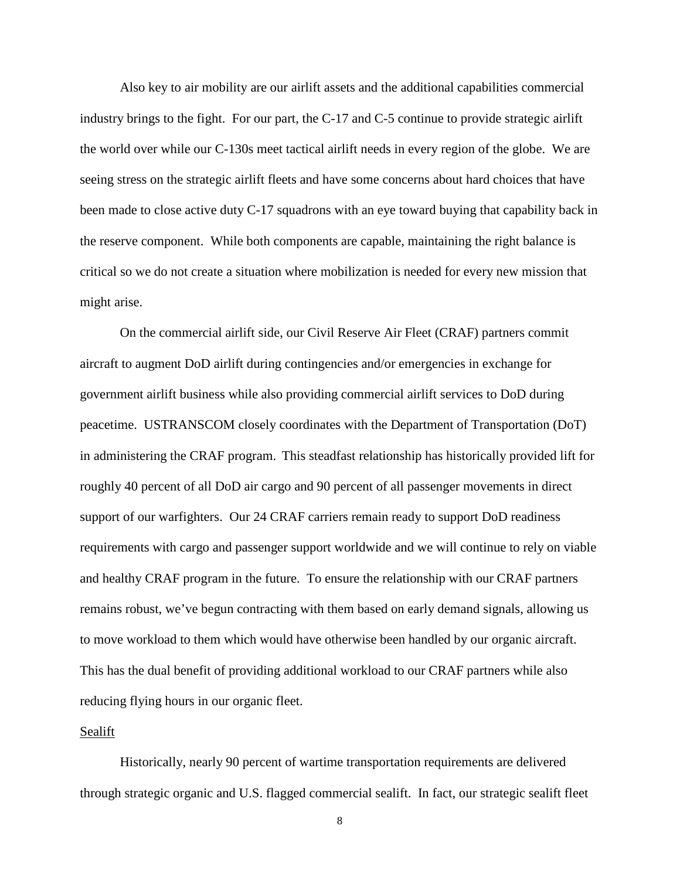Also key to air mobility are our airlift assets and the additional capabilities commercial industry brings to the fight. For our part, the C-17 and C-5 continue to provide strategic airlift the world over while our C-130s meet tactical airlift needs in every region of the globe. We are seeing stress on the strategic airlift fleets and have some concerns about hard choices that have been made to close active duty C-17 squadrons with an eye toward buying that capability back in the reserve component. While both components are capable, maintaining the right balance is critical so we do not create a situation where mobilization is needed for every new mission that might arise.

On the commercial airlift side, our Civil Reserve Air Fleet (CRAF) partners commit aircraft to augment DoD airlift during contingencies and/or emergencies in exchange for government airlift business while also providing commercial airlift services to DoD during peacetime. USTRANSCOM closely coordinates with the Department of Transportation (DoT) in administering the CRAF program. This steadfast relationship has historically provided lift for roughly 40 percent of all DoD air cargo and 90 percent of all passenger movements in direct support of our warfighters. Our 24 CRAF carriers remain ready to support DoD readiness requirements with cargo and passenger support worldwide and we will continue to rely on viable and healthy CRAF program in the future. To ensure the relationship with our CRAF partners remains robust, we've begun contracting with them based on early demand signals, allowing us to move workload to them which would have otherwise been handled by our organic aircraft. This has the dual benefit of providing additional workload to our CRAF partners while also reducing flying hours in our organic fleet.

Sealift

Historically, nearly 90 percent of wartime transportation requirements are delivered through strategic organic and U.S. flagged commercial sealift. In fact, our strategic sealift fleet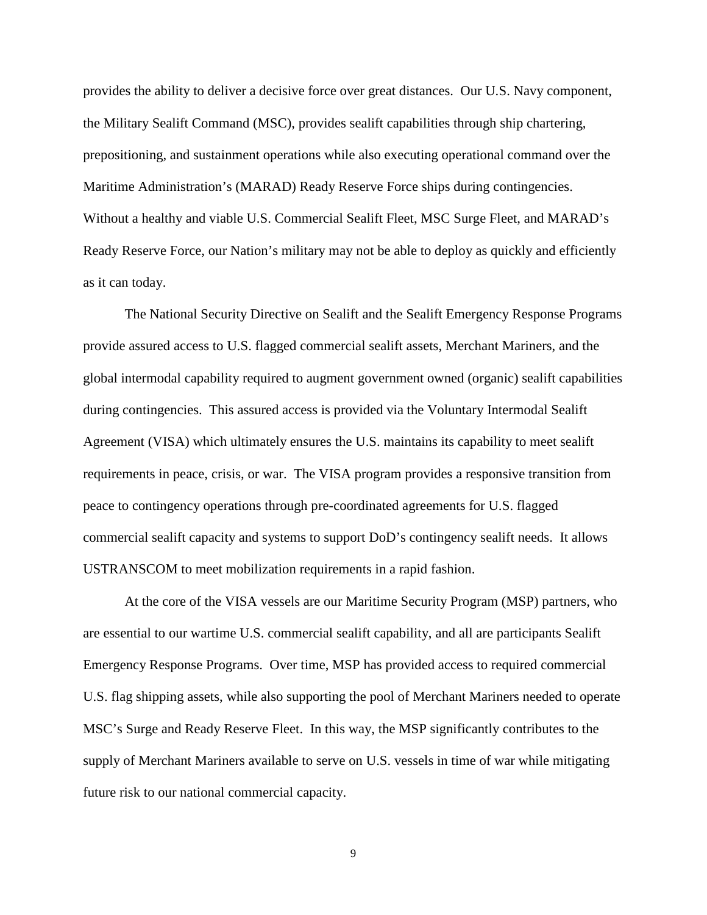provides the ability to deliver a decisive force over great distances. Our U.S. Navy component, the Military Sealift Command (MSC), provides sealift capabilities through ship chartering, prepositioning, and sustainment operations while also executing operational command over the Maritime Administration's (MARAD) Ready Reserve Force ships during contingencies. Without a healthy and viable U.S. Commercial Sealift Fleet, MSC Surge Fleet, and MARAD's Ready Reserve Force, our Nation's military may not be able to deploy as quickly and efficiently as it can today.

The National Security Directive on Sealift and the Sealift Emergency Response Programs provide assured access to U.S. flagged commercial sealift assets, Merchant Mariners, and the global intermodal capability required to augment government owned (organic) sealift capabilities during contingencies. This assured access is provided via the Voluntary Intermodal Sealift Agreement (VISA) which ultimately ensures the U.S. maintains its capability to meet sealift requirements in peace, crisis, or war. The VISA program provides a responsive transition from peace to contingency operations through pre-coordinated agreements for U.S. flagged commercial sealift capacity and systems to support DoD's contingency sealift needs. It allows USTRANSCOM to meet mobilization requirements in a rapid fashion.

At the core of the VISA vessels are our Maritime Security Program (MSP) partners, who are essential to our wartime U.S. commercial sealift capability, and all are participants Sealift Emergency Response Programs. Over time, MSP has provided access to required commercial U.S. flag shipping assets, while also supporting the pool of Merchant Mariners needed to operate MSC's Surge and Ready Reserve Fleet. In this way, the MSP significantly contributes to the supply of Merchant Mariners available to serve on U.S. vessels in time of war while mitigating future risk to our national commercial capacity.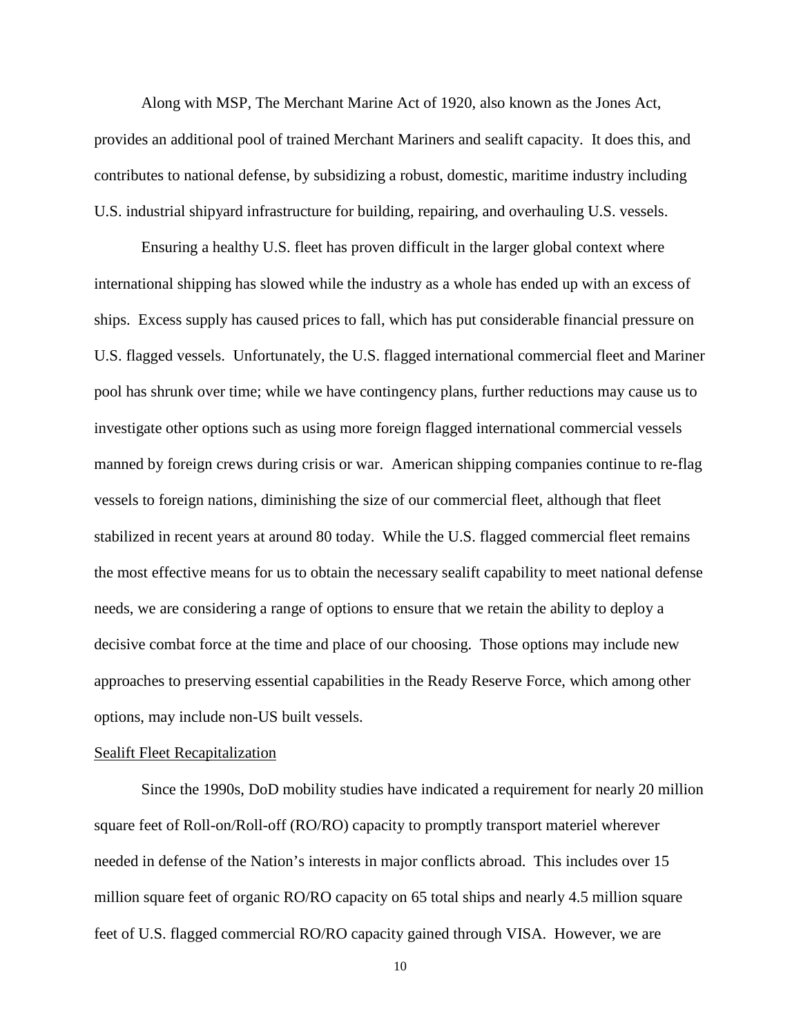Along with MSP, The Merchant Marine Act of 1920, also known as the Jones Act, provides an additional pool of trained Merchant Mariners and sealift capacity. It does this, and contributes to national defense, by subsidizing a robust, domestic, maritime industry including U.S. industrial shipyard infrastructure for building, repairing, and overhauling U.S. vessels.

Ensuring a healthy U.S. fleet has proven difficult in the larger global context where international shipping has slowed while the industry as a whole has ended up with an excess of ships. Excess supply has caused prices to fall, which has put considerable financial pressure on U.S. flagged vessels. Unfortunately, the U.S. flagged international commercial fleet and Mariner pool has shrunk over time; while we have contingency plans, further reductions may cause us to investigate other options such as using more foreign flagged international commercial vessels manned by foreign crews during crisis or war. American shipping companies continue to re-flag vessels to foreign nations, diminishing the size of our commercial fleet, although that fleet stabilized in recent years at around 80 today. While the U.S. flagged commercial fleet remains the most effective means for us to obtain the necessary sealift capability to meet national defense needs, we are considering a range of options to ensure that we retain the ability to deploy a decisive combat force at the time and place of our choosing. Those options may include new approaches to preserving essential capabilities in the Ready Reserve Force, which among other options, may include non-US built vessels.

<u>Sealift Fleet Recapitalization</u>

Since the 1990s, DoD mobility studies have indicated a requirement for nearly 20 million square feet of Roll-on/Roll-off (RO/RO) capacity to promptly transport materiel wherever needed in defense of the Nation's interests in major conflicts abroad. This includes over 15 million square feet of organic RO/RO capacity on 65 total ships and nearly 4.5 million square feet of U.S. flagged commercial RO/RO capacity gained through VISA. However, we are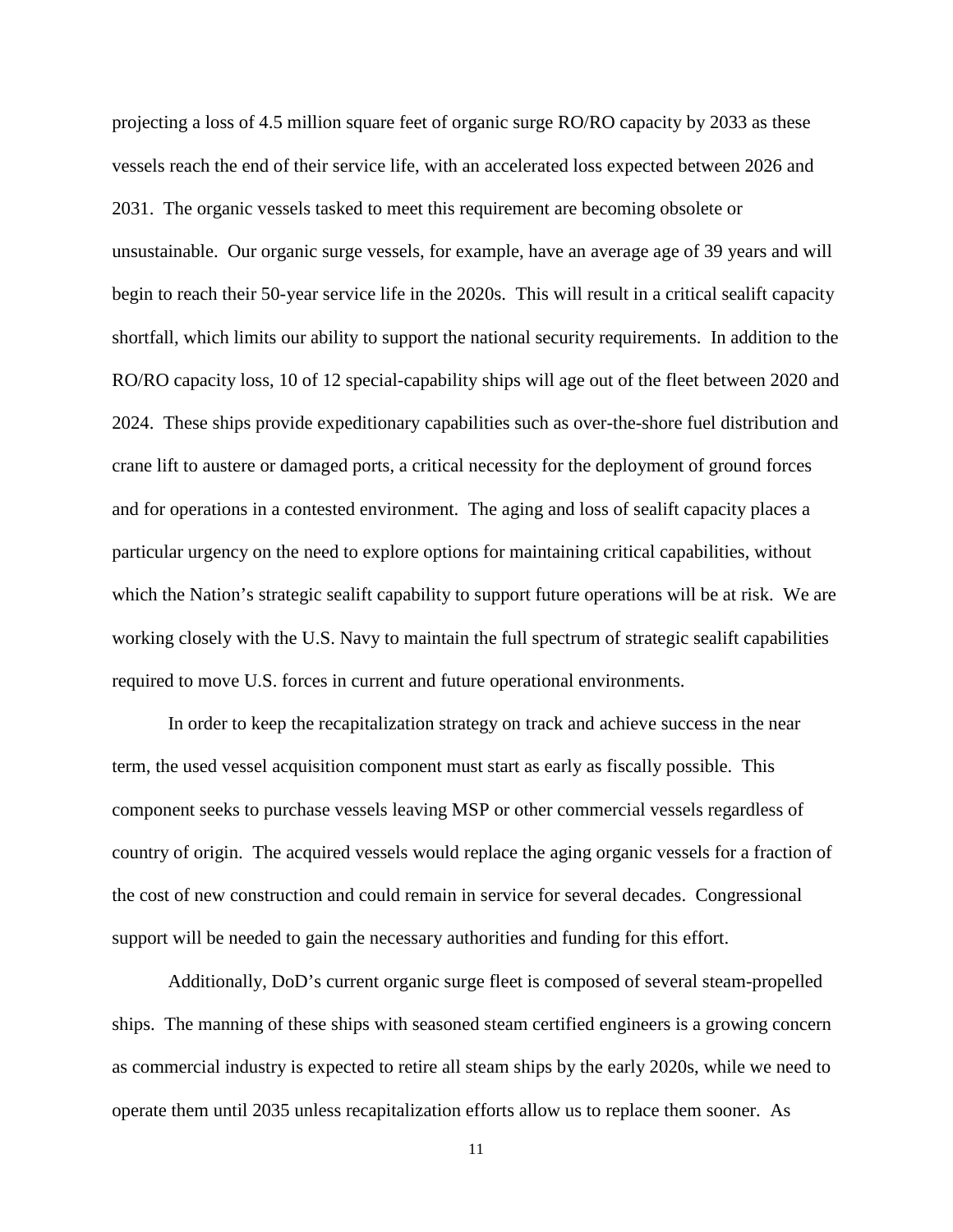projecting a loss of 4.5 million square feet of organic surge RO/RO capacity by 2033 as these vessels reach the end of their service life, with an accelerated loss expected between 2026 and 2031. The organic vessels tasked to meet this requirement are becoming obsolete or unsustainable. Our organic surge vessels, for example, have an average age of 39 years and will begin to reach their 50-year service life in the 2020s. This will result in a critical sealift capacity shortfall, which limits our ability to support the national security requirements. In addition to the RO/RO capacity loss, 10 of 12 special-capability ships will age out of the fleet between 2020 and 2024. These ships provide expeditionary capabilities such as over-the-shore fuel distribution and crane lift to austere or damaged ports, a critical necessity for the deployment of ground forces and for operations in a contested environment. The aging and loss of sealift capacity places a particular urgency on the need to explore options for maintaining critical capabilities, without which the Nation's strategic sealift capability to support future operations will be at risk. We are working closely with the U.S. Navy to maintain the full spectrum of strategic sealift capabilities required to move U.S. forces in current and future operational environments.

In order to keep the recapitalization strategy on track and achieve success in the near term, the used vessel acquisition component must start as early as fiscally possible. This component seeks to purchase vessels leaving MSP or other commercial vessels regardless of country of origin. The acquired vessels would replace the aging organic vessels for a fraction of the cost of new construction and could remain in service for several decades. Congressional support will be needed to gain the necessary authorities and funding for this effort.

Additionally, DoD's current organic surge fleet is composed of several steam-propelled ships. The manning of these ships with seasoned steam certified engineers is a growing concern as commercial industry is expected to retire all steam ships by the early 2020s, while we need to operate them until 2035 unless recapitalization efforts allow us to replace them sooner. As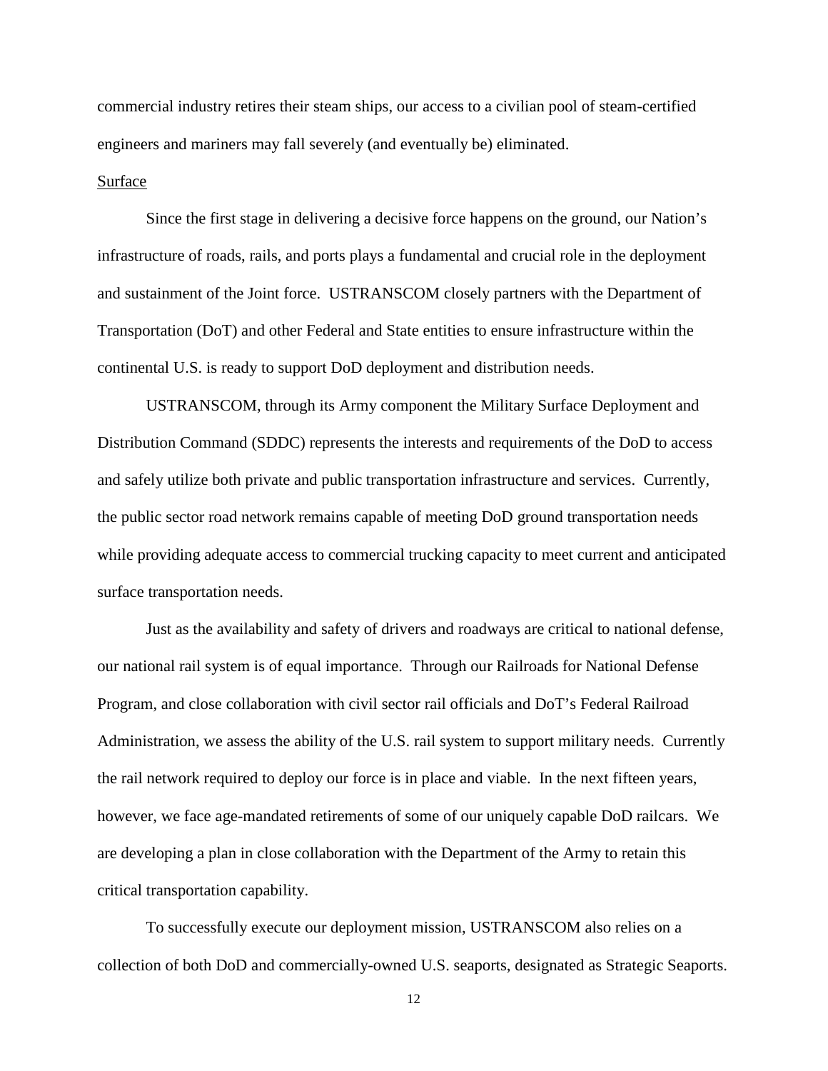commercial industry retires their steam ships, our access to a civilian pool of steam-certified engineers and mariners may fall severely (and eventually be) eliminated.

Surface

Since the first stage in delivering a decisive force happens on the ground, our Nation's infrastructure of roads, rails, and ports plays a fundamental and crucial role in the deployment and sustainment of the Joint force. USTRANSCOM closely partners with the Department of Transportation (DoT) and other Federal and State entities to ensure infrastructure within the continental U.S. is ready to support DoD deployment and distribution needs.

USTRANSCOM, through its Army component the Military Surface Deployment and Distribution Command (SDDC) represents the interests and requirements of the DoD to access and safely utilize both private and public transportation infrastructure and services. Currently, the public sector road network remains capable of meeting DoD ground transportation needs while providing adequate access to commercial trucking capacity to meet current and anticipated surface transportation needs.

Just as the availability and safety of drivers and roadways are critical to national defense, our national rail system is of equal importance. Through our Railroads for National Defense Program, and close collaboration with civil sector rail officials and DoT's Federal Railroad Administration, we assess the ability of the U.S. rail system to support military needs. Currently the rail network required to deploy our force is in place and viable. In the next fifteen years, however, we face age-mandated retirements of some of our uniquely capable DoD railcars. We are developing a plan in close collaboration with the Department of the Army to retain this critical transportation capability.

To successfully execute our deployment mission, USTRANSCOM also relies on a collection of both DoD and commercially-owned U.S. seaports, designated as Strategic Seaports.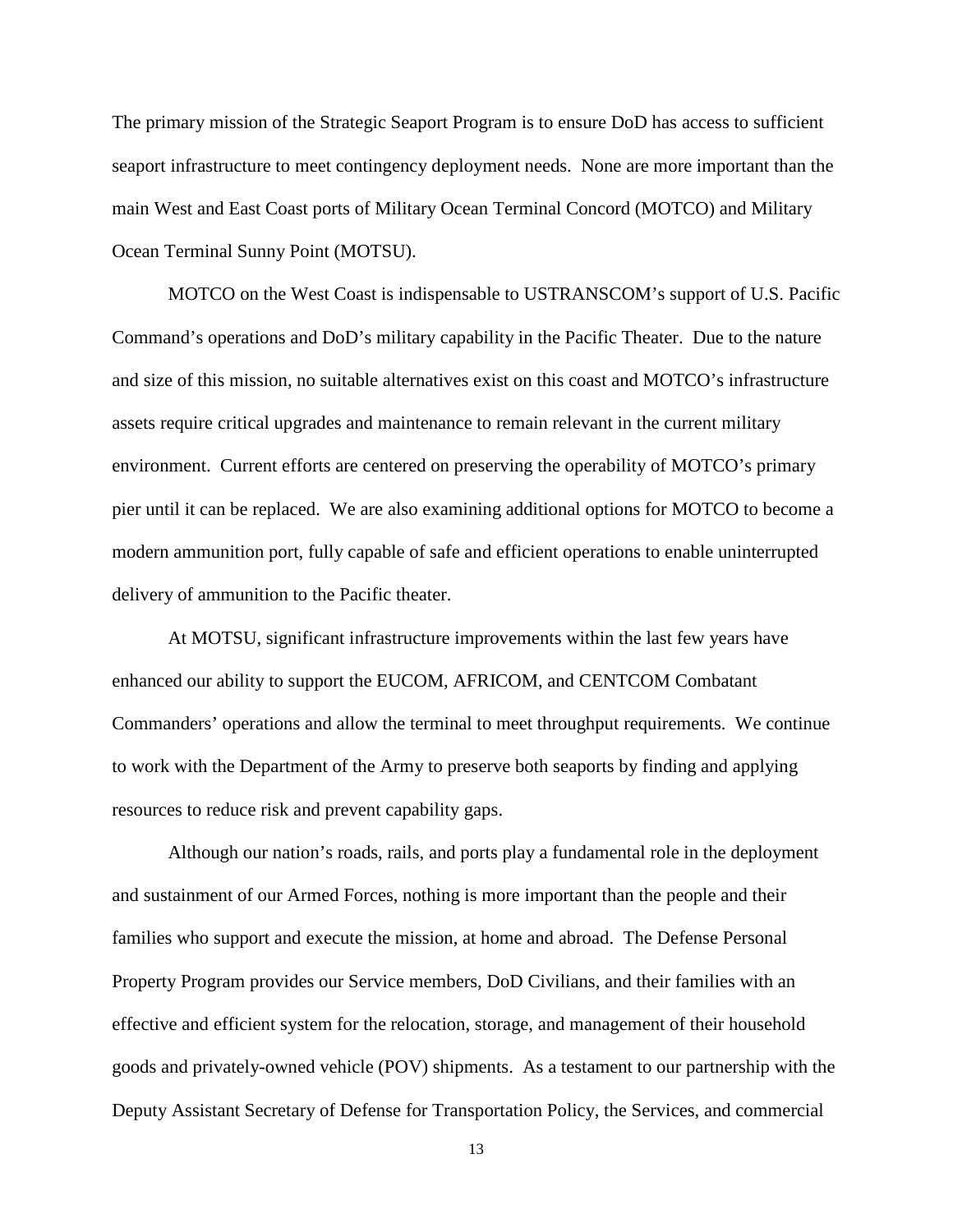The primary mission of the Strategic Seaport Program is to ensure DoD has access to sufficient seaport infrastructure to meet contingency deployment needs. None are more important than the main West and East Coast ports of Military Ocean Terminal Concord (MOTCO) and Military Ocean Terminal Sunny Point (MOTSU).

MOTCO on the West Coast is indispensable to USTRANSCOM's support of U.S. Pacific Command's operations and DoD's military capability in the Pacific Theater. Due to the nature and size of this mission, no suitable alternatives exist on this coast and MOTCO's infrastructure assets require critical upgrades and maintenance to remain relevant in the current military environment. Current efforts are centered on preserving the operability of MOTCO's primary pier until it can be replaced. We are also examining additional options for MOTCO to become a modern ammunition port, fully capable of safe and efficient operations to enable uninterrupted delivery of ammunition to the Pacific theater.

At MOTSU, significant infrastructure improvements within the last few years have enhanced our ability to support the EUCOM, AFRICOM, and CENTCOM Combatant Commanders' operations and allow the terminal to meet throughput requirements. We continue to work with the Department of the Army to preserve both seaports by finding and applying resources to reduce risk and prevent capability gaps.

Although our nation's roads, rails, and ports play a fundamental role in the deployment and sustainment of our Armed Forces, nothing is more important than the people and their families who support and execute the mission, at home and abroad. The Defense Personal Property Program provides our Service members, DoD Civilians, and their families with an effective and efficient system for the relocation, storage, and management of their household goods and privately-owned vehicle (POV) shipments. As a testament to our partnership with the Deputy Assistant Secretary of Defense for Transportation Policy, the Services, and commercial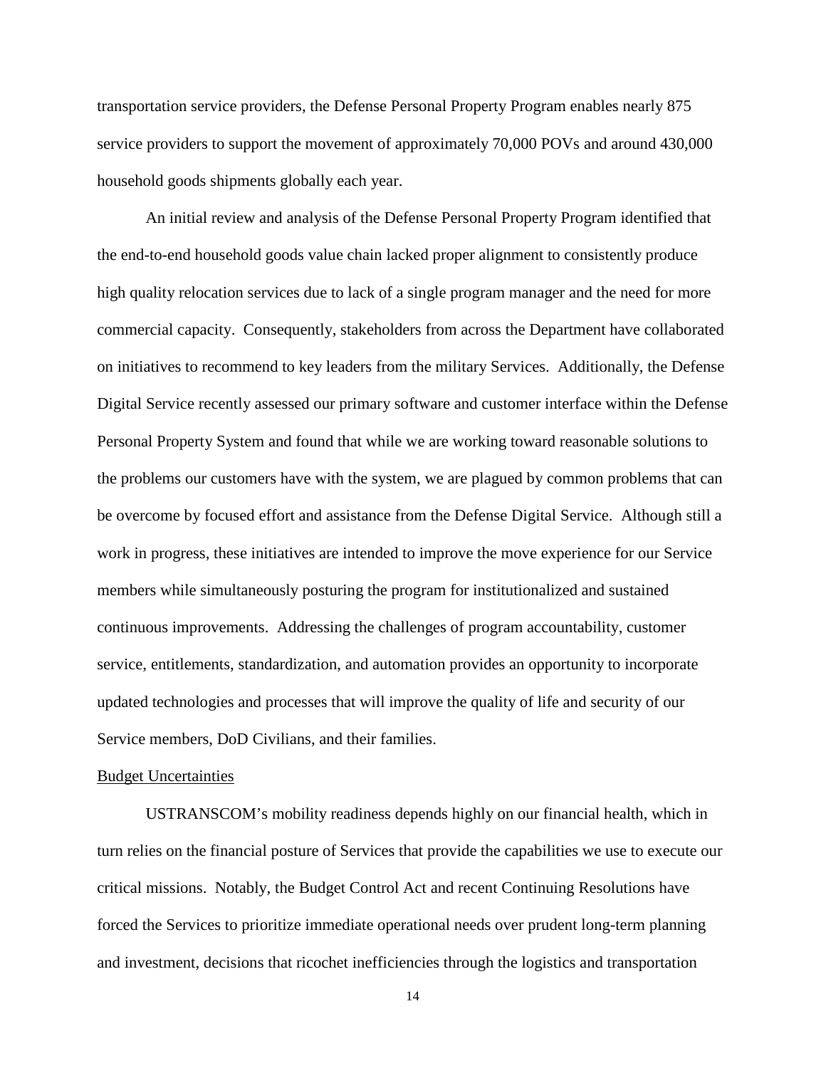transportation service providers, the Defense Personal Property Program enables nearly 875 service providers to support the movement of approximately 70,000 POVs and around 430,000 household goods shipments globally each year.

An initial review and analysis of the Defense Personal Property Program identified that the end-to-end household goods value chain lacked proper alignment to consistently produce high quality relocation services due to lack of a single program manager and the need for more commercial capacity. Consequently, stakeholders from across the Department have collaborated on initiatives to recommend to key leaders from the military Services. Additionally, the Defense Digital Service recently assessed our primary software and customer interface within the Defense Personal Property System and found that while we are working toward reasonable solutions to the problems our customers have with the system, we are plagued by common problems that can be overcome by focused effort and assistance from the Defense Digital Service. Although still a work in progress, these initiatives are intended to improve the move experience for our Service members while simultaneously posturing the program for institutionalized and sustained continuous improvements. Addressing the challenges of program accountability, customer service, entitlements, standardization, and automation provides an opportunity to incorporate updated technologies and processes that will improve the quality of life and security of our Service members, DoD Civilians, and their families.

## Budget Uncertainties

USTRANSCOM's mobility readiness depends highly on our financial health, which in turn relies on the financial posture of Services that provide the capabilities we use to execute our critical missions. Notably, the Budget Control Act and recent Continuing Resolutions have forced the Services to prioritize immediate operational needs over prudent long-term planning and investment, decisions that ricochet inefficiencies through the logistics and transportation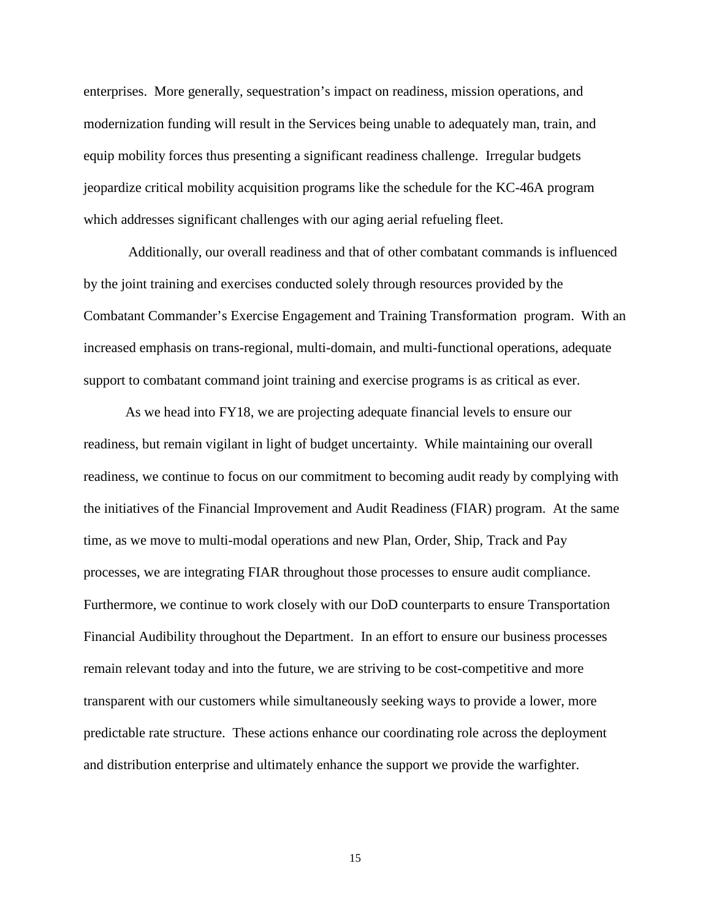enterprises. More generally, sequestration's impact on readiness, mission operations, and modernization funding will result in the Services being unable to adequately man, train, and equip mobility forces thus presenting a significant readiness challenge. Irregular budgets jeopardize critical mobility acquisition programs like the schedule for the KC-46A program which addresses significant challenges with our aging aerial refueling fleet.

Additionally, our overall readiness and that of other combatant commands is influenced by the joint training and exercises conducted solely through resources provided by the Combatant Commander's Exercise Engagement and Training Transformation program. With an increased emphasis on trans-regional, multi-domain, and multi-functional operations, adequate support to combatant command joint training and exercise programs is as critical as ever.

As we head into FY18, we are projecting adequate financial levels to ensure our readiness, but remain vigilant in light of budget uncertainty. While maintaining our overall readiness, we continue to focus on our commitment to becoming audit ready by complying with the initiatives of the Financial Improvement and Audit Readiness (FIAR) program. At the same time, as we move to multi-modal operations and new Plan, Order, Ship, Track and Pay processes, we are integrating FIAR throughout those processes to ensure audit compliance. Furthermore, we continue to work closely with our DoD counterparts to ensure Transportation Financial Audibility throughout the Department. In an effort to ensure our business processes remain relevant today and into the future, we are striving to be cost-competitive and more transparent with our customers while simultaneously seeking ways to provide a lower, more predictable rate structure. These actions enhance our coordinating role across the deployment and distribution enterprise and ultimately enhance the support we provide the warfighter.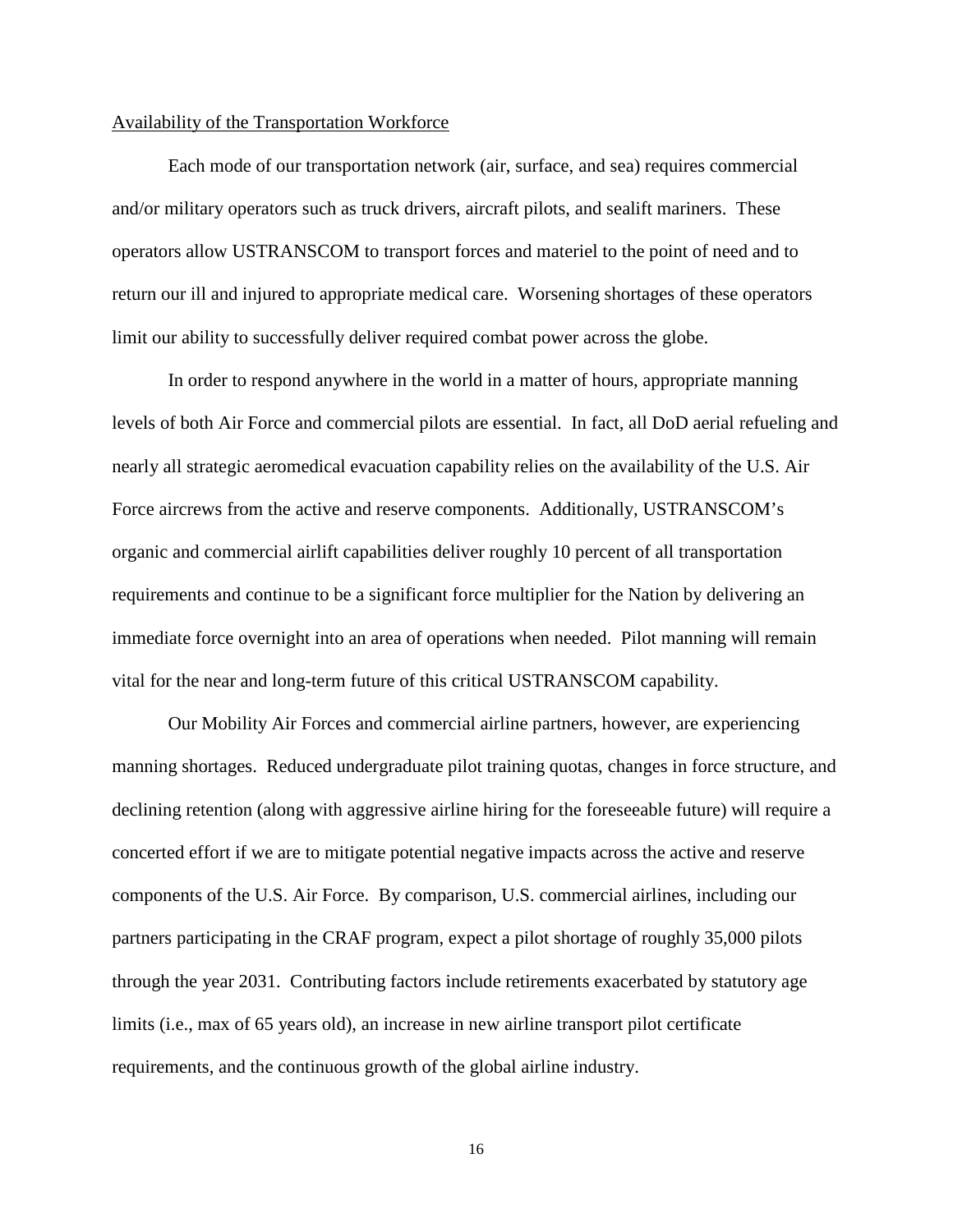Availability of the Transportation Workforce

Each mode of our transportation network (air, surface, and sea) requires commercial and/or military operators such as truck drivers, aircraft pilots, and sealift mariners. These operators allow USTRANSCOM to transport forces and materiel to the point of need and to return our ill and injured to appropriate medical care. Worsening shortages of these operators limit our ability to successfully deliver required combat power across the globe.

In order to respond anywhere in the world in a matter of hours, appropriate manning levels of both Air Force and commercial pilots are essential. In fact, all DoD aerial refueling and nearly all strategic aeromedical evacuation capability relies on the availability of the U.S. Air Force aircrews from the active and reserve components. Additionally, USTRANSCOM's organic and commercial airlift capabilities deliver roughly 10 percent of all transportation requirements and continue to be a significant force multiplier for the Nation by delivering an immediate force overnight into an area of operations when needed. Pilot manning will remain vital for the near and long-term future of this critical USTRANSCOM capability.

Our Mobility Air Forces and commercial airline partners, however, are experiencing manning shortages. Reduced undergraduate pilot training quotas, changes in force structure, and declining retention (along with aggressive airline hiring for the foreseeable future) will require a concerted effort if we are to mitigate potential negative impacts across the active and reserve components of the U.S. Air Force. By comparison, U.S. commercial airlines, including our partners participating in the CRAF program, expect a pilot shortage of roughly 35,000 pilots through the year 2031. Contributing factors include retirements exacerbated by statutory age limits (i.e., max of 65 years old), an increase in new airline transport pilot certificate requirements, and the continuous growth of the global airline industry.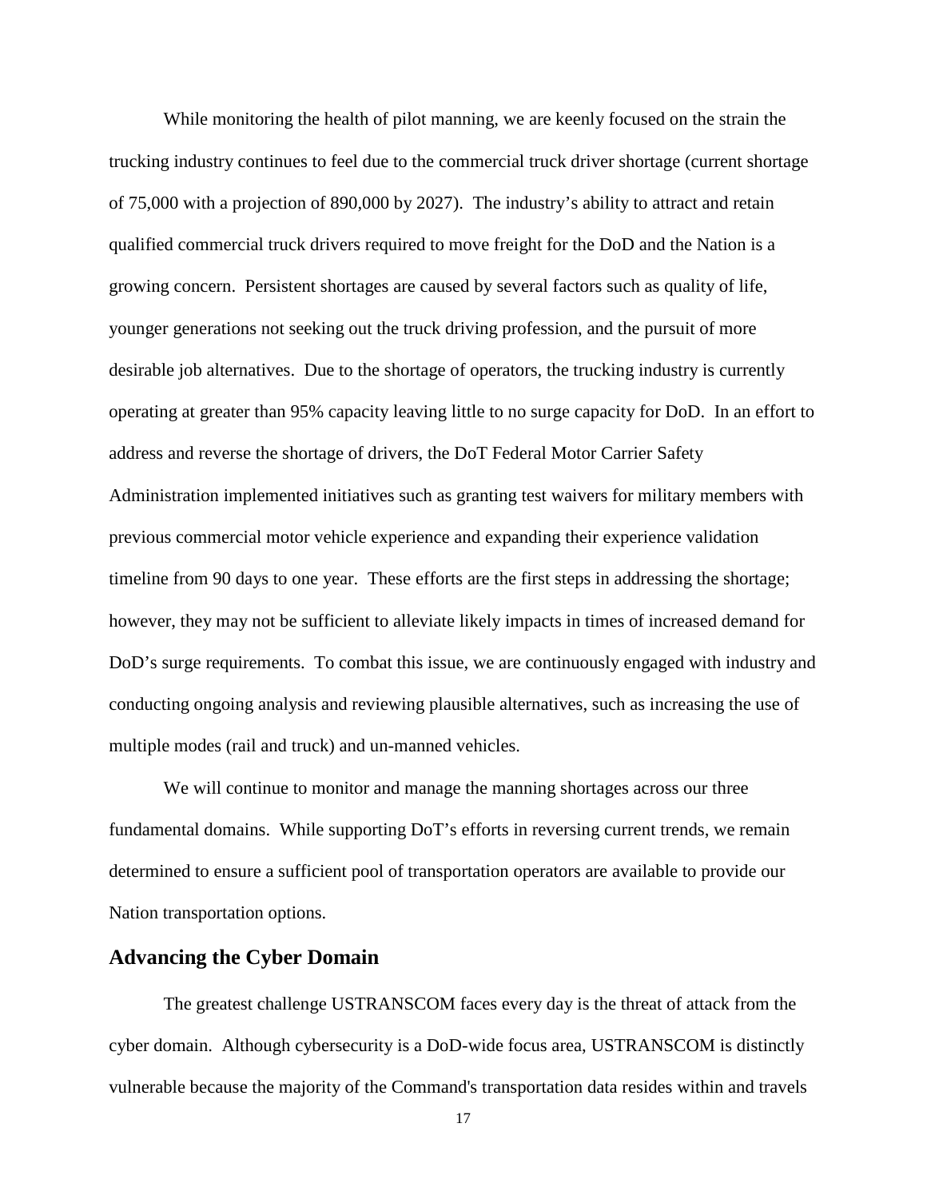While monitoring the health of pilot manning, we are keenly focused on the strain the trucking industry continues to feel due to the commercial truck driver shortage (current shortage of 75,000 with a projection of 890,000 by 2027). The industry's ability to attract and retain qualified commercial truck drivers required to move freight for the DoD and the Nation is a growing concern. Persistent shortages are caused by several factors such as quality of life, younger generations not seeking out the truck driving profession, and the pursuit of more desirable job alternatives. Due to the shortage of operators, the trucking industry is currently operating at greater than 95% capacity leaving little to no surge capacity for DoD. In an effort to address and reverse the shortage of drivers, the DoT Federal Motor Carrier Safety Administration implemented initiatives such as granting test waivers for military members with previous commercial motor vehicle experience and expanding their experience validation timeline from 90 days to one year. These efforts are the first steps in addressing the shortage; however, they may not be sufficient to alleviate likely impacts in times of increased demand for DoD's surge requirements. To combat this issue, we are continuously engaged with industry and conducting ongoing analysis and reviewing plausible alternatives, such as increasing the use of multiple modes (rail and truck) and un-manned vehicles.

We will continue to monitor and manage the manning shortages across our three fundamental domains. While supporting DoT's efforts in reversing current trends, we remain determined to ensure a sufficient pool of transportation operators are available to provide our Nation transportation options.

## Advancing the Cyber Domain

The greatest challenge USTRANSCOM faces every day is the threat of attack from the cyber domain. Although cybersecurity is a DoD-wide focus area, USTRANSCOM is distinctly vulnerable because the majority of the Command's transportation data resides within and travels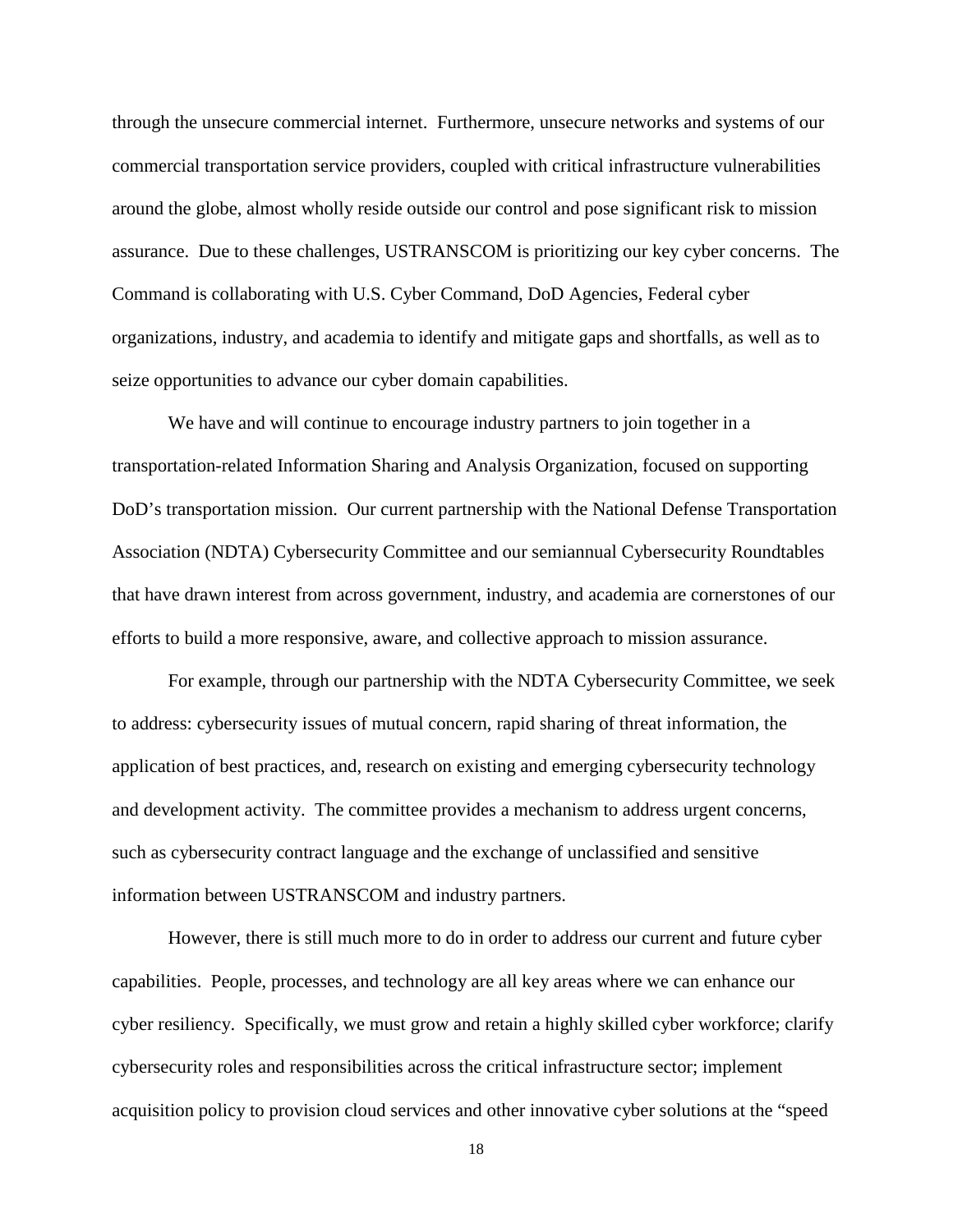through the unsecure commercial internet. Furthermore, unsecure networks and systems of our commercial transportation service providers, coupled with critical infrastructure vulnerabilities around the globe, almost wholly reside outside our control and pose significant risk to mission assurance. Due to these challenges, USTRANSCOM is prioritizing our key cyber concerns. The Command is collaborating with U.S. Cyber Command, DoD Agencies, Federal cyber organizations, industry, and academia to identify and mitigate gaps and shortfalls, as well as to seize opportunities to advance our cyber domain capabilities.

We have and will continue to encourage industry partners to join together in a transportation-related Information Sharing and Analysis Organization, focused on supporting DoD's transportation mission. Our current partnership with the National Defense Transportation Association (NDTA) Cybersecurity Committee and our semiannual Cybersecurity Roundtables that have drawn interest from across government, industry, and academia are cornerstones of our efforts to build a more responsive, aware, and collective approach to mission assurance.

For example, through our partnership with the NDTA Cybersecurity Committee, we seek to address: cybersecurity issues of mutual concern, rapid sharing of threat information, the application of best practices, and, research on existing and emerging cybersecurity technology and development activity. The committee provides a mechanism to address urgent concerns, such as cybersecurity contract language and the exchange of unclassified and sensitive information between USTRANSCOM and industry partners.

However, there is still much more to do in order to address our current and future cyber capabilities. People, processes, and technology are all key areas where we can enhance our cyber resiliency. Specifically, we must grow and retain a highly skilled cyber workforce; clarify cybersecurity roles and responsibilities across the critical infrastructure sector; implement acquisition policy to provision cloud services and other innovative cyber solutions at the "speed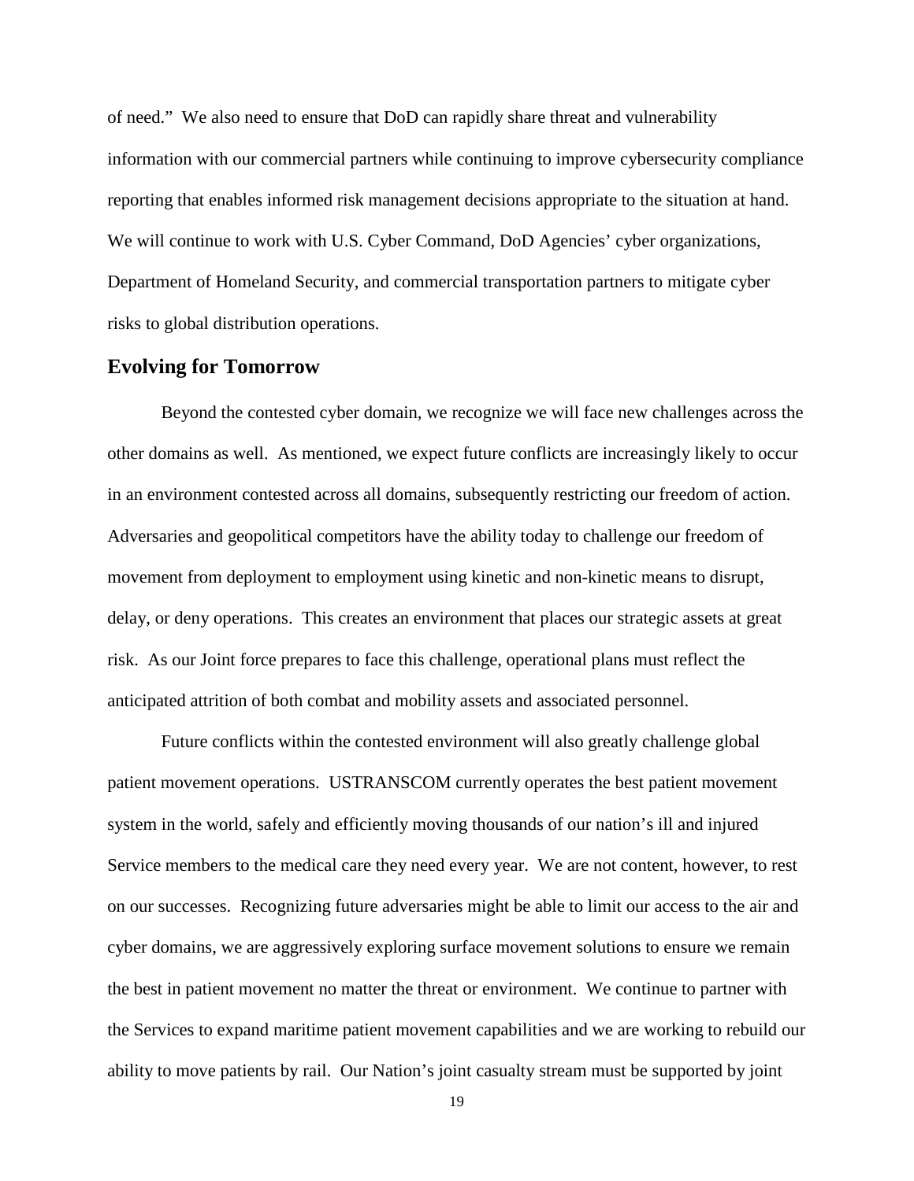of need." We also need to ensure that DoD can rapidly share threat and vulnerability information with our commercial partners while continuing to improve cybersecurity compliance reporting that enables informed risk management decisions appropriate to the situation at hand. We will continue to work with U.S. Cyber Command, DoD Agencies' cyber organizations, Department of Homeland Security, and commercial transportation partners to mitigate cyber risks to global distribution operations.

## Evolving for Tomorrow

Beyond the contested cyber domain, we recognize we will face new challenges across the other domains as well. As mentioned, we expect future conflicts are increasingly likely to occur in an environment contested across all domains, subsequently restricting our freedom of action. Adversaries and geopolitical competitors have the ability today to challenge our freedom of movement from deployment to employment using kinetic and non-kinetic means to disrupt, delay, or deny operations. This creates an environment that places our strategic assets at great risk. As our Joint force prepares to face this challenge, operational plans must reflect the anticipated attrition of both combat and mobility assets and associated personnel.

Future conflicts within the contested environment will also greatly challenge global patient movement operations. USTRANSCOM currently operates the best patient movement system in the world, safely and efficiently moving thousands of our nation's ill and injured Service members to the medical care they need every year. We are not content, however, to rest on our successes. Recognizing future adversaries might be able to limit our access to the air and cyber domains, we are aggressively exploring surface movement solutions to ensure we remain the best in patient movement no matter the threat or environment. We continue to partner with the Services to expand maritime patient movement capabilities and we are working to rebuild our ability to move patients by rail. Our Nation's joint casualty stream must be supported by joint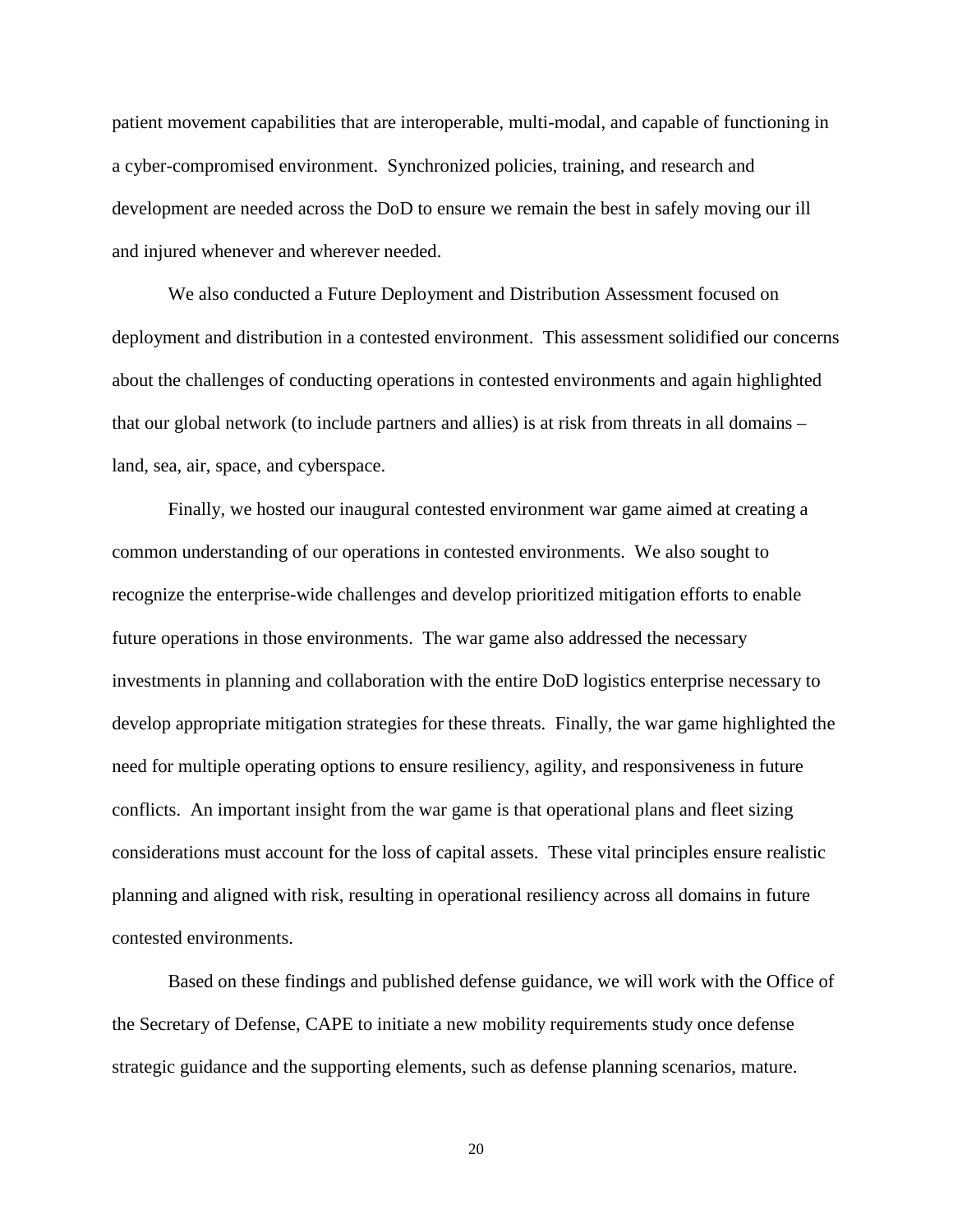patient movement capabilities that are interoperable, multi-modal, and capable of functioning in a cyber-compromised environment. Synchronized policies, training, and research and development are needed across the DoD to ensure we remain the best in safely moving our ill and injured whenever and wherever needed.

We also conducted a Future Deployment and Distribution Assessment focused on deployment and distribution in a contested environment. This assessment solidified our concerns about the challenges of conducting operations in contested environments and again highlighted that our global network (to include partners and allies) is at risk from threats in all domains – land, sea, air, space, and cyberspace.

Finally, we hosted our inaugural contested environment war game aimed at creating a common understanding of our operations in contested environments. We also sought to recognize the enterprise-wide challenges and develop prioritized mitigation efforts to enable future operations in those environments. The war game also addressed the necessary investments in planning and collaboration with the entire DoD logistics enterprise necessary to develop appropriate mitigation strategies for these threats. Finally, the war game highlighted the need for multiple operating options to ensure resiliency, agility, and responsiveness in future conflicts. An important insight from the war game is that operational plans and fleet sizing considerations must account for the loss of capital assets. These vital principles ensure realistic planning and aligned with risk, resulting in operational resiliency across all domains in future contested environments.

Based on these findings and published defense guidance, we will work with the Office of the Secretary of Defense, CAPE to initiate a new mobility requirements study once defense strategic guidance and the supporting elements, such as defense planning scenarios, mature.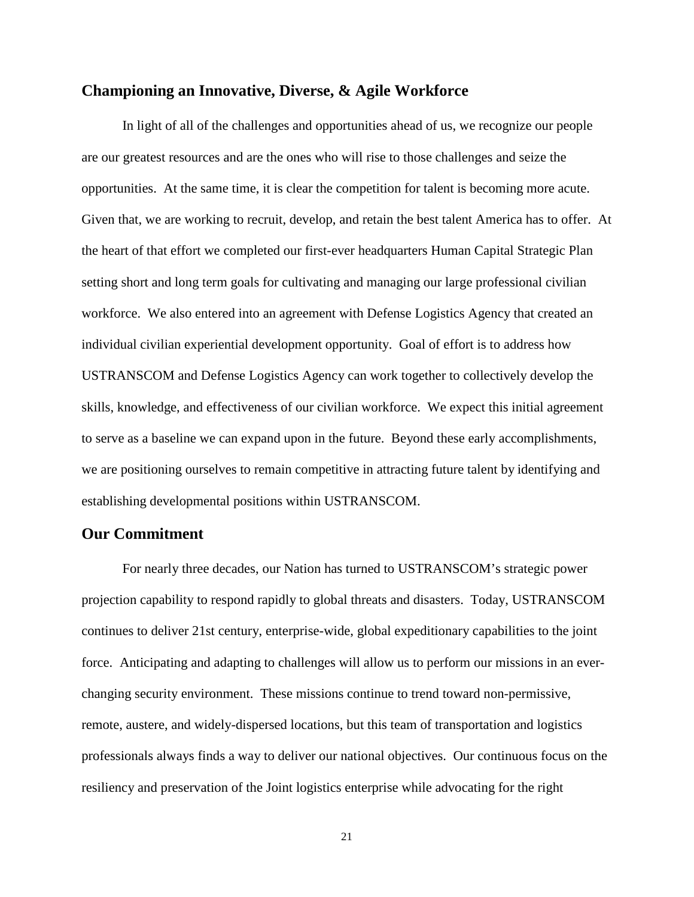## Championing an Innovative, Diverse, & Agile Workforce

In light of all of the challenges and opportunities ahead of us, we recognize our people are our greatest resources and are the ones who will rise to those challenges and seize the opportunities. At the same time, it is clear the competition for talent is becoming more acute. Given that, we are working to recruit, develop, and retain the best talent America has to offer. At the heart of that effort we completed our first-ever headquarters Human Capital Strategic Plan setting short and long term goals for cultivating and managing our large professional civilian workforce. We also entered into an agreement with Defense Logistics Agency that created an individual civilian experiential development opportunity. Goal of effort is to address how USTRANSCOM and Defense Logistics Agency can work together to collectively develop the skills, knowledge, and effectiveness of our civilian workforce. We expect this initial agreement to serve as a baseline we can expand upon in the future. Beyond these early accomplishments, we are positioning ourselves to remain competitive in attracting future talent by identifying and establishing developmental positions within USTRANSCOM.

## Our Commitment

For nearly three decades, our Nation has turned to USTRANSCOM's strategic power projection capability to respond rapidly to global threats and disasters. Today, USTRANSCOM continues to deliver 21st century, enterprise-wide, global expeditionary capabilities to the joint force. Anticipating and adapting to challenges will allow us to perform our missions in an ever-changing security environment. These missions continue to trend toward non-permissive, remote, austere, and widely-dispersed locations, but this team of transportation and logistics professionals always finds a way to deliver our national objectives. Our continuous focus on the resiliency and preservation of the Joint logistics enterprise while advocating for the right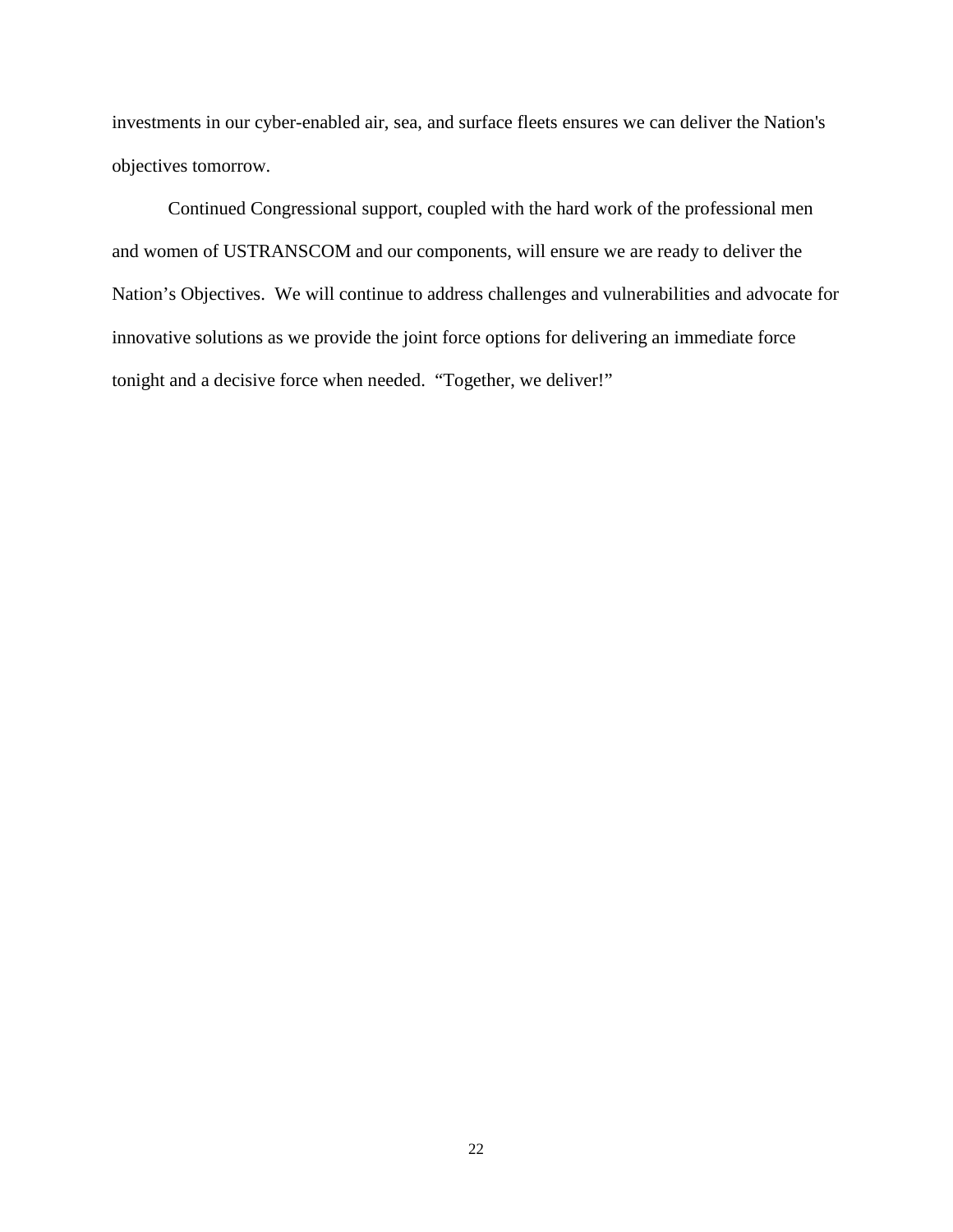investments in our cyber-enabled air, sea, and surface fleets ensures we can deliver the Nation's objectives tomorrow.

Continued Congressional support, coupled with the hard work of the professional men and women of USTRANSCOM and our components, will ensure we are ready to deliver the Nation’s Objectives. We will continue to address challenges and vulnerabilities and advocate for innovative solutions as we provide the joint force options for delivering an immediate force tonight and a decisive force when needed. “Together, we deliver!”